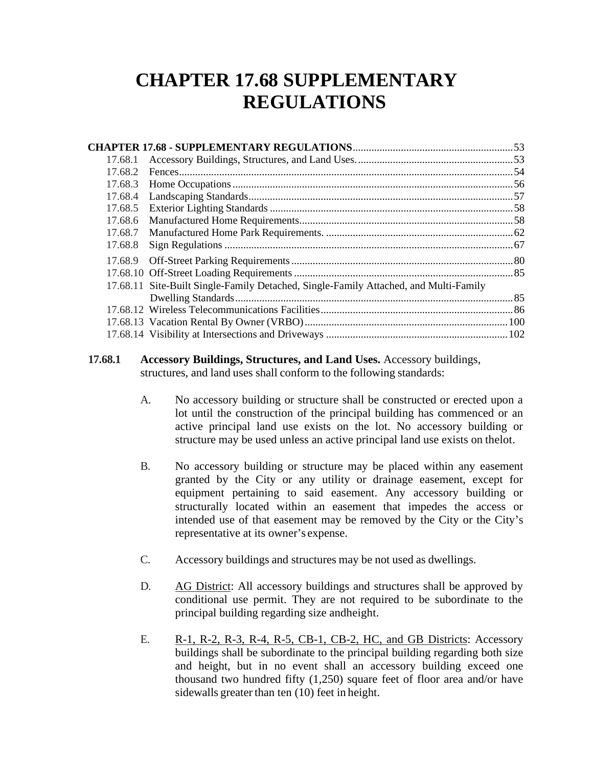# CHAPTER 17.68 SUPPLEMENTARY REGULATIONS

**CHAPTER 17.68 - SUPPLEMENTARY REGULATIONS**............................................................53
17.68.1 Accessory Buildings, Structures, and Land Uses...........................................................53
17.68.2 Fences.............................................................................................................................54
17.68.3 Home Occupations..........................................................................................................56
17.68.4 Landscaping Standards....................................................................................................57
17.68.5 Exterior Lighting Standards ...........................................................................................58
17.68.6 Manufactured Home Requirements................................................................................58
17.68.7 Manufactured Home Park Requirements. .......................................................................62
17.68.8 Sign Regulations ............................................................................................................67
17.68.9 Off-Street Parking Requirements ...................................................................................80
17.68.10 Off-Street Loading Requirements ..................................................................................85
17.68.11 Site-Built Single-Family Detached, Single-Family Attached, and Multi-Family Dwelling Standards........................................................................................................85
17.68.12 Wireless Telecommunications Facilities........................................................................86
17.68.13 Vacation Rental By Owner (VRBO)............................................................................100
17.68.14 Visibility at Intersections and Driveways ....................................................................102

**17.68.1 Accessory Buildings, Structures, and Land Uses.** Accessory buildings, structures, and land uses shall conform to the following standards:

A. No accessory building or structure shall be constructed or erected upon a lot until the construction of the principal building has commenced or an active principal land use exists on the lot. No accessory building or structure may be used unless an active principal land use exists on thelot.

B. No accessory building or structure may be placed within any easement granted by the City or any utility or drainage easement, except for equipment pertaining to said easement. Any accessory building or structurally located within an easement that impedes the access or intended use of that easement may be removed by the City or the City's representative at its owner's expense.

C. Accessory buildings and structures may be not used as dwellings.

D. AG District: All accessory buildings and structures shall be approved by conditional use permit. They are not required to be subordinate to the principal building regarding size andheight.

E. R-1, R-2, R-3, R-4, R-5, CB-1, CB-2, HC, and GB Districts: Accessory buildings shall be subordinate to the principal building regarding both size and height, but in no event shall an accessory building exceed one thousand two hundred fifty (1,250) square feet of floor area and/or have sidewalls greater than ten (10) feet in height.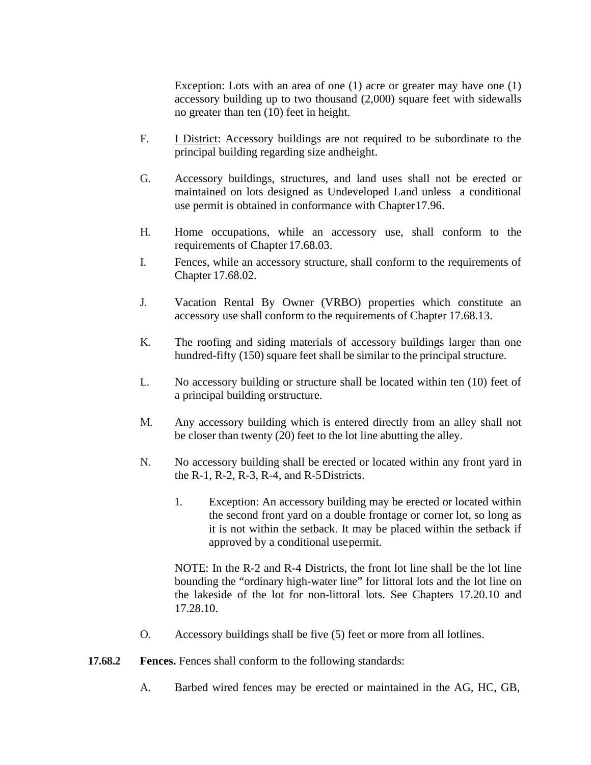Exception: Lots with an area of one (1) acre or greater may have one (1) accessory building up to two thousand (2,000) square feet with sidewalls no greater than ten (10) feet in height.

F. I District: Accessory buildings are not required to be subordinate to the principal building regarding size andheight.

G. Accessory buildings, structures, and land uses shall not be erected or maintained on lots designed as Undeveloped Land unless a conditional use permit is obtained in conformance with Chapter17.96.

H. Home occupations, while an accessory use, shall conform to the requirements of Chapter 17.68.03.

I. Fences, while an accessory structure, shall conform to the requirements of Chapter 17.68.02.

J. Vacation Rental By Owner (VRBO) properties which constitute an accessory use shall conform to the requirements of Chapter 17.68.13.

K. The roofing and siding materials of accessory buildings larger than one hundred-fifty (150) square feet shall be similar to the principal structure.

L. No accessory building or structure shall be located within ten (10) feet of a principal building orstructure.

M. Any accessory building which is entered directly from an alley shall not be closer than twenty (20) feet to the lot line abutting the alley.

N. No accessory building shall be erected or located within any front yard in the R-1, R-2, R-3, R-4, and R-5Districts.

1. Exception: An accessory building may be erected or located within the second front yard on a double frontage or corner lot, so long as it is not within the setback. It may be placed within the setback if approved by a conditional usepermit.

NOTE: In the R-2 and R-4 Districts, the front lot line shall be the lot line bounding the "ordinary high-water line" for littoral lots and the lot line on the lakeside of the lot for non-littoral lots. See Chapters 17.20.10 and 17.28.10.

O. Accessory buildings shall be five (5) feet or more from all lotlines.

**17.68.2 Fences.** Fences shall conform to the following standards:

A. Barbed wired fences may be erected or maintained in the AG, HC, GB,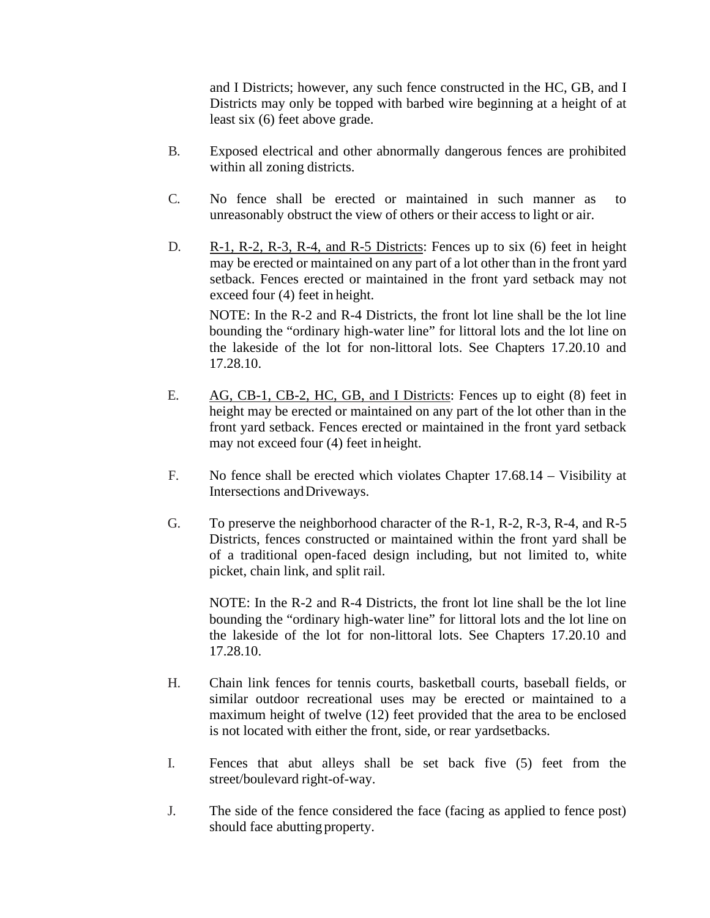and I Districts; however, any such fence constructed in the HC, GB, and I Districts may only be topped with barbed wire beginning at a height of at least six (6) feet above grade.

B. Exposed electrical and other abnormally dangerous fences are prohibited within all zoning districts.

C. No fence shall be erected or maintained in such manner as to unreasonably obstruct the view of others or their access to light or air.

D. <u>R-1, R-2, R-3, R-4, and R-5 Districts</u>: Fences up to six (6) feet in height may be erected or maintained on any part of a lot other than in the front yard setback. Fences erected or maintained in the front yard setback may not exceed four (4) feet in height.

   NOTE: In the R-2 and R-4 Districts, the front lot line shall be the lot line bounding the "ordinary high-water line" for littoral lots and the lot line on the lakeside of the lot for non-littoral lots. See Chapters 17.20.10 and 17.28.10.

E. <u>AG, CB-1, CB-2, HC, GB, and I Districts</u>: Fences up to eight (8) feet in height may be erected or maintained on any part of the lot other than in the front yard setback. Fences erected or maintained in the front yard setback may not exceed four (4) feet in height.

F. No fence shall be erected which violates Chapter 17.68.14 – Visibility at Intersections and Driveways.

G. To preserve the neighborhood character of the R-1, R-2, R-3, R-4, and R-5 Districts, fences constructed or maintained within the front yard shall be of a traditional open-faced design including, but not limited to, white picket, chain link, and split rail.

   NOTE: In the R-2 and R-4 Districts, the front lot line shall be the lot line bounding the "ordinary high-water line" for littoral lots and the lot line on the lakeside of the lot for non-littoral lots. See Chapters 17.20.10 and 17.28.10.

H. Chain link fences for tennis courts, basketball courts, baseball fields, or similar outdoor recreational uses may be erected or maintained to a maximum height of twelve (12) feet provided that the area to be enclosed is not located with either the front, side, or rear yardsetbacks.

I. Fences that abut alleys shall be set back five (5) feet from the street/boulevard right-of-way.

J. The side of the fence considered the face (facing as applied to fence post) should face abutting property.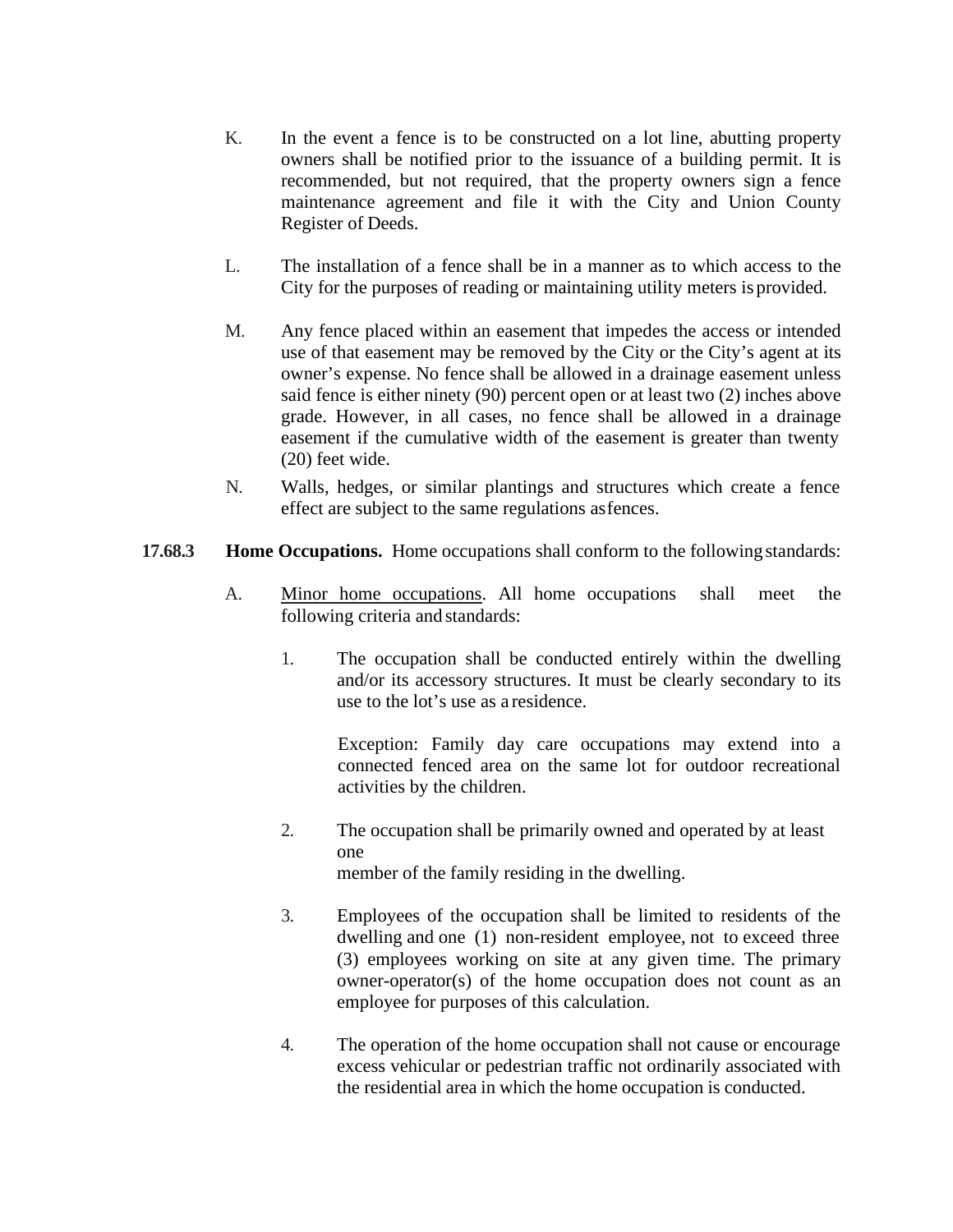K. In the event a fence is to be constructed on a lot line, abutting property owners shall be notified prior to the issuance of a building permit. It is recommended, but not required, that the property owners sign a fence maintenance agreement and file it with the City and Union County Register of Deeds.

L. The installation of a fence shall be in a manner as to which access to the City for the purposes of reading or maintaining utility meters is provided.

M. Any fence placed within an easement that impedes the access or intended use of that easement may be removed by the City or the City's agent at its owner's expense. No fence shall be allowed in a drainage easement unless said fence is either ninety (90) percent open or at least two (2) inches above grade. However, in all cases, no fence shall be allowed in a drainage easement if the cumulative width of the easement is greater than twenty (20) feet wide.

N. Walls, hedges, or similar plantings and structures which create a fence effect are subject to the same regulations as fences.

**17.68.3 Home Occupations.** Home occupations shall conform to the following standards:

A. Minor home occupations. All home occupations shall meet the following criteria and standards:

1. The occupation shall be conducted entirely within the dwelling and/or its accessory structures. It must be clearly secondary to its use to the lot's use as a residence.

   Exception: Family day care occupations may extend into a connected fenced area on the same lot for outdoor recreational activities by the children.

2. The occupation shall be primarily owned and operated by at least one member of the family residing in the dwelling.

3. Employees of the occupation shall be limited to residents of the dwelling and one (1) non-resident employee, not to exceed three (3) employees working on site at any given time. The primary owner-operator(s) of the home occupation does not count as an employee for purposes of this calculation.

4. The operation of the home occupation shall not cause or encourage excess vehicular or pedestrian traffic not ordinarily associated with the residential area in which the home occupation is conducted.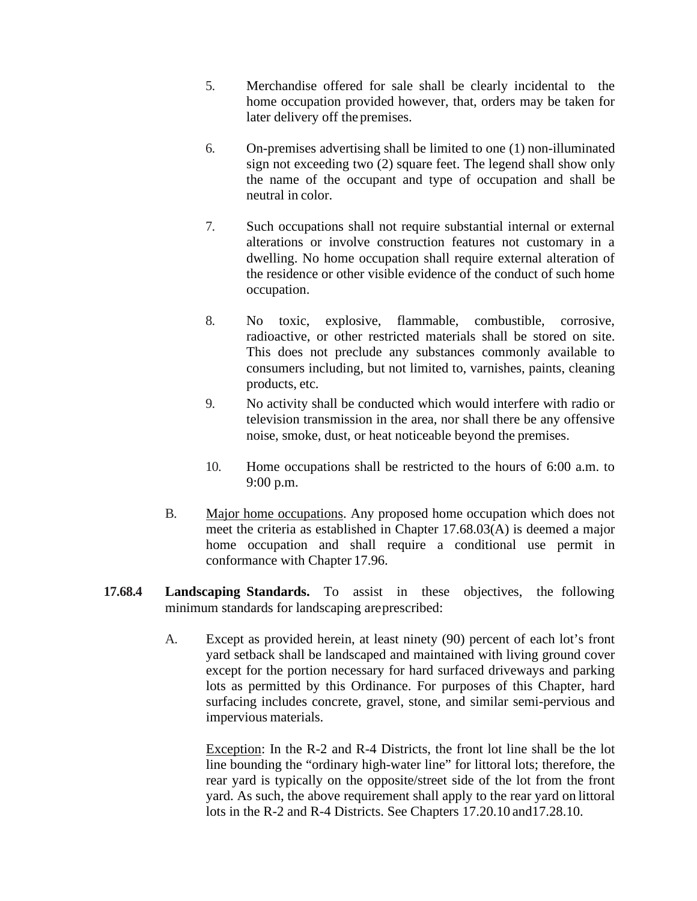5. Merchandise offered for sale shall be clearly incidental to the home occupation provided however, that, orders may be taken for later delivery off the premises.

6. On-premises advertising shall be limited to one (1) non-illuminated sign not exceeding two (2) square feet. The legend shall show only the name of the occupant and type of occupation and shall be neutral in color.

7. Such occupations shall not require substantial internal or external alterations or involve construction features not customary in a dwelling. No home occupation shall require external alteration of the residence or other visible evidence of the conduct of such home occupation.

8. No toxic, explosive, flammable, combustible, corrosive, radioactive, or other restricted materials shall be stored on site. This does not preclude any substances commonly available to consumers including, but not limited to, varnishes, paints, cleaning products, etc.

9. No activity shall be conducted which would interfere with radio or television transmission in the area, nor shall there be any offensive noise, smoke, dust, or heat noticeable beyond the premises.

10. Home occupations shall be restricted to the hours of 6:00 a.m. to 9:00 p.m.

B. Major home occupations. Any proposed home occupation which does not meet the criteria as established in Chapter 17.68.03(A) is deemed a major home occupation and shall require a conditional use permit in conformance with Chapter 17.96.

**17.68.4 Landscaping Standards.** To assist in these objectives, the following minimum standards for landscaping are prescribed:

A. Except as provided herein, at least ninety (90) percent of each lot's front yard setback shall be landscaped and maintained with living ground cover except for the portion necessary for hard surfaced driveways and parking lots as permitted by this Ordinance. For purposes of this Chapter, hard surfacing includes concrete, gravel, stone, and similar semi-pervious and impervious materials.

Exception: In the R-2 and R-4 Districts, the front lot line shall be the lot line bounding the "ordinary high-water line" for littoral lots; therefore, the rear yard is typically on the opposite/street side of the lot from the front yard. As such, the above requirement shall apply to the rear yard on littoral lots in the R-2 and R-4 Districts. See Chapters 17.20.10 and17.28.10.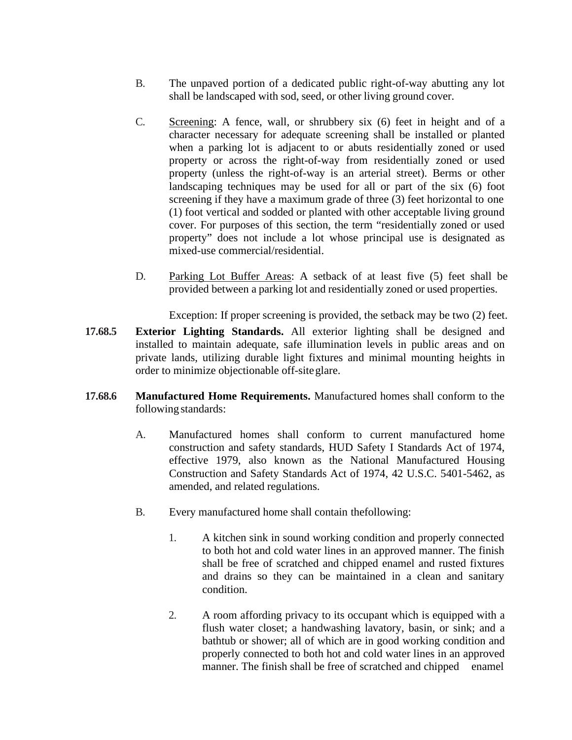B. The unpaved portion of a dedicated public right-of-way abutting any lot shall be landscaped with sod, seed, or other living ground cover.

C. Screening: A fence, wall, or shrubbery six (6) feet in height and of a character necessary for adequate screening shall be installed or planted when a parking lot is adjacent to or abuts residentially zoned or used property or across the right-of-way from residentially zoned or used property (unless the right-of-way is an arterial street). Berms or other landscaping techniques may be used for all or part of the six (6) foot screening if they have a maximum grade of three (3) feet horizontal to one (1) foot vertical and sodded or planted with other acceptable living ground cover. For purposes of this section, the term "residentially zoned or used property" does not include a lot whose principal use is designated as mixed-use commercial/residential.

D. Parking Lot Buffer Areas: A setback of at least five (5) feet shall be provided between a parking lot and residentially zoned or used properties.

Exception: If proper screening is provided, the setback may be two (2) feet.

**17.68.5 Exterior Lighting Standards.** All exterior lighting shall be designed and installed to maintain adequate, safe illumination levels in public areas and on private lands, utilizing durable light fixtures and minimal mounting heights in order to minimize objectionable off-site glare.

**17.68.6 Manufactured Home Requirements.** Manufactured homes shall conform to the following standards:

A. Manufactured homes shall conform to current manufactured home construction and safety standards, HUD Safety I Standards Act of 1974, effective 1979, also known as the National Manufactured Housing Construction and Safety Standards Act of 1974, 42 U.S.C. 5401-5462, as amended, and related regulations.

B. Every manufactured home shall contain the following:

1. A kitchen sink in sound working condition and properly connected to both hot and cold water lines in an approved manner. The finish shall be free of scratched and chipped enamel and rusted fixtures and drains so they can be maintained in a clean and sanitary condition.

2. A room affording privacy to its occupant which is equipped with a flush water closet; a handwashing lavatory, basin, or sink; and a bathtub or shower; all of which are in good working condition and properly connected to both hot and cold water lines in an approved manner. The finish shall be free of scratched and chipped enamel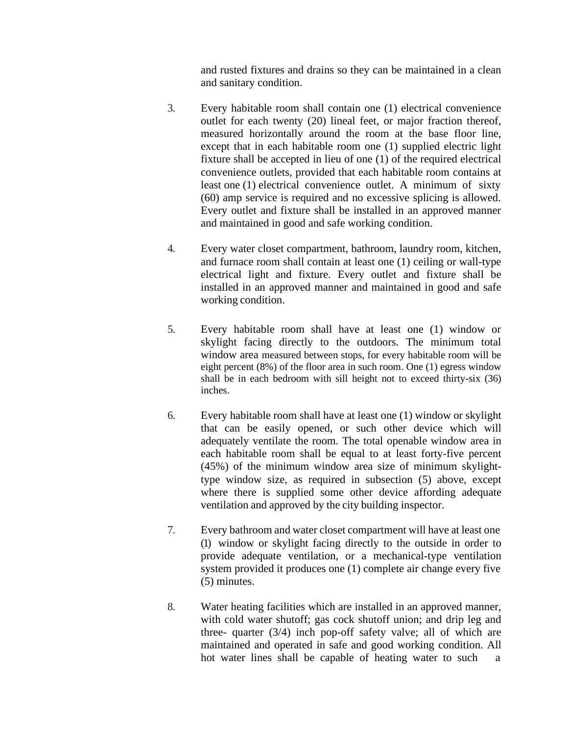and rusted fixtures and drains so they can be maintained in a clean and sanitary condition.

3. Every habitable room shall contain one (1) electrical convenience outlet for each twenty (20) lineal feet, or major fraction thereof, measured horizontally around the room at the base floor line, except that in each habitable room one (1) supplied electric light fixture shall be accepted in lieu of one (1) of the required electrical convenience outlets, provided that each habitable room contains at least one (1) electrical convenience outlet. A minimum of sixty (60) amp service is required and no excessive splicing is allowed. Every outlet and fixture shall be installed in an approved manner and maintained in good and safe working condition.

4. Every water closet compartment, bathroom, laundry room, kitchen, and furnace room shall contain at least one (1) ceiling or wall-type electrical light and fixture. Every outlet and fixture shall be installed in an approved manner and maintained in good and safe working condition.

5. Every habitable room shall have at least one (1) window or skylight facing directly to the outdoors. The minimum total window area measured between stops, for every habitable room will be eight percent (8%) of the floor area in such room. One (1) egress window shall be in each bedroom with sill height not to exceed thirty-six (36) inches.

6. Every habitable room shall have at least one (1) window or skylight that can be easily opened, or such other device which will adequately ventilate the room. The total openable window area in each habitable room shall be equal to at least forty-five percent (45%) of the minimum window area size of minimum skylight-type window size, as required in subsection (5) above, except where there is supplied some other device affording adequate ventilation and approved by the city building inspector.

7. Every bathroom and water closet compartment will have at least one (1) window or skylight facing directly to the outside in order to provide adequate ventilation, or a mechanical-type ventilation system provided it produces one (1) complete air change every five (5) minutes.

8. Water heating facilities which are installed in an approved manner, with cold water shutoff; gas cock shutoff union; and drip leg and three- quarter (3/4) inch pop-off safety valve; all of which are maintained and operated in safe and good working condition. All hot water lines shall be capable of heating water to such a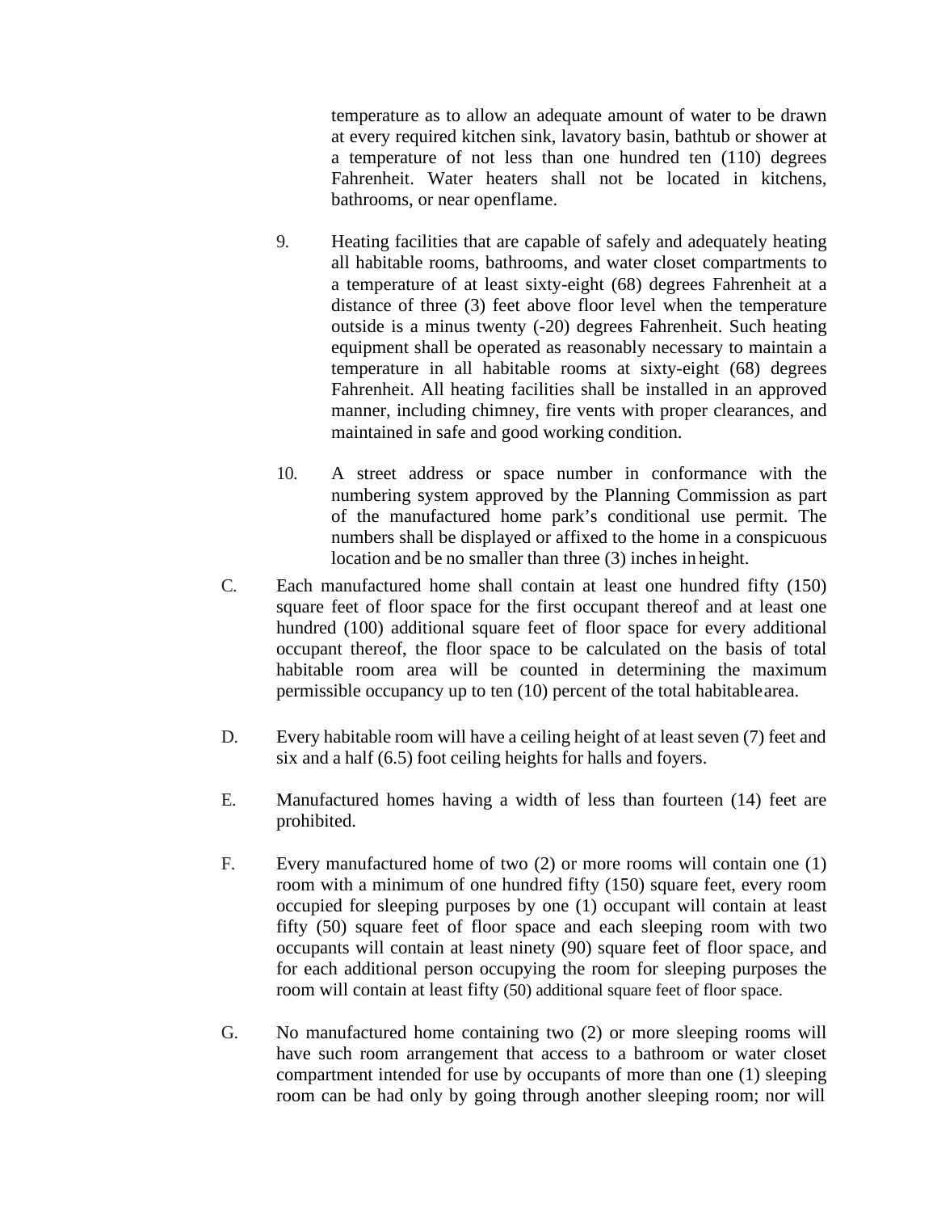temperature as to allow an adequate amount of water to be drawn at every required kitchen sink, lavatory basin, bathtub or shower at a temperature of not less than one hundred ten (110) degrees Fahrenheit. Water heaters shall not be located in kitchens, bathrooms, or near openflame.

9. Heating facilities that are capable of safely and adequately heating all habitable rooms, bathrooms, and water closet compartments to a temperature of at least sixty-eight (68) degrees Fahrenheit at a distance of three (3) feet above floor level when the temperature outside is a minus twenty (-20) degrees Fahrenheit. Such heating equipment shall be operated as reasonably necessary to maintain a temperature in all habitable rooms at sixty-eight (68) degrees Fahrenheit. All heating facilities shall be installed in an approved manner, including chimney, fire vents with proper clearances, and maintained in safe and good working condition.

10. A street address or space number in conformance with the numbering system approved by the Planning Commission as part of the manufactured home park's conditional use permit. The numbers shall be displayed or affixed to the home in a conspicuous location and be no smaller than three (3) inches in height.

C. Each manufactured home shall contain at least one hundred fifty (150) square feet of floor space for the first occupant thereof and at least one hundred (100) additional square feet of floor space for every additional occupant thereof, the floor space to be calculated on the basis of total habitable room area will be counted in determining the maximum permissible occupancy up to ten (10) percent of the total habitable area.

D. Every habitable room will have a ceiling height of at least seven (7) feet and six and a half (6.5) foot ceiling heights for halls and foyers.

E. Manufactured homes having a width of less than fourteen (14) feet are prohibited.

F. Every manufactured home of two (2) or more rooms will contain one (1) room with a minimum of one hundred fifty (150) square feet, every room occupied for sleeping purposes by one (1) occupant will contain at least fifty (50) square feet of floor space and each sleeping room with two occupants will contain at least ninety (90) square feet of floor space, and for each additional person occupying the room for sleeping purposes the room will contain at least fifty (50) additional square feet of floor space.

G. No manufactured home containing two (2) or more sleeping rooms will have such room arrangement that access to a bathroom or water closet compartment intended for use by occupants of more than one (1) sleeping room can be had only by going through another sleeping room; nor will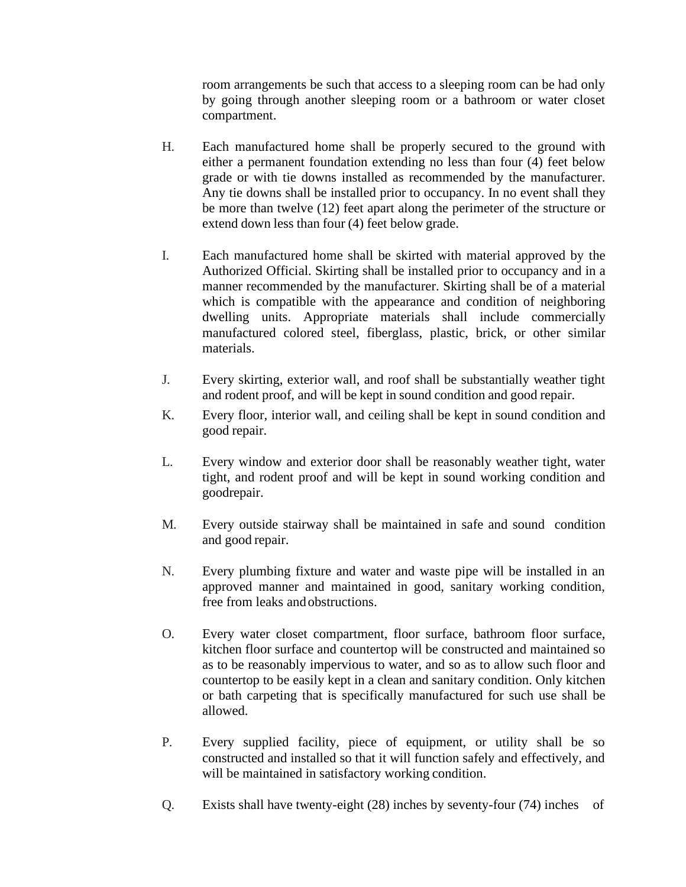room arrangements be such that access to a sleeping room can be had only by going through another sleeping room or a bathroom or water closet compartment.

H. Each manufactured home shall be properly secured to the ground with either a permanent foundation extending no less than four (4) feet below grade or with tie downs installed as recommended by the manufacturer. Any tie downs shall be installed prior to occupancy. In no event shall they be more than twelve (12) feet apart along the perimeter of the structure or extend down less than four (4) feet below grade.

I. Each manufactured home shall be skirted with material approved by the Authorized Official. Skirting shall be installed prior to occupancy and in a manner recommended by the manufacturer. Skirting shall be of a material which is compatible with the appearance and condition of neighboring dwelling units. Appropriate materials shall include commercially manufactured colored steel, fiberglass, plastic, brick, or other similar materials.

J. Every skirting, exterior wall, and roof shall be substantially weather tight and rodent proof, and will be kept in sound condition and good repair.

K. Every floor, interior wall, and ceiling shall be kept in sound condition and good repair.

L. Every window and exterior door shall be reasonably weather tight, water tight, and rodent proof and will be kept in sound working condition and goodrepair.

M. Every outside stairway shall be maintained in safe and sound condition and good repair.

N. Every plumbing fixture and water and waste pipe will be installed in an approved manner and maintained in good, sanitary working condition, free from leaks andobstructions.

O. Every water closet compartment, floor surface, bathroom floor surface, kitchen floor surface and countertop will be constructed and maintained so as to be reasonably impervious to water, and so as to allow such floor and countertop to be easily kept in a clean and sanitary condition. Only kitchen or bath carpeting that is specifically manufactured for such use shall be allowed.

P. Every supplied facility, piece of equipment, or utility shall be so constructed and installed so that it will function safely and effectively, and will be maintained in satisfactory working condition.

Q. Exists shall have twenty-eight (28) inches by seventy-four (74) inches of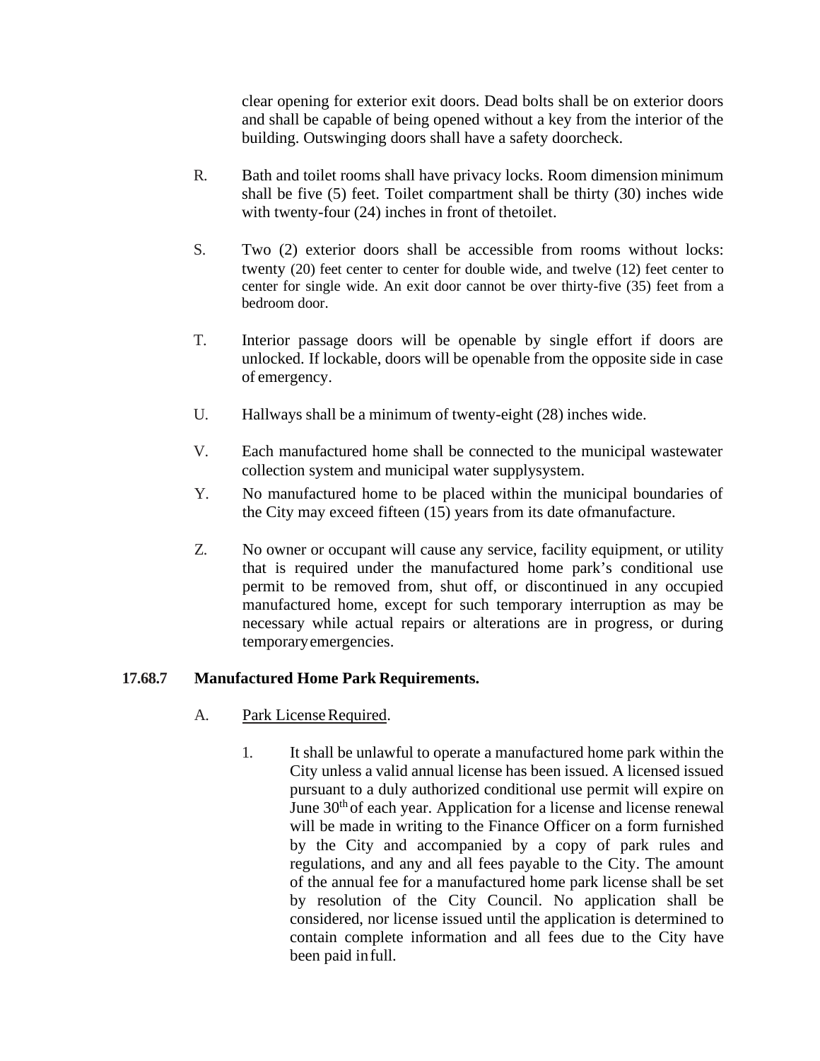clear opening for exterior exit doors. Dead bolts shall be on exterior doors and shall be capable of being opened without a key from the interior of the building. Outswinging doors shall have a safety doorcheck.

R. Bath and toilet rooms shall have privacy locks. Room dimension minimum shall be five (5) feet. Toilet compartment shall be thirty (30) inches wide with twenty-four (24) inches in front of thetoilet.

S. Two (2) exterior doors shall be accessible from rooms without locks: twenty (20) feet center to center for double wide, and twelve (12) feet center to center for single wide. An exit door cannot be over thirty-five (35) feet from a bedroom door.

T. Interior passage doors will be openable by single effort if doors are unlocked. If lockable, doors will be openable from the opposite side in case of emergency.

U. Hallways shall be a minimum of twenty-eight (28) inches wide.

V. Each manufactured home shall be connected to the municipal wastewater collection system and municipal water supplysystem.

Y. No manufactured home to be placed within the municipal boundaries of the City may exceed fifteen (15) years from its date ofmanufacture.

Z. No owner or occupant will cause any service, facility equipment, or utility that is required under the manufactured home park's conditional use permit to be removed from, shut off, or discontinued in any occupied manufactured home, except for such temporary interruption as may be necessary while actual repairs or alterations are in progress, or during temporaryemergencies.

**17.68.7 Manufactured Home Park Requirements.**

A. Park License Required.

1. It shall be unlawful to operate a manufactured home park within the City unless a valid annual license has been issued. A licensed issued pursuant to a duly authorized conditional use permit will expire on June 30th of each year. Application for a license and license renewal will be made in writing to the Finance Officer on a form furnished by the City and accompanied by a copy of park rules and regulations, and any and all fees payable to the City. The amount of the annual fee for a manufactured home park license shall be set by resolution of the City Council. No application shall be considered, nor license issued until the application is determined to contain complete information and all fees due to the City have been paid infull.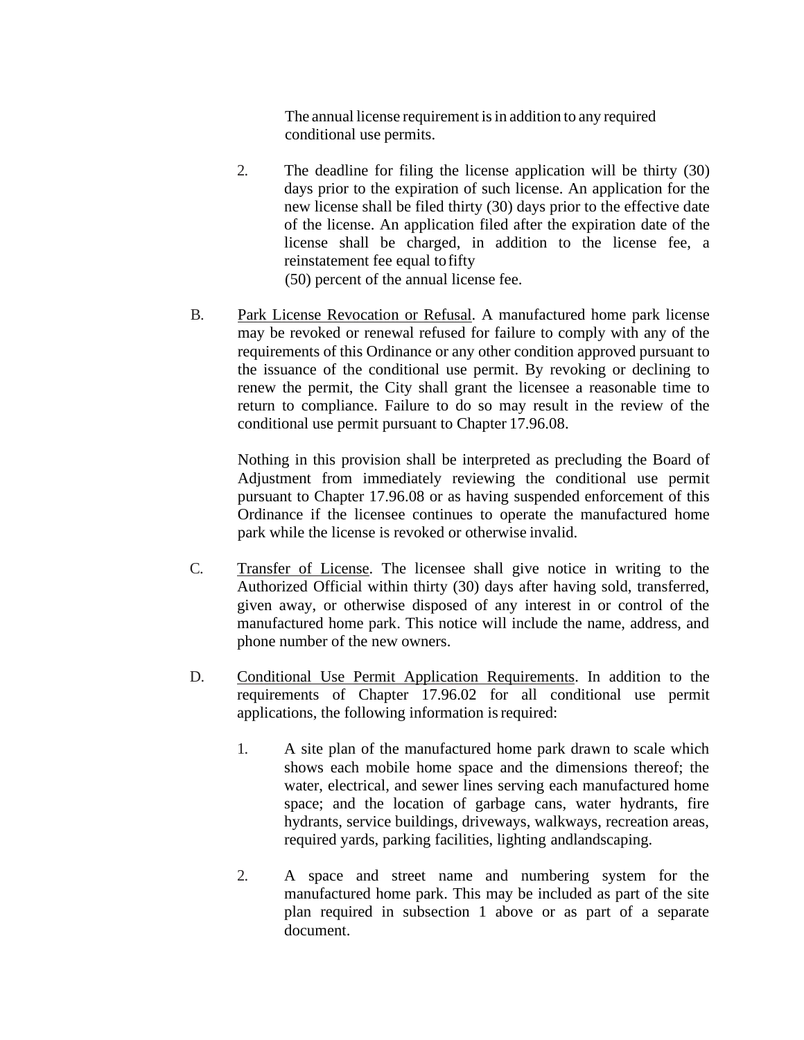The annual license requirement is in addition to any required conditional use permits.

2. The deadline for filing the license application will be thirty (30) days prior to the expiration of such license. An application for the new license shall be filed thirty (30) days prior to the effective date of the license. An application filed after the expiration date of the license shall be charged, in addition to the license fee, a reinstatement fee equal to fifty (50) percent of the annual license fee.

B. Park License Revocation or Refusal. A manufactured home park license may be revoked or renewal refused for failure to comply with any of the requirements of this Ordinance or any other condition approved pursuant to the issuance of the conditional use permit. By revoking or declining to renew the permit, the City shall grant the licensee a reasonable time to return to compliance. Failure to do so may result in the review of the conditional use permit pursuant to Chapter 17.96.08.

   Nothing in this provision shall be interpreted as precluding the Board of Adjustment from immediately reviewing the conditional use permit pursuant to Chapter 17.96.08 or as having suspended enforcement of this Ordinance if the licensee continues to operate the manufactured home park while the license is revoked or otherwise invalid.

C. Transfer of License. The licensee shall give notice in writing to the Authorized Official within thirty (30) days after having sold, transferred, given away, or otherwise disposed of any interest in or control of the manufactured home park. This notice will include the name, address, and phone number of the new owners.

D. Conditional Use Permit Application Requirements. In addition to the requirements of Chapter 17.96.02 for all conditional use permit applications, the following information is required:

   1. A site plan of the manufactured home park drawn to scale which shows each mobile home space and the dimensions thereof; the water, electrical, and sewer lines serving each manufactured home space; and the location of garbage cans, water hydrants, fire hydrants, service buildings, driveways, walkways, recreation areas, required yards, parking facilities, lighting and landscaping.

   2. A space and street name and numbering system for the manufactured home park. This may be included as part of the site plan required in subsection 1 above or as part of a separate document.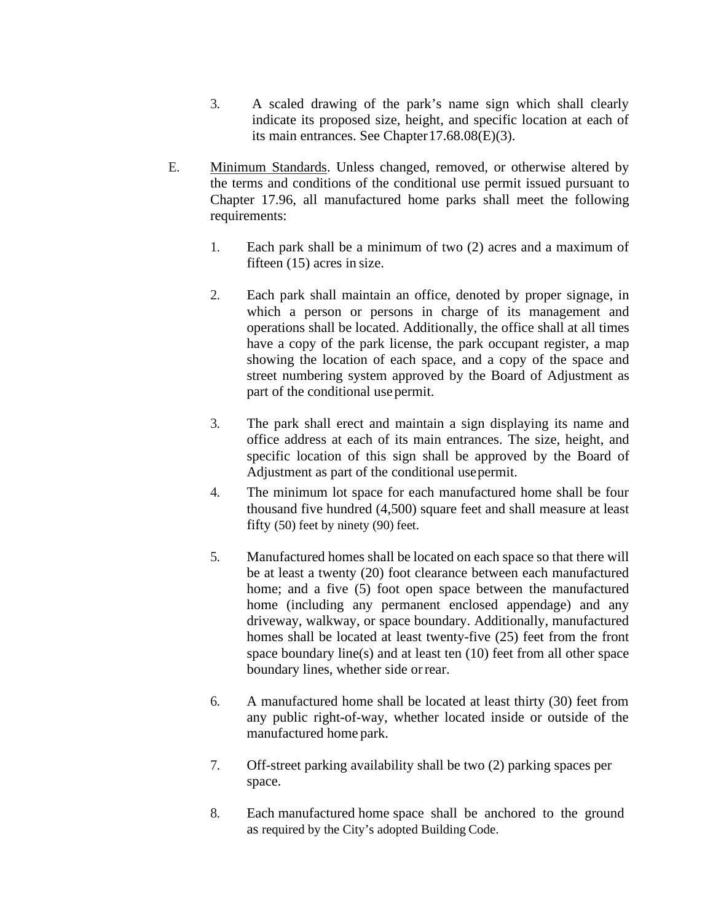3. A scaled drawing of the park's name sign which shall clearly indicate its proposed size, height, and specific location at each of its main entrances. See Chapter 17.68.08(E)(3).

E. Minimum Standards. Unless changed, removed, or otherwise altered by the terms and conditions of the conditional use permit issued pursuant to Chapter 17.96, all manufactured home parks shall meet the following requirements:

1. Each park shall be a minimum of two (2) acres and a maximum of fifteen (15) acres in size.

2. Each park shall maintain an office, denoted by proper signage, in which a person or persons in charge of its management and operations shall be located. Additionally, the office shall at all times have a copy of the park license, the park occupant register, a map showing the location of each space, and a copy of the space and street numbering system approved by the Board of Adjustment as part of the conditional use permit.

3. The park shall erect and maintain a sign displaying its name and office address at each of its main entrances. The size, height, and specific location of this sign shall be approved by the Board of Adjustment as part of the conditional use permit.

4. The minimum lot space for each manufactured home shall be four thousand five hundred (4,500) square feet and shall measure at least fifty (50) feet by ninety (90) feet.

5. Manufactured homes shall be located on each space so that there will be at least a twenty (20) foot clearance between each manufactured home; and a five (5) foot open space between the manufactured home (including any permanent enclosed appendage) and any driveway, walkway, or space boundary. Additionally, manufactured homes shall be located at least twenty-five (25) feet from the front space boundary line(s) and at least ten (10) feet from all other space boundary lines, whether side or rear.

6. A manufactured home shall be located at least thirty (30) feet from any public right-of-way, whether located inside or outside of the manufactured home park.

7. Off-street parking availability shall be two (2) parking spaces per space.

8. Each manufactured home space shall be anchored to the ground as required by the City's adopted Building Code.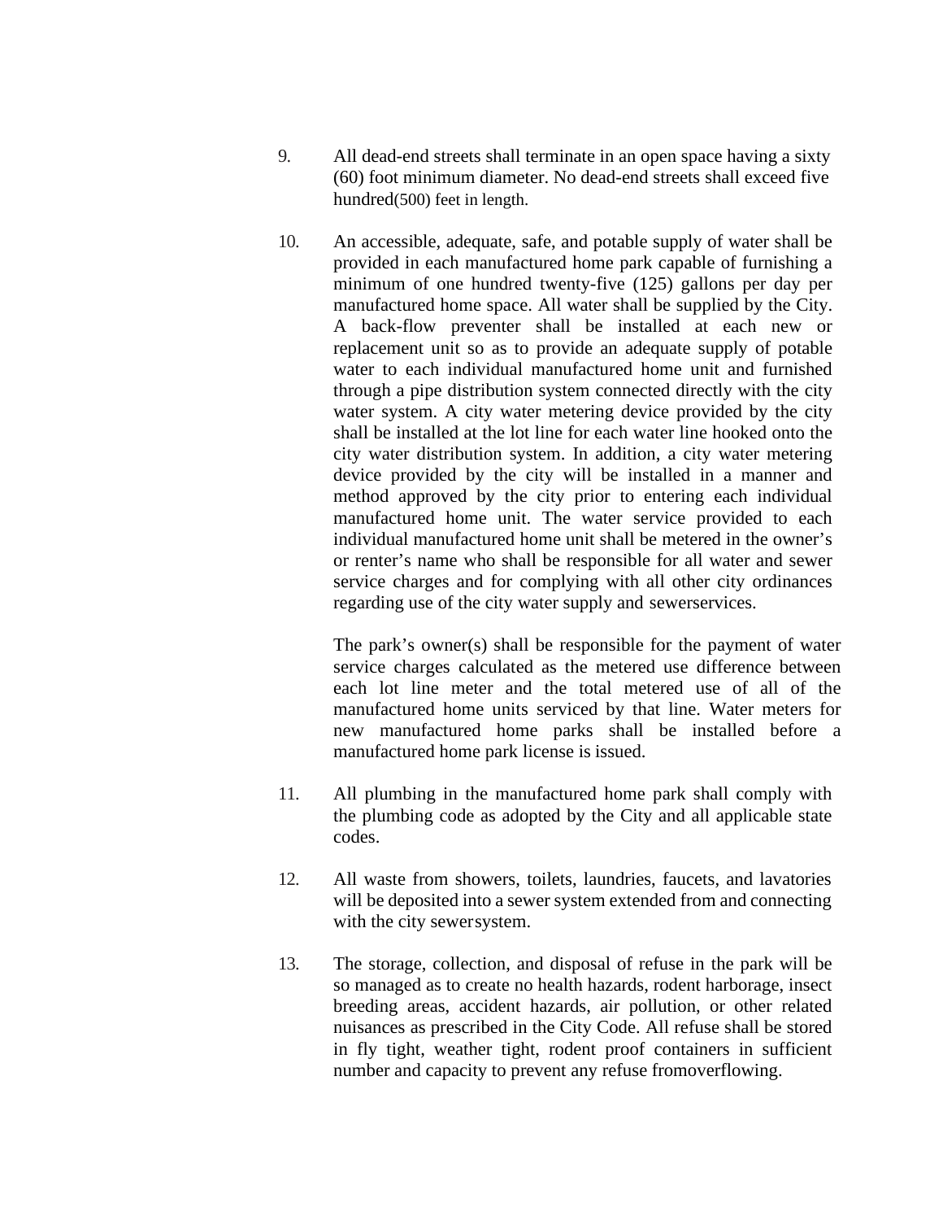9. All dead-end streets shall terminate in an open space having a sixty (60) foot minimum diameter. No dead-end streets shall exceed five hundred(500) feet in length.

10. An accessible, adequate, safe, and potable supply of water shall be provided in each manufactured home park capable of furnishing a minimum of one hundred twenty-five (125) gallons per day per manufactured home space. All water shall be supplied by the City. A back-flow preventer shall be installed at each new or replacement unit so as to provide an adequate supply of potable water to each individual manufactured home unit and furnished through a pipe distribution system connected directly with the city water system. A city water metering device provided by the city shall be installed at the lot line for each water line hooked onto the city water distribution system. In addition, a city water metering device provided by the city will be installed in a manner and method approved by the city prior to entering each individual manufactured home unit. The water service provided to each individual manufactured home unit shall be metered in the owner's or renter's name who shall be responsible for all water and sewer service charges and for complying with all other city ordinances regarding use of the city water supply and sewerservices.

    The park's owner(s) shall be responsible for the payment of water service charges calculated as the metered use difference between each lot line meter and the total metered use of all of the manufactured home units serviced by that line. Water meters for new manufactured home parks shall be installed before a manufactured home park license is issued.

11. All plumbing in the manufactured home park shall comply with the plumbing code as adopted by the City and all applicable state codes.

12. All waste from showers, toilets, laundries, faucets, and lavatories will be deposited into a sewer system extended from and connecting with the city sewersystem.

13. The storage, collection, and disposal of refuse in the park will be so managed as to create no health hazards, rodent harborage, insect breeding areas, accident hazards, air pollution, or other related nuisances as prescribed in the City Code. All refuse shall be stored in fly tight, weather tight, rodent proof containers in sufficient number and capacity to prevent any refuse fromoverflowing.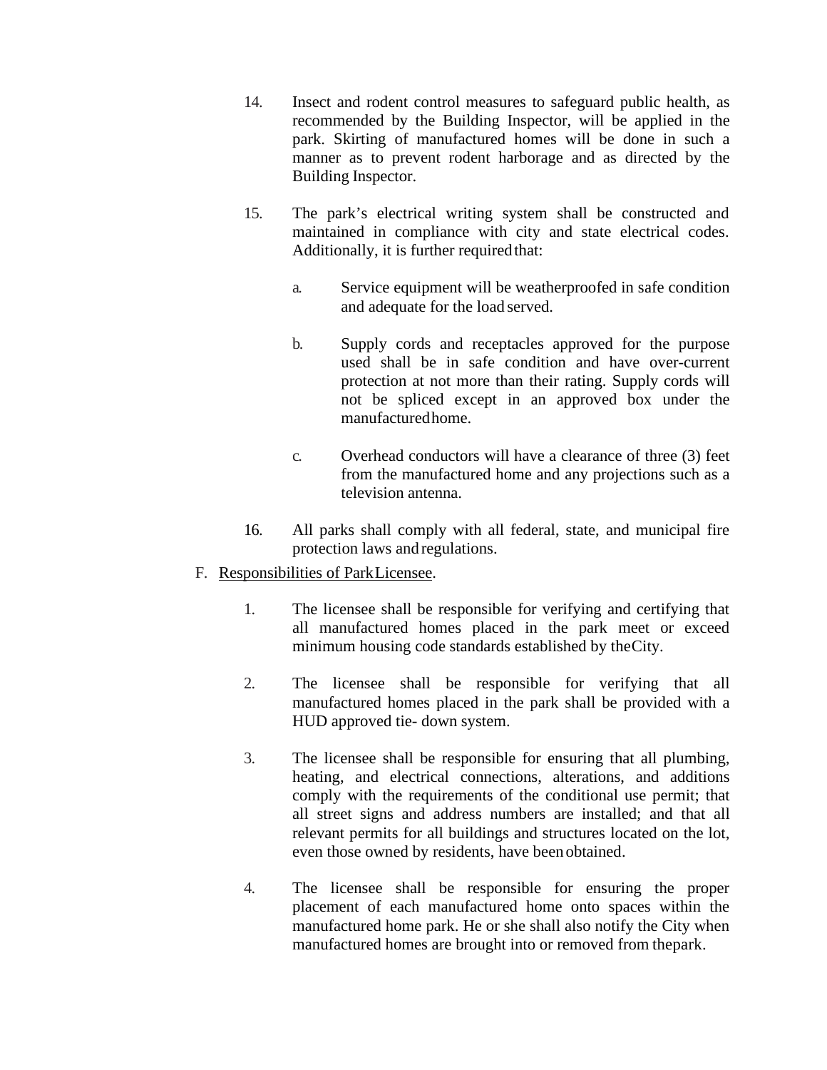14. Insect and rodent control measures to safeguard public health, as recommended by the Building Inspector, will be applied in the park. Skirting of manufactured homes will be done in such a manner as to prevent rodent harborage and as directed by the Building Inspector.

15. The park's electrical writing system shall be constructed and maintained in compliance with city and state electrical codes. Additionally, it is further required that:

    a. Service equipment will be weatherproofed in safe condition and adequate for the load served.

    b. Supply cords and receptacles approved for the purpose used shall be in safe condition and have over-current protection at not more than their rating. Supply cords will not be spliced except in an approved box under the manufactured home.

    c. Overhead conductors will have a clearance of three (3) feet from the manufactured home and any projections such as a television antenna.

16. All parks shall comply with all federal, state, and municipal fire protection laws and regulations.

F. <u>Responsibilities of Park Licensee</u>.

1. The licensee shall be responsible for verifying and certifying that all manufactured homes placed in the park meet or exceed minimum housing code standards established by the City.

2. The licensee shall be responsible for verifying that all manufactured homes placed in the park shall be provided with a HUD approved tie- down system.

3. The licensee shall be responsible for ensuring that all plumbing, heating, and electrical connections, alterations, and additions comply with the requirements of the conditional use permit; that all street signs and address numbers are installed; and that all relevant permits for all buildings and structures located on the lot, even those owned by residents, have been obtained.

4. The licensee shall be responsible for ensuring the proper placement of each manufactured home onto spaces within the manufactured home park. He or she shall also notify the City when manufactured homes are brought into or removed from the park.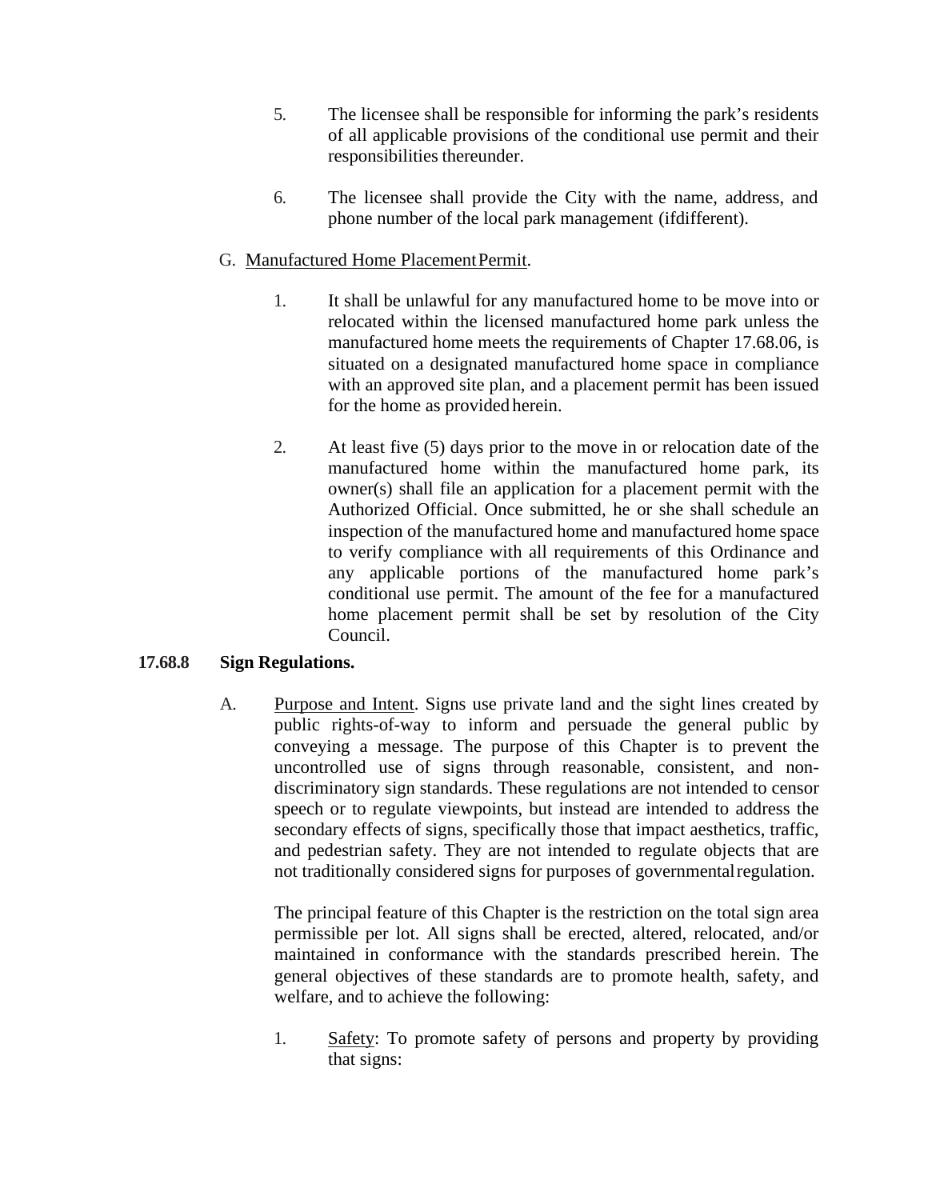5. The licensee shall be responsible for informing the park's residents of all applicable provisions of the conditional use permit and their responsibilities thereunder.

6. The licensee shall provide the City with the name, address, and phone number of the local park management (ifdifferent).

G. Manufactured Home Placement Permit.

1. It shall be unlawful for any manufactured home to be move into or relocated within the licensed manufactured home park unless the manufactured home meets the requirements of Chapter 17.68.06, is situated on a designated manufactured home space in compliance with an approved site plan, and a placement permit has been issued for the home as provided herein.

2. At least five (5) days prior to the move in or relocation date of the manufactured home within the manufactured home park, its owner(s) shall file an application for a placement permit with the Authorized Official. Once submitted, he or she shall schedule an inspection of the manufactured home and manufactured home space to verify compliance with all requirements of this Ordinance and any applicable portions of the manufactured home park's conditional use permit. The amount of the fee for a manufactured home placement permit shall be set by resolution of the City Council.

**17.68.8 Sign Regulations.**

A. Purpose and Intent. Signs use private land and the sight lines created by public rights-of-way to inform and persuade the general public by conveying a message. The purpose of this Chapter is to prevent the uncontrolled use of signs through reasonable, consistent, and non-discriminatory sign standards. These regulations are not intended to censor speech or to regulate viewpoints, but instead are intended to address the secondary effects of signs, specifically those that impact aesthetics, traffic, and pedestrian safety. They are not intended to regulate objects that are not traditionally considered signs for purposes of governmental regulation.

The principal feature of this Chapter is the restriction on the total sign area permissible per lot. All signs shall be erected, altered, relocated, and/or maintained in conformance with the standards prescribed herein. The general objectives of these standards are to promote health, safety, and welfare, and to achieve the following:

1. Safety: To promote safety of persons and property by providing that signs: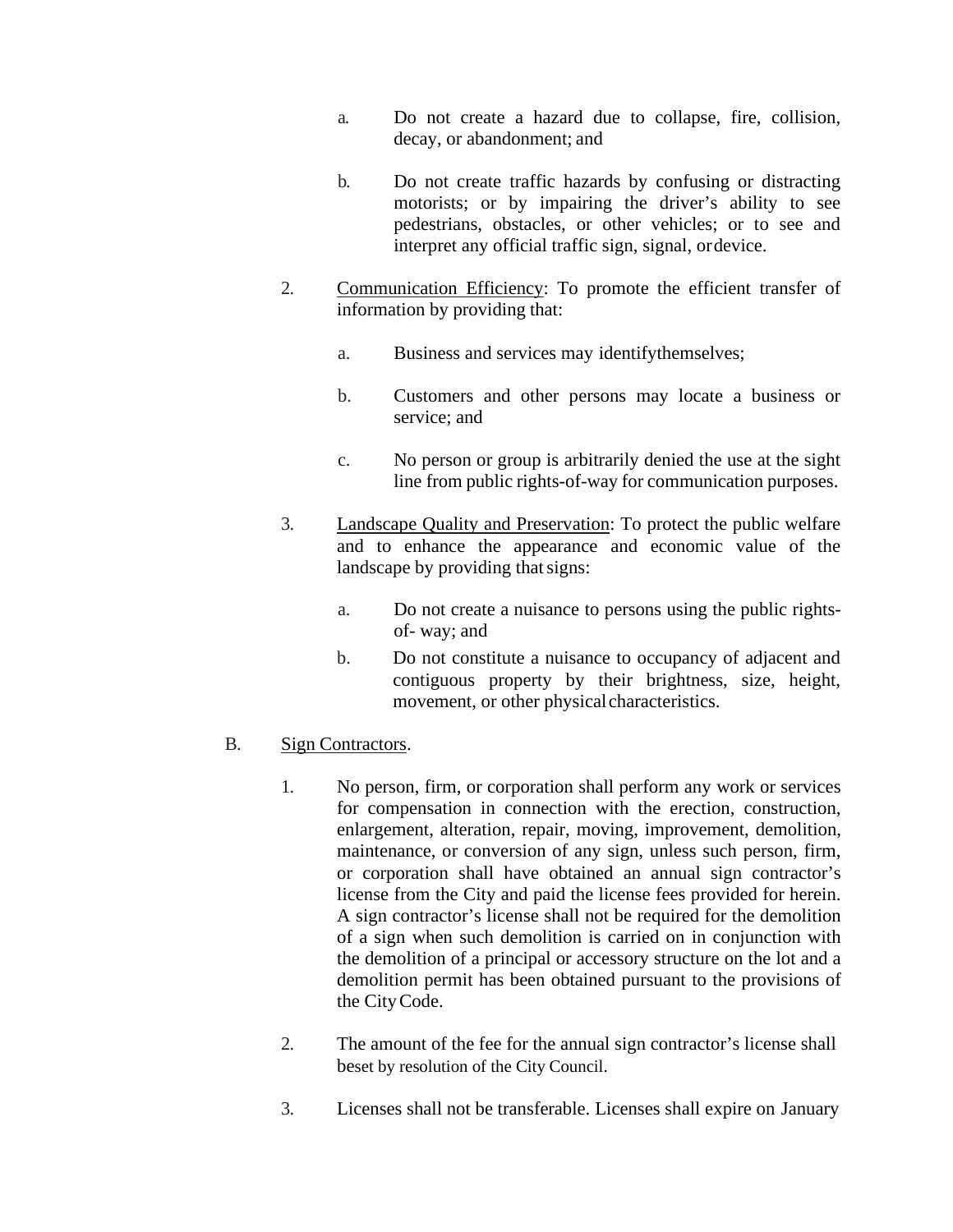a. Do not create a hazard due to collapse, fire, collision, decay, or abandonment; and

b. Do not create traffic hazards by confusing or distracting motorists; or by impairing the driver's ability to see pedestrians, obstacles, or other vehicles; or to see and interpret any official traffic sign, signal, ordevice.

2. <u>Communication Efficiency</u>: To promote the efficient transfer of information by providing that:

   a. Business and services may identifythemselves;

   b. Customers and other persons may locate a business or service; and

   c. No person or group is arbitrarily denied the use at the sight line from public rights-of-way for communication purposes.

3. <u>Landscape Quality and Preservation</u>: To protect the public welfare and to enhance the appearance and economic value of the landscape by providing that signs:

   a. Do not create a nuisance to persons using the public rights-of- way; and

   b. Do not constitute a nuisance to occupancy of adjacent and contiguous property by their brightness, size, height, movement, or other physicalcharacteristics.

B. <u>Sign Contractors</u>.

1. No person, firm, or corporation shall perform any work or services for compensation in connection with the erection, construction, enlargement, alteration, repair, moving, improvement, demolition, maintenance, or conversion of any sign, unless such person, firm, or corporation shall have obtained an annual sign contractor's license from the City and paid the license fees provided for herein. A sign contractor's license shall not be required for the demolition of a sign when such demolition is carried on in conjunction with the demolition of a principal or accessory structure on the lot and a demolition permit has been obtained pursuant to the provisions of the CityCode.

2. The amount of the fee for the annual sign contractor's license shall beset by resolution of the City Council.

3. Licenses shall not be transferable. Licenses shall expire on January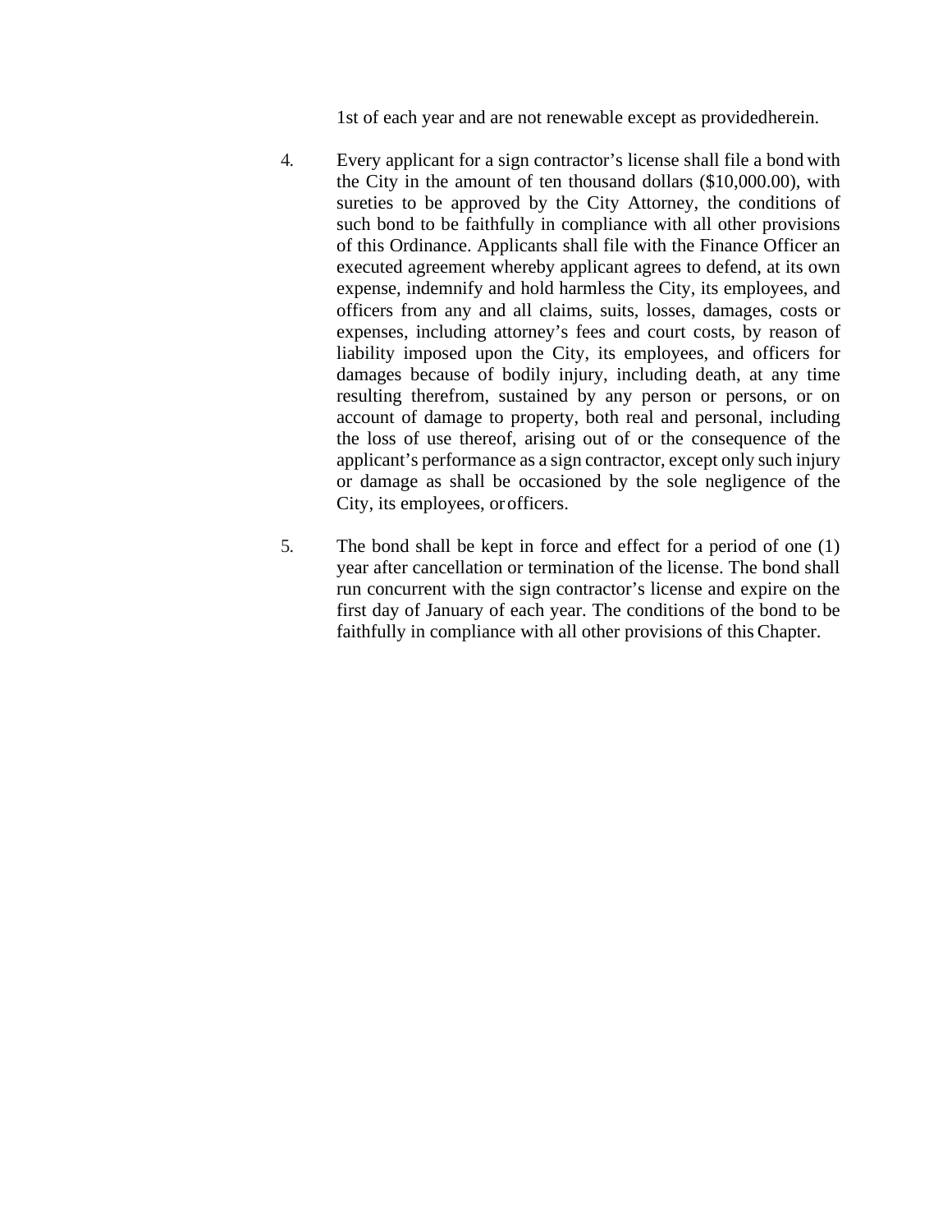1st of each year and are not renewable except as provided herein.

4. Every applicant for a sign contractor's license shall file a bond with the City in the amount of ten thousand dollars ($10,000.00), with sureties to be approved by the City Attorney, the conditions of such bond to be faithfully in compliance with all other provisions of this Ordinance. Applicants shall file with the Finance Officer an executed agreement whereby applicant agrees to defend, at its own expense, indemnify and hold harmless the City, its employees, and officers from any and all claims, suits, losses, damages, costs or expenses, including attorney's fees and court costs, by reason of liability imposed upon the City, its employees, and officers for damages because of bodily injury, including death, at any time resulting therefrom, sustained by any person or persons, or on account of damage to property, both real and personal, including the loss of use thereof, arising out of or the consequence of the applicant's performance as a sign contractor, except only such injury or damage as shall be occasioned by the sole negligence of the City, its employees, or officers.

5. The bond shall be kept in force and effect for a period of one (1) year after cancellation or termination of the license. The bond shall run concurrent with the sign contractor's license and expire on the first day of January of each year. The conditions of the bond to be faithfully in compliance with all other provisions of this Chapter.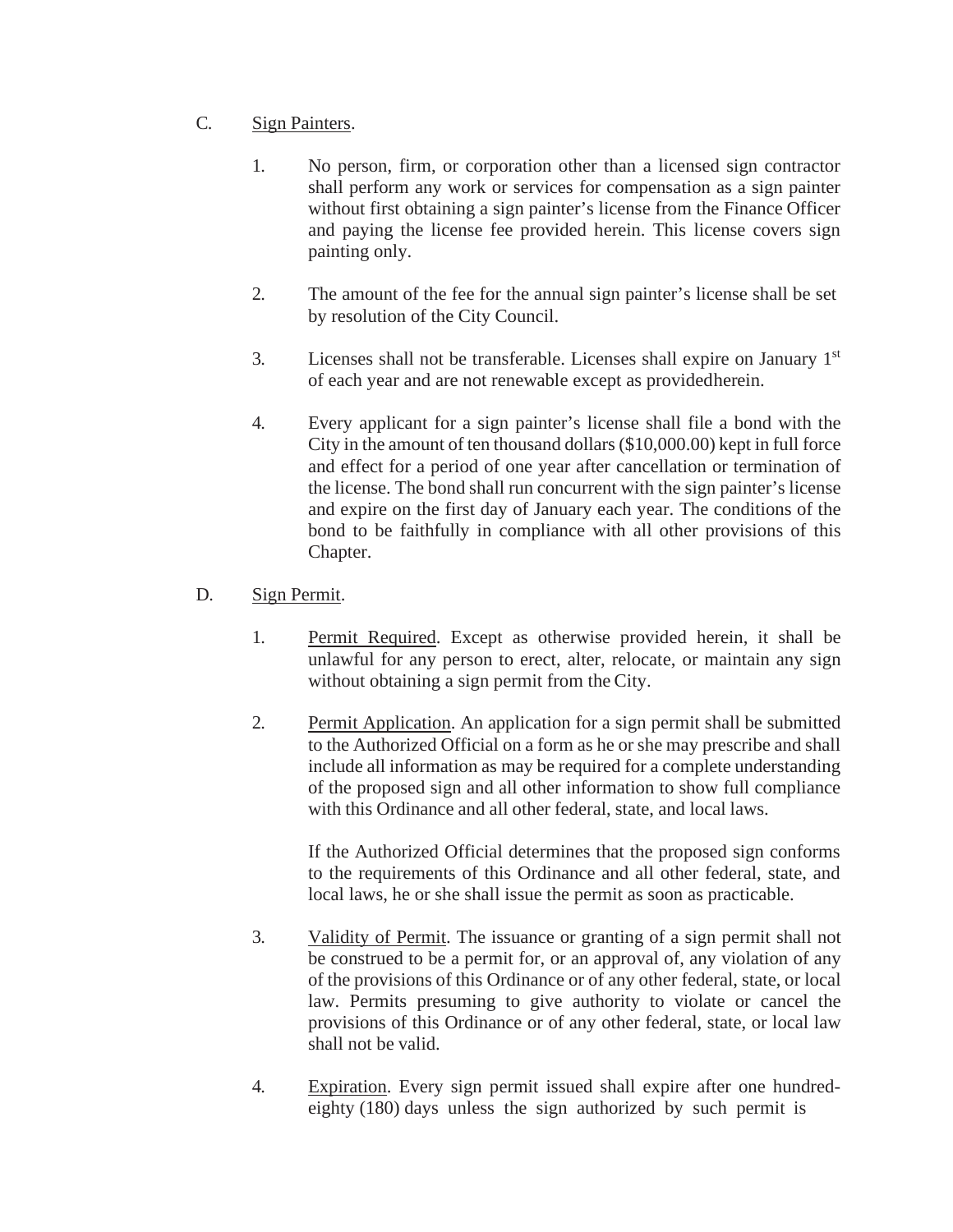C. Sign Painters.

1. No person, firm, or corporation other than a licensed sign contractor shall perform any work or services for compensation as a sign painter without first obtaining a sign painter's license from the Finance Officer and paying the license fee provided herein. This license covers sign painting only.

2. The amount of the fee for the annual sign painter's license shall be set by resolution of the City Council.

3. Licenses shall not be transferable. Licenses shall expire on January 1st of each year and are not renewable except as providedherein.

4. Every applicant for a sign painter's license shall file a bond with the City in the amount of ten thousand dollars ($10,000.00) kept in full force and effect for a period of one year after cancellation or termination of the license. The bond shall run concurrent with the sign painter's license and expire on the first day of January each year. The conditions of the bond to be faithfully in compliance with all other provisions of this Chapter.

D. Sign Permit.

1. Permit Required. Except as otherwise provided herein, it shall be unlawful for any person to erect, alter, relocate, or maintain any sign without obtaining a sign permit from the City.

2. Permit Application. An application for a sign permit shall be submitted to the Authorized Official on a form as he or she may prescribe and shall include all information as may be required for a complete understanding of the proposed sign and all other information to show full compliance with this Ordinance and all other federal, state, and local laws.

   If the Authorized Official determines that the proposed sign conforms to the requirements of this Ordinance and all other federal, state, and local laws, he or she shall issue the permit as soon as practicable.

3. Validity of Permit. The issuance or granting of a sign permit shall not be construed to be a permit for, or an approval of, any violation of any of the provisions of this Ordinance or of any other federal, state, or local law. Permits presuming to give authority to violate or cancel the provisions of this Ordinance or of any other federal, state, or local law shall not be valid.

4. Expiration. Every sign permit issued shall expire after one hundred-eighty (180) days unless the sign authorized by such permit is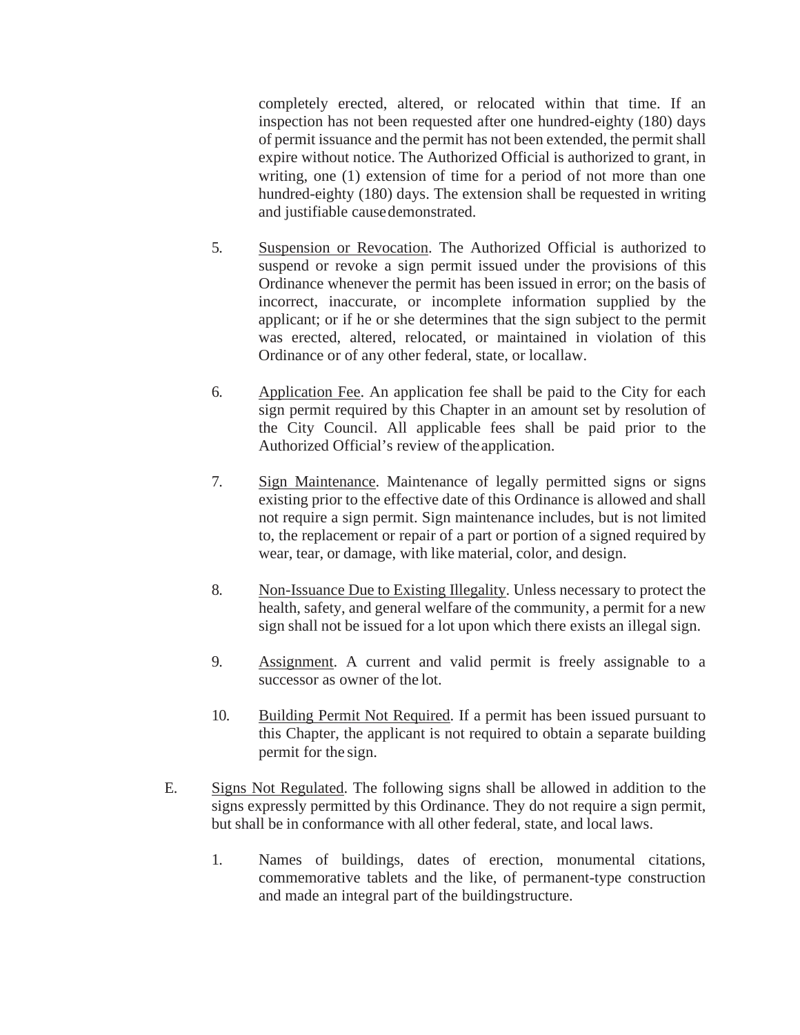completely erected, altered, or relocated within that time. If an inspection has not been requested after one hundred-eighty (180) days of permit issuance and the permit has not been extended, the permit shall expire without notice. The Authorized Official is authorized to grant, in writing, one (1) extension of time for a period of not more than one hundred-eighty (180) days. The extension shall be requested in writing and justifiable cause demonstrated.

5. Suspension or Revocation. The Authorized Official is authorized to suspend or revoke a sign permit issued under the provisions of this Ordinance whenever the permit has been issued in error; on the basis of incorrect, inaccurate, or incomplete information supplied by the applicant; or if he or she determines that the sign subject to the permit was erected, altered, relocated, or maintained in violation of this Ordinance or of any other federal, state, or local law.

6. Application Fee. An application fee shall be paid to the City for each sign permit required by this Chapter in an amount set by resolution of the City Council. All applicable fees shall be paid prior to the Authorized Official's review of the application.

7. Sign Maintenance. Maintenance of legally permitted signs or signs existing prior to the effective date of this Ordinance is allowed and shall not require a sign permit. Sign maintenance includes, but is not limited to, the replacement or repair of a part or portion of a signed required by wear, tear, or damage, with like material, color, and design.

8. Non-Issuance Due to Existing Illegality. Unless necessary to protect the health, safety, and general welfare of the community, a permit for a new sign shall not be issued for a lot upon which there exists an illegal sign.

9. Assignment. A current and valid permit is freely assignable to a successor as owner of the lot.

10. Building Permit Not Required. If a permit has been issued pursuant to this Chapter, the applicant is not required to obtain a separate building permit for the sign.

E. Signs Not Regulated. The following signs shall be allowed in addition to the signs expressly permitted by this Ordinance. They do not require a sign permit, but shall be in conformance with all other federal, state, and local laws.

1. Names of buildings, dates of erection, monumental citations, commemorative tablets and the like, of permanent-type construction and made an integral part of the building structure.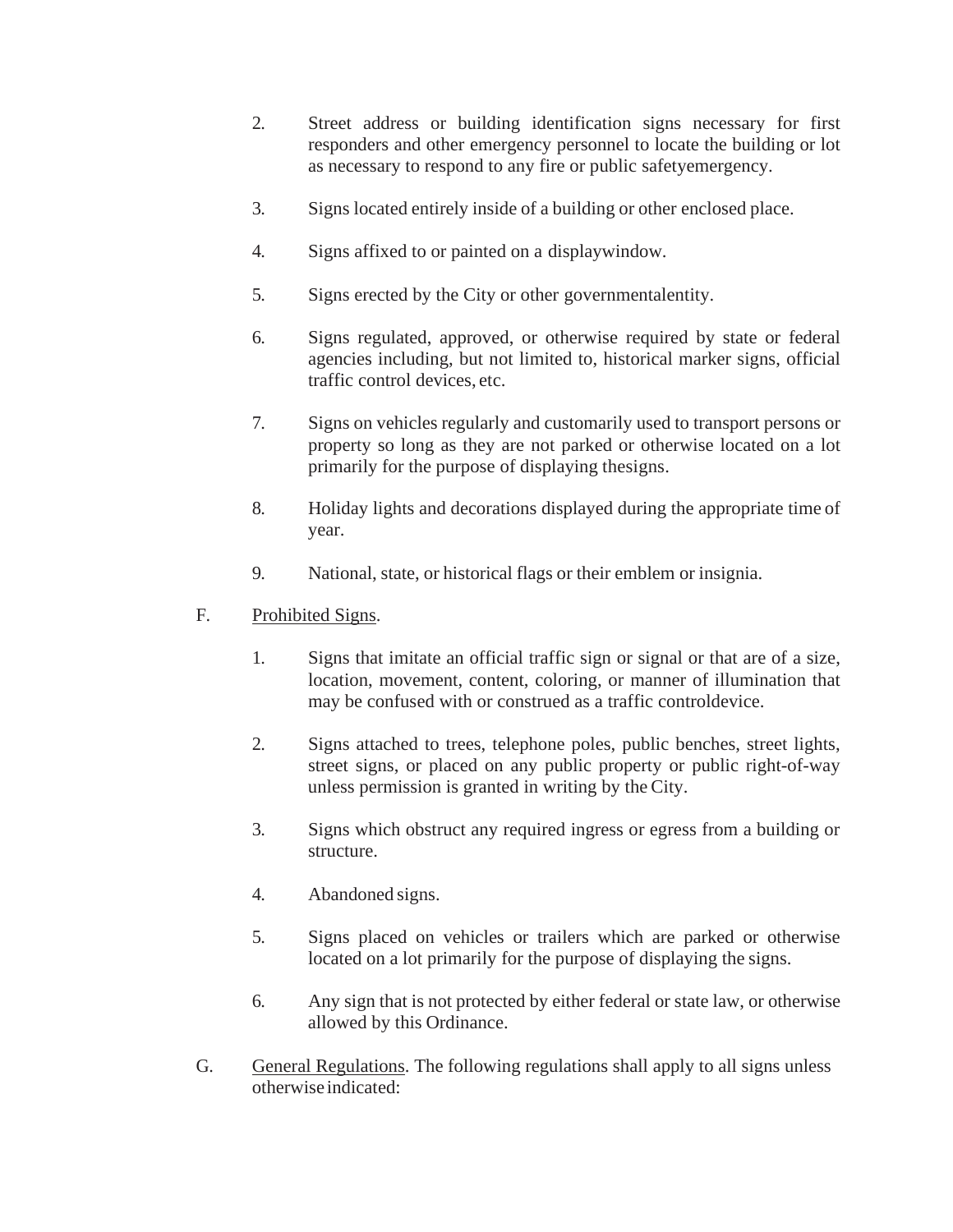2. Street address or building identification signs necessary for first responders and other emergency personnel to locate the building or lot as necessary to respond to any fire or public safetyemergency.

3. Signs located entirely inside of a building or other enclosed place.

4. Signs affixed to or painted on a displaywindow.

5. Signs erected by the City or other governmentalentity.

6. Signs regulated, approved, or otherwise required by state or federal agencies including, but not limited to, historical marker signs, official traffic control devices, etc.

7. Signs on vehicles regularly and customarily used to transport persons or property so long as they are not parked or otherwise located on a lot primarily for the purpose of displaying thesigns.

8. Holiday lights and decorations displayed during the appropriate time of year.

9. National, state, or historical flags or their emblem or insignia.

F. <u>Prohibited Signs</u>.

1. Signs that imitate an official traffic sign or signal or that are of a size, location, movement, content, coloring, or manner of illumination that may be confused with or construed as a traffic controldevice.

2. Signs attached to trees, telephone poles, public benches, street lights, street signs, or placed on any public property or public right-of-way unless permission is granted in writing by the City.

3. Signs which obstruct any required ingress or egress from a building or structure.

4. Abandoned signs.

5. Signs placed on vehicles or trailers which are parked or otherwise located on a lot primarily for the purpose of displaying the signs.

6. Any sign that is not protected by either federal or state law, or otherwise allowed by this Ordinance.

G. <u>General Regulations</u>. The following regulations shall apply to all signs unless otherwise indicated: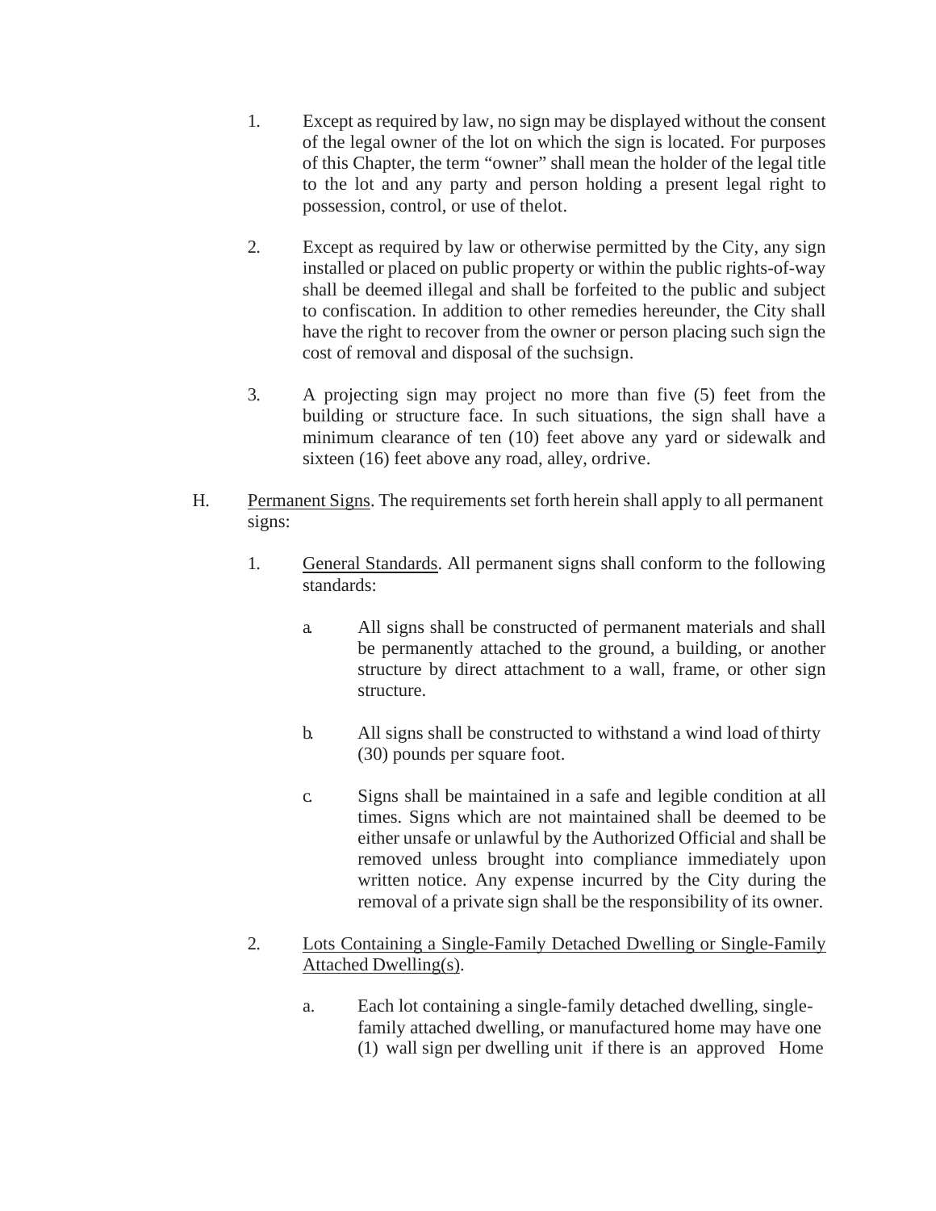1. Except as required by law, no sign may be displayed without the consent of the legal owner of the lot on which the sign is located. For purposes of this Chapter, the term “owner” shall mean the holder of the legal title to the lot and any party and person holding a present legal right to possession, control, or use of thelot.

2. Except as required by law or otherwise permitted by the City, any sign installed or placed on public property or within the public rights-of-way shall be deemed illegal and shall be forfeited to the public and subject to confiscation. In addition to other remedies hereunder, the City shall have the right to recover from the owner or person placing such sign the cost of removal and disposal of the suchsign.

3. A projecting sign may project no more than five (5) feet from the building or structure face. In such situations, the sign shall have a minimum clearance of ten (10) feet above any yard or sidewalk and sixteen (16) feet above any road, alley, ordrive.

H. <u>Permanent Signs</u>. The requirements set forth herein shall apply to all permanent signs:

1. <u>General Standards</u>. All permanent signs shall conform to the following standards:

   a. All signs shall be constructed of permanent materials and shall be permanently attached to the ground, a building, or another structure by direct attachment to a wall, frame, or other sign structure.

   b. All signs shall be constructed to withstand a wind load of thirty (30) pounds per square foot.

   c. Signs shall be maintained in a safe and legible condition at all times. Signs which are not maintained shall be deemed to be either unsafe or unlawful by the Authorized Official and shall be removed unless brought into compliance immediately upon written notice. Any expense incurred by the City during the removal of a private sign shall be the responsibility of its owner.

2. <u>Lots Containing a Single-Family Detached Dwelling or Single-Family Attached Dwelling(s)</u>.

   a. Each lot containing a single-family detached dwelling, single-family attached dwelling, or manufactured home may have one (1) wall sign per dwelling unit if there is an approved Home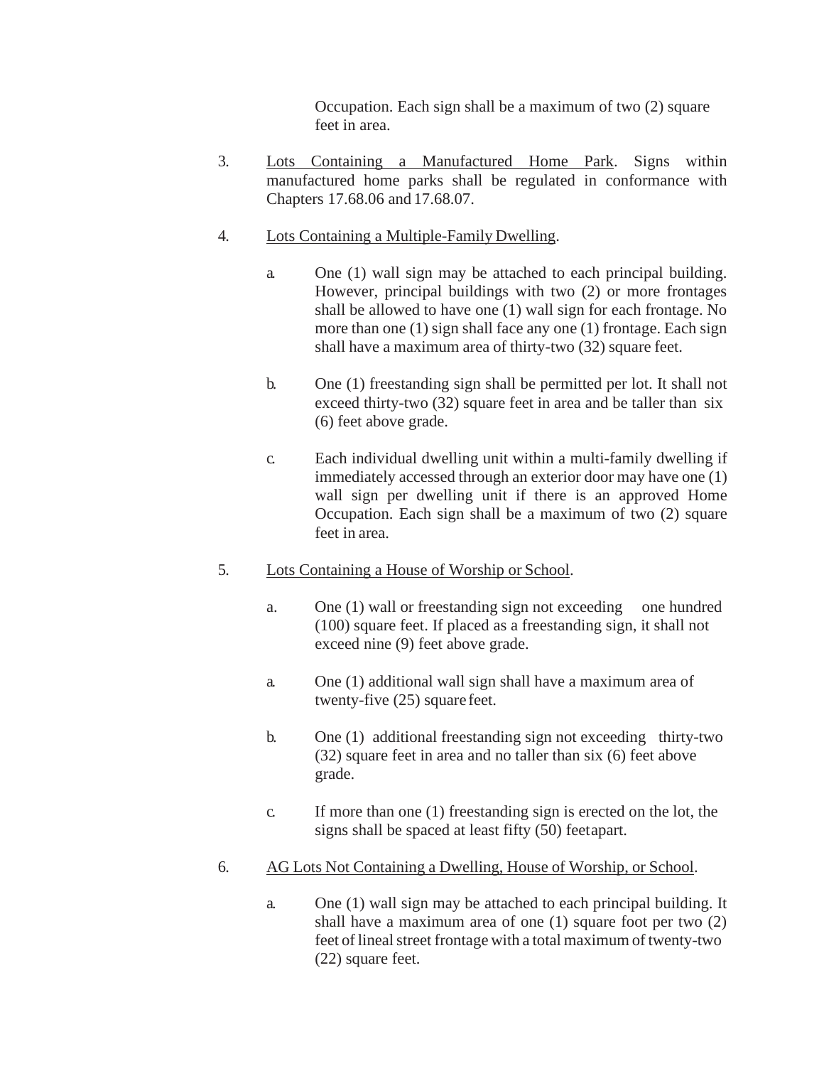Occupation. Each sign shall be a maximum of two (2) square feet in area.

3. Lots Containing a Manufactured Home Park. Signs within manufactured home parks shall be regulated in conformance with Chapters 17.68.06 and 17.68.07.

4. Lots Containing a Multiple-Family Dwelling.

   a. One (1) wall sign may be attached to each principal building. However, principal buildings with two (2) or more frontages shall be allowed to have one (1) wall sign for each frontage. No more than one (1) sign shall face any one (1) frontage. Each sign shall have a maximum area of thirty-two (32) square feet.

   b. One (1) freestanding sign shall be permitted per lot. It shall not exceed thirty-two (32) square feet in area and be taller than six (6) feet above grade.

   c. Each individual dwelling unit within a multi-family dwelling if immediately accessed through an exterior door may have one (1) wall sign per dwelling unit if there is an approved Home Occupation. Each sign shall be a maximum of two (2) square feet in area.

5. Lots Containing a House of Worship or School.

   a. One (1) wall or freestanding sign not exceeding one hundred (100) square feet. If placed as a freestanding sign, it shall not exceed nine (9) feet above grade.

   a. One (1) additional wall sign shall have a maximum area of twenty-five (25) square feet.

   b. One (1) additional freestanding sign not exceeding thirty-two (32) square feet in area and no taller than six (6) feet above grade.

   c. If more than one (1) freestanding sign is erected on the lot, the signs shall be spaced at least fifty (50) feet apart.

6. AG Lots Not Containing a Dwelling, House of Worship, or School.

   a. One (1) wall sign may be attached to each principal building. It shall have a maximum area of one (1) square foot per two (2) feet of lineal street frontage with a total maximum of twenty-two (22) square feet.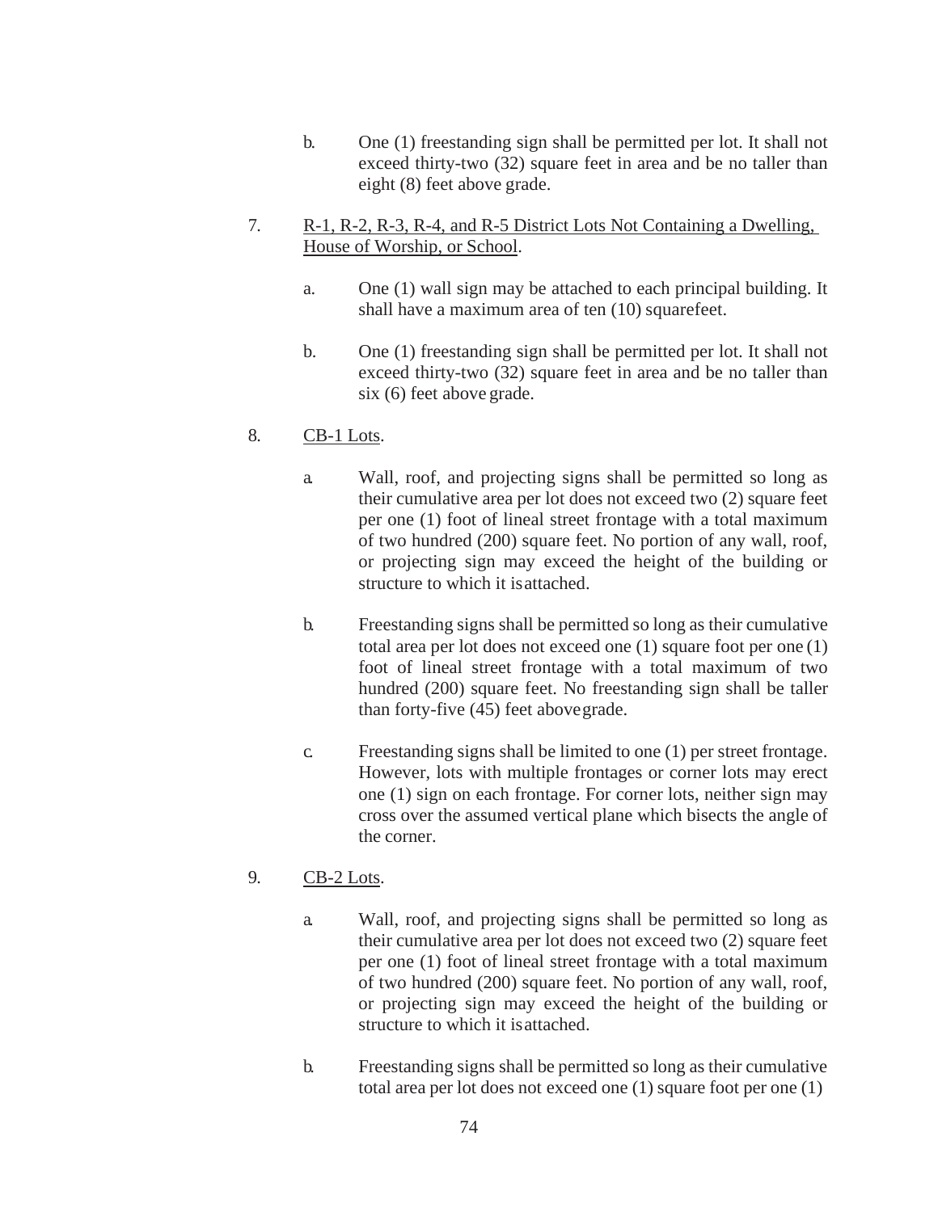b. One (1) freestanding sign shall be permitted per lot. It shall not exceed thirty-two (32) square feet in area and be no taller than eight (8) feet above grade.

7. <u>R-1, R-2, R-3, R-4, and R-5 District Lots Not Containing a Dwelling, House of Worship, or School</u>.

   a. One (1) wall sign may be attached to each principal building. It shall have a maximum area of ten (10) squarefeet.

   b. One (1) freestanding sign shall be permitted per lot. It shall not exceed thirty-two (32) square feet in area and be no taller than six (6) feet above grade.

8. <u>CB-1 Lots</u>.

   a. Wall, roof, and projecting signs shall be permitted so long as their cumulative area per lot does not exceed two (2) square feet per one (1) foot of lineal street frontage with a total maximum of two hundred (200) square feet. No portion of any wall, roof, or projecting sign may exceed the height of the building or structure to which it isattached.

   b. Freestanding signs shall be permitted so long as their cumulative total area per lot does not exceed one (1) square foot per one (1) foot of lineal street frontage with a total maximum of two hundred (200) square feet. No freestanding sign shall be taller than forty-five (45) feet abovegrade.

   c. Freestanding signs shall be limited to one (1) per street frontage. However, lots with multiple frontages or corner lots may erect one (1) sign on each frontage. For corner lots, neither sign may cross over the assumed vertical plane which bisects the angle of the corner.

9. <u>CB-2 Lots</u>.

   a. Wall, roof, and projecting signs shall be permitted so long as their cumulative area per lot does not exceed two (2) square feet per one (1) foot of lineal street frontage with a total maximum of two hundred (200) square feet. No portion of any wall, roof, or projecting sign may exceed the height of the building or structure to which it isattached.

   b. Freestanding signs shall be permitted so long as their cumulative total area per lot does not exceed one (1) square foot per one (1)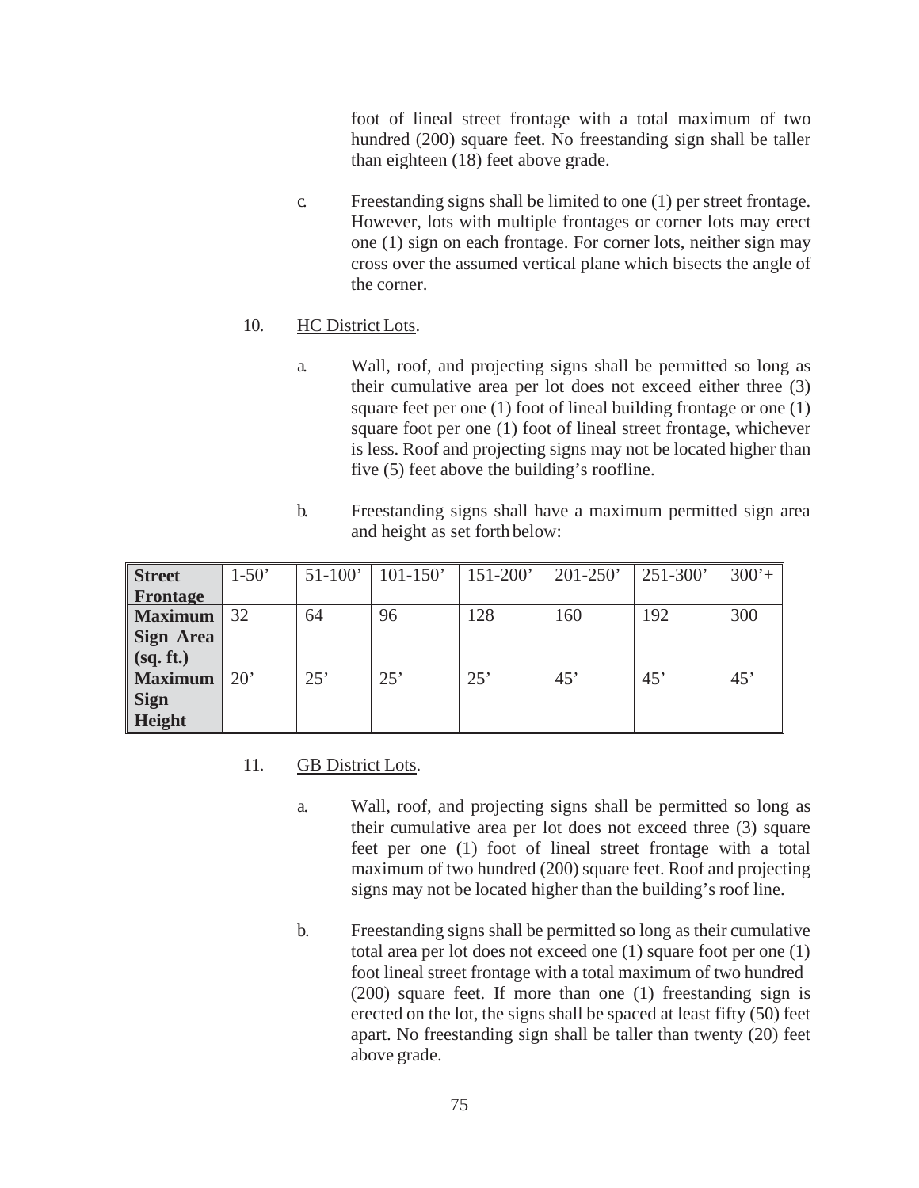foot of lineal street frontage with a total maximum of two hundred (200) square feet. No freestanding sign shall be taller than eighteen (18) feet above grade.

c. Freestanding signs shall be limited to one (1) per street frontage. However, lots with multiple frontages or corner lots may erect one (1) sign on each frontage. For corner lots, neither sign may cross over the assumed vertical plane which bisects the angle of the corner.

10. <u>HC District Lots</u>.

a. Wall, roof, and projecting signs shall be permitted so long as their cumulative area per lot does not exceed either three (3) square feet per one (1) foot of lineal building frontage or one (1) square foot per one (1) foot of lineal street frontage, whichever is less. Roof and projecting signs may not be located higher than five (5) feet above the building's roofline.

b. Freestanding signs shall have a maximum permitted sign area and height as set forth below:

| **Street Frontage** | 1-50' | 51-100' | 101-150' | 151-200' | 201-250' | 251-300' | 300'+ |
|---|---|---|---|---|---|---|---|
| **Maximum Sign Area (sq. ft.)** | 32 | 64 | 96 | 128 | 160 | 192 | 300 |
| **Maximum Sign Height** | 20' | 25' | 25' | 25' | 45' | 45' | 45' |

11. <u>GB District Lots</u>.

a. Wall, roof, and projecting signs shall be permitted so long as their cumulative area per lot does not exceed three (3) square feet per one (1) foot of lineal street frontage with a total maximum of two hundred (200) square feet. Roof and projecting signs may not be located higher than the building's roof line.

b. Freestanding signs shall be permitted so long as their cumulative total area per lot does not exceed one (1) square foot per one (1) foot lineal street frontage with a total maximum of two hundred (200) square feet. If more than one (1) freestanding sign is erected on the lot, the signs shall be spaced at least fifty (50) feet apart. No freestanding sign shall be taller than twenty (20) feet above grade.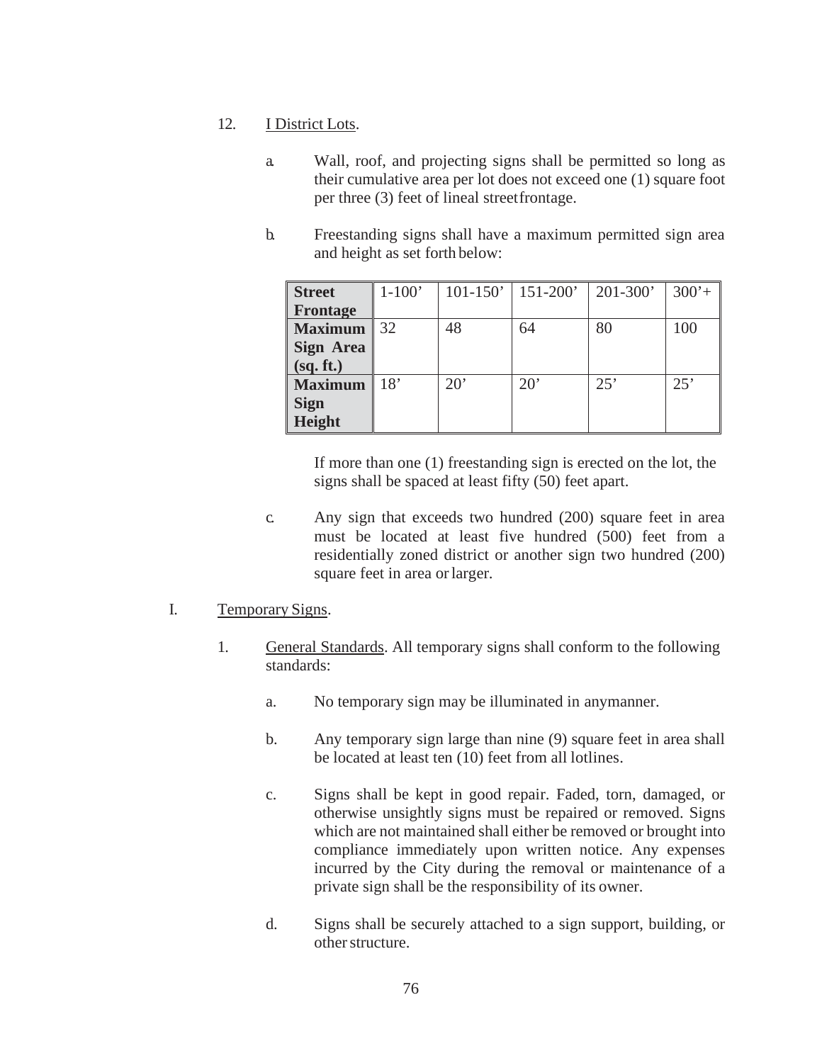12. I District Lots.

   a. Wall, roof, and projecting signs shall be permitted so long as their cumulative area per lot does not exceed one (1) square foot per three (3) feet of lineal street frontage.

   b. Freestanding signs shall have a maximum permitted sign area and height as set forth below:

| **Street Frontage** | 1-100’ | 101-150’ | 151-200’ | 201-300’ | 300’+ |
|---|---|---|---|---|---|
| **Maximum Sign Area (sq. ft.)** | 32 | 48 | 64 | 80 | 100 |
| **Maximum Sign Height** | 18’ | 20’ | 20’ | 25’ | 25’ |

   If more than one (1) freestanding sign is erected on the lot, the signs shall be spaced at least fifty (50) feet apart.

   c. Any sign that exceeds two hundred (200) square feet in area must be located at least five hundred (500) feet from a residentially zoned district or another sign two hundred (200) square feet in area or larger.

I. Temporary Signs.

   1. General Standards. All temporary signs shall conform to the following standards:

      a. No temporary sign may be illuminated in any manner.

      b. Any temporary sign large than nine (9) square feet in area shall be located at least ten (10) feet from all lot lines.

      c. Signs shall be kept in good repair. Faded, torn, damaged, or otherwise unsightly signs must be repaired or removed. Signs which are not maintained shall either be removed or brought into compliance immediately upon written notice. Any expenses incurred by the City during the removal or maintenance of a private sign shall be the responsibility of its owner.

      d. Signs shall be securely attached to a sign support, building, or other structure.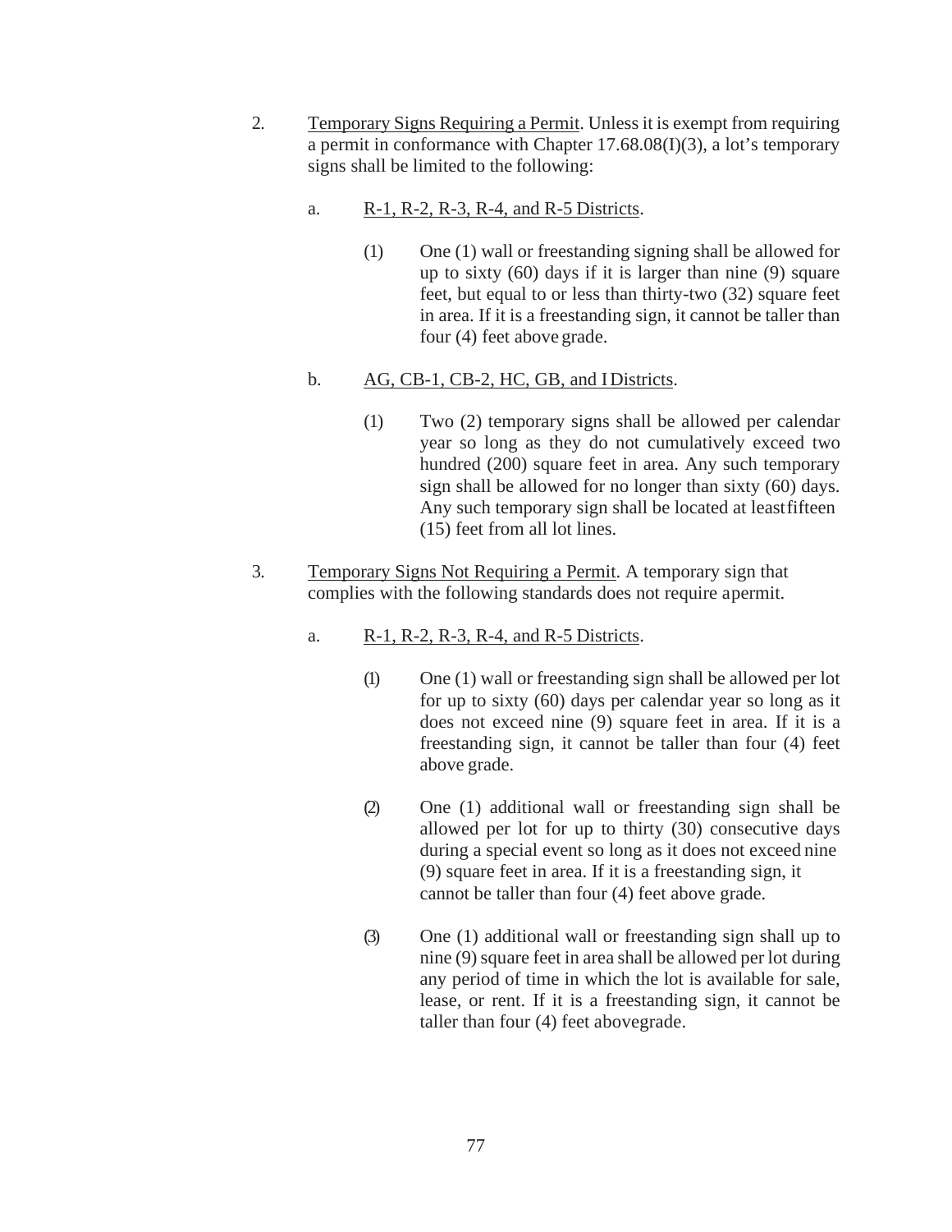2. <u>Temporary Signs Requiring a Permit</u>. Unless it is exempt from requiring a permit in conformance with Chapter 17.68.08(I)(3), a lot's temporary signs shall be limited to the following:

   a. <u>R-1, R-2, R-3, R-4, and R-5 Districts</u>.

      (1) One (1) wall or freestanding signing shall be allowed for up to sixty (60) days if it is larger than nine (9) square feet, but equal to or less than thirty-two (32) square feet in area. If it is a freestanding sign, it cannot be taller than four (4) feet above grade.

   b. <u>AG, CB-1, CB-2, HC, GB, and I Districts</u>.

      (1) Two (2) temporary signs shall be allowed per calendar year so long as they do not cumulatively exceed two hundred (200) square feet in area. Any such temporary sign shall be allowed for no longer than sixty (60) days. Any such temporary sign shall be located at least fifteen (15) feet from all lot lines.

3. <u>Temporary Signs Not Requiring a Permit</u>. A temporary sign that complies with the following standards does not require a permit.

   a. <u>R-1, R-2, R-3, R-4, and R-5 Districts</u>.

      (1) One (1) wall or freestanding sign shall be allowed per lot for up to sixty (60) days per calendar year so long as it does not exceed nine (9) square feet in area. If it is a freestanding sign, it cannot be taller than four (4) feet above grade.

      (2) One (1) additional wall or freestanding sign shall be allowed per lot for up to thirty (30) consecutive days during a special event so long as it does not exceed nine (9) square feet in area. If it is a freestanding sign, it cannot be taller than four (4) feet above grade.

      (3) One (1) additional wall or freestanding sign shall up to nine (9) square feet in area shall be allowed per lot during any period of time in which the lot is available for sale, lease, or rent. If it is a freestanding sign, it cannot be taller than four (4) feet above grade.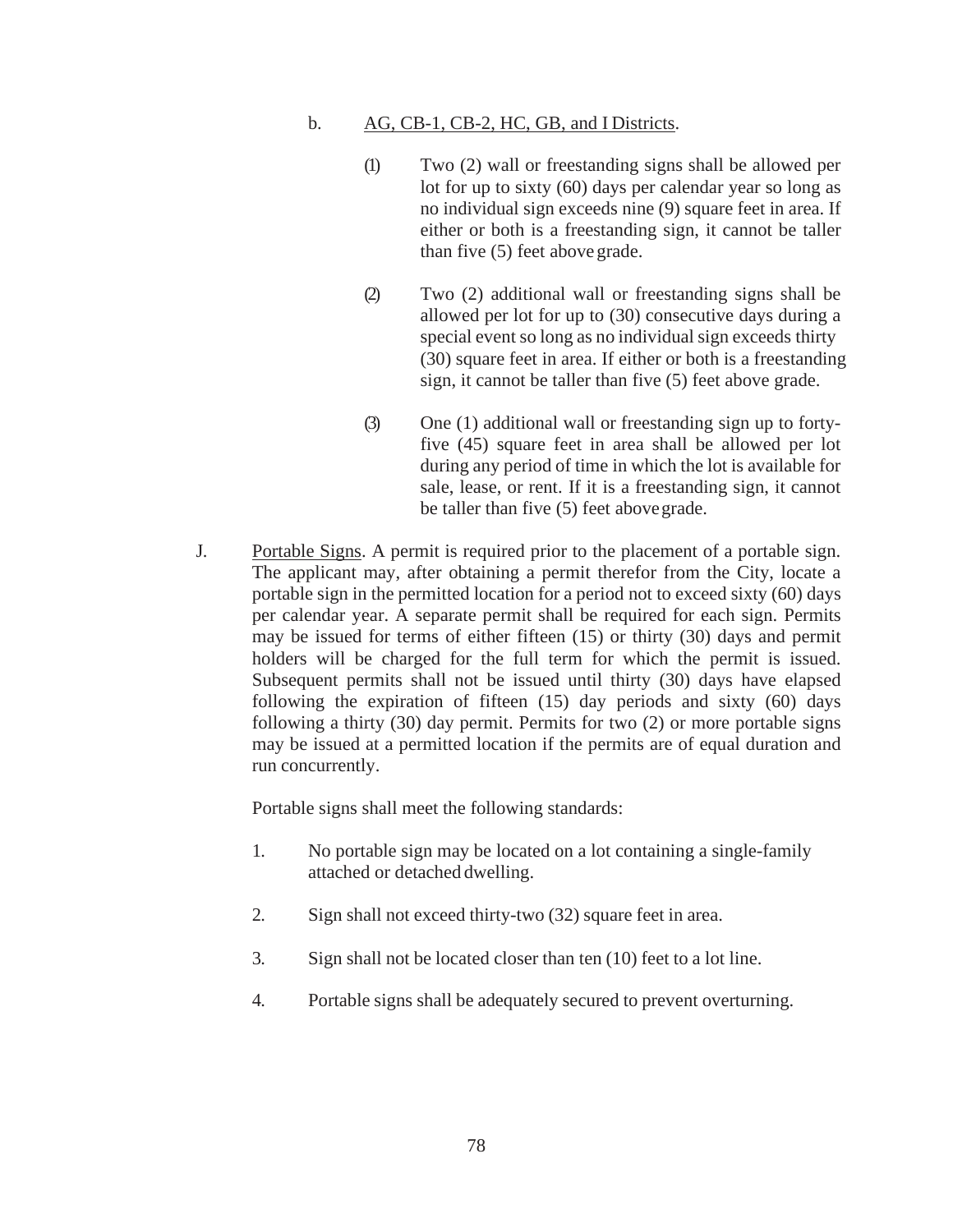b. <u>AG, CB-1, CB-2, HC, GB, and I Districts</u>.

(1) Two (2) wall or freestanding signs shall be allowed per lot for up to sixty (60) days per calendar year so long as no individual sign exceeds nine (9) square feet in area. If either or both is a freestanding sign, it cannot be taller than five (5) feet above grade.

(2) Two (2) additional wall or freestanding signs shall be allowed per lot for up to (30) consecutive days during a special event so long as no individual sign exceeds thirty (30) square feet in area. If either or both is a freestanding sign, it cannot be taller than five (5) feet above grade.

(3) One (1) additional wall or freestanding sign up to forty-five (45) square feet in area shall be allowed per lot during any period of time in which the lot is available for sale, lease, or rent. If it is a freestanding sign, it cannot be taller than five (5) feet above grade.

J. <u>Portable Signs</u>. A permit is required prior to the placement of a portable sign. The applicant may, after obtaining a permit therefor from the City, locate a portable sign in the permitted location for a period not to exceed sixty (60) days per calendar year. A separate permit shall be required for each sign. Permits may be issued for terms of either fifteen (15) or thirty (30) days and permit holders will be charged for the full term for which the permit is issued. Subsequent permits shall not be issued until thirty (30) days have elapsed following the expiration of fifteen (15) day periods and sixty (60) days following a thirty (30) day permit. Permits for two (2) or more portable signs may be issued at a permitted location if the permits are of equal duration and run concurrently.

Portable signs shall meet the following standards:

1. No portable sign may be located on a lot containing a single-family attached or detached dwelling.

2. Sign shall not exceed thirty-two (32) square feet in area.

3. Sign shall not be located closer than ten (10) feet to a lot line.

4. Portable signs shall be adequately secured to prevent overturning.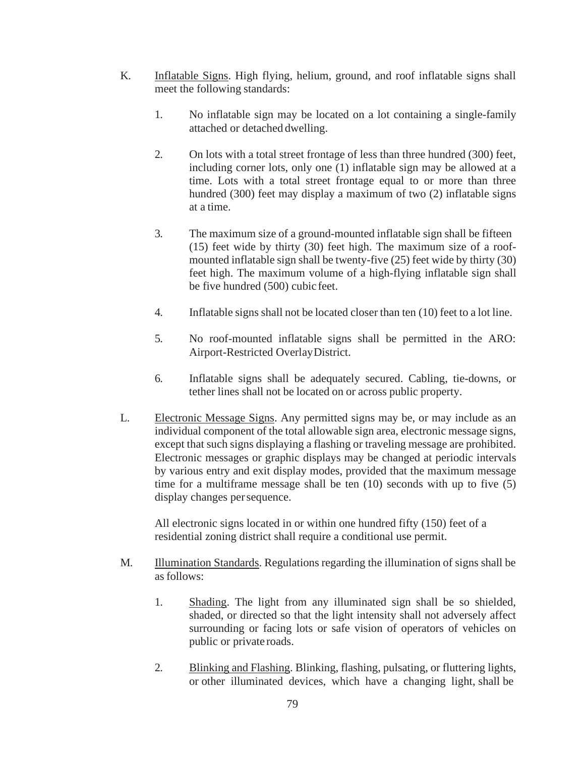K. Inflatable Signs. High flying, helium, ground, and roof inflatable signs shall meet the following standards:

1. No inflatable sign may be located on a lot containing a single-family attached or detached dwelling.

2. On lots with a total street frontage of less than three hundred (300) feet, including corner lots, only one (1) inflatable sign may be allowed at a time. Lots with a total street frontage equal to or more than three hundred (300) feet may display a maximum of two (2) inflatable signs at a time.

3. The maximum size of a ground-mounted inflatable sign shall be fifteen (15) feet wide by thirty (30) feet high. The maximum size of a roof-mounted inflatable sign shall be twenty-five (25) feet wide by thirty (30) feet high. The maximum volume of a high-flying inflatable sign shall be five hundred (500) cubic feet.

4. Inflatable signs shall not be located closer than ten (10) feet to a lot line.

5. No roof-mounted inflatable signs shall be permitted in the ARO: Airport-Restricted Overlay District.

6. Inflatable signs shall be adequately secured. Cabling, tie-downs, or tether lines shall not be located on or across public property.

L. Electronic Message Signs. Any permitted signs may be, or may include as an individual component of the total allowable sign area, electronic message signs, except that such signs displaying a flashing or traveling message are prohibited. Electronic messages or graphic displays may be changed at periodic intervals by various entry and exit display modes, provided that the maximum message time for a multiframe message shall be ten (10) seconds with up to five (5) display changes per sequence.

All electronic signs located in or within one hundred fifty (150) feet of a residential zoning district shall require a conditional use permit.

M. Illumination Standards. Regulations regarding the illumination of signs shall be as follows:

1. Shading. The light from any illuminated sign shall be so shielded, shaded, or directed so that the light intensity shall not adversely affect surrounding or facing lots or safe vision of operators of vehicles on public or private roads.

2. Blinking and Flashing. Blinking, flashing, pulsating, or fluttering lights, or other illuminated devices, which have a changing light, shall be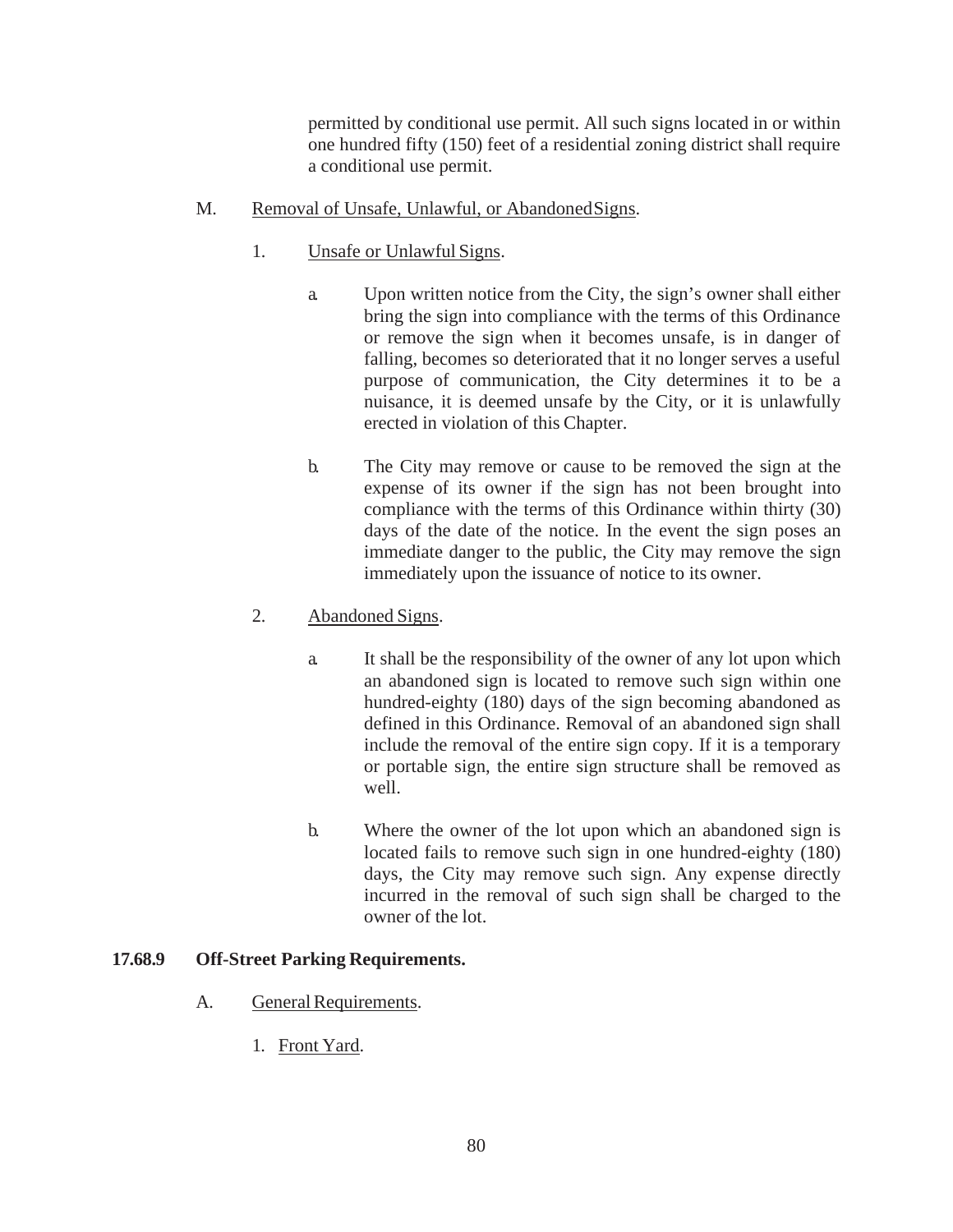permitted by conditional use permit. All such signs located in or within one hundred fifty (150) feet of a residential zoning district shall require a conditional use permit.

M. Removal of Unsafe, Unlawful, or Abandoned Signs.

1. Unsafe or Unlawful Signs.

a. Upon written notice from the City, the sign's owner shall either bring the sign into compliance with the terms of this Ordinance or remove the sign when it becomes unsafe, is in danger of falling, becomes so deteriorated that it no longer serves a useful purpose of communication, the City determines it to be a nuisance, it is deemed unsafe by the City, or it is unlawfully erected in violation of this Chapter.

b. The City may remove or cause to be removed the sign at the expense of its owner if the sign has not been brought into compliance with the terms of this Ordinance within thirty (30) days of the date of the notice. In the event the sign poses an immediate danger to the public, the City may remove the sign immediately upon the issuance of notice to its owner.

2. Abandoned Signs.

a. It shall be the responsibility of the owner of any lot upon which an abandoned sign is located to remove such sign within one hundred-eighty (180) days of the sign becoming abandoned as defined in this Ordinance. Removal of an abandoned sign shall include the removal of the entire sign copy. If it is a temporary or portable sign, the entire sign structure shall be removed as well.

b. Where the owner of the lot upon which an abandoned sign is located fails to remove such sign in one hundred-eighty (180) days, the City may remove such sign. Any expense directly incurred in the removal of such sign shall be charged to the owner of the lot.

**17.68.9 Off-Street Parking Requirements.**

A. General Requirements.

1. Front Yard.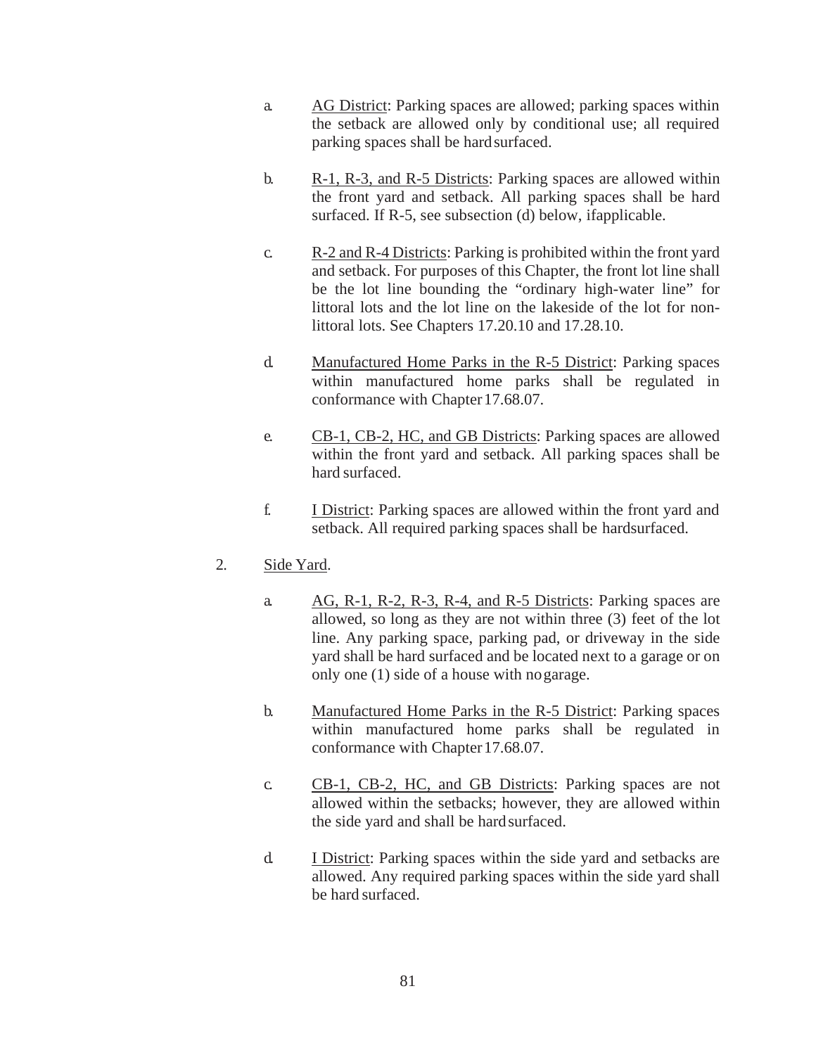a. AG District: Parking spaces are allowed; parking spaces within the setback are allowed only by conditional use; all required parking spaces shall be hard surfaced.

b. R-1, R-3, and R-5 Districts: Parking spaces are allowed within the front yard and setback. All parking spaces shall be hard surfaced. If R-5, see subsection (d) below, if applicable.

c. R-2 and R-4 Districts: Parking is prohibited within the front yard and setback. For purposes of this Chapter, the front lot line shall be the lot line bounding the "ordinary high-water line" for littoral lots and the lot line on the lakeside of the lot for non-littoral lots. See Chapters 17.20.10 and 17.28.10.

d. Manufactured Home Parks in the R-5 District: Parking spaces within manufactured home parks shall be regulated in conformance with Chapter 17.68.07.

e. CB-1, CB-2, HC, and GB Districts: Parking spaces are allowed within the front yard and setback. All parking spaces shall be hard surfaced.

f. I District: Parking spaces are allowed within the front yard and setback. All required parking spaces shall be hard surfaced.

2. Side Yard.

a. AG, R-1, R-2, R-3, R-4, and R-5 Districts: Parking spaces are allowed, so long as they are not within three (3) feet of the lot line. Any parking space, parking pad, or driveway in the side yard shall be hard surfaced and be located next to a garage or on only one (1) side of a house with no garage.

b. Manufactured Home Parks in the R-5 District: Parking spaces within manufactured home parks shall be regulated in conformance with Chapter 17.68.07.

c. CB-1, CB-2, HC, and GB Districts: Parking spaces are not allowed within the setbacks; however, they are allowed within the side yard and shall be hard surfaced.

d. I District: Parking spaces within the side yard and setbacks are allowed. Any required parking spaces within the side yard shall be hard surfaced.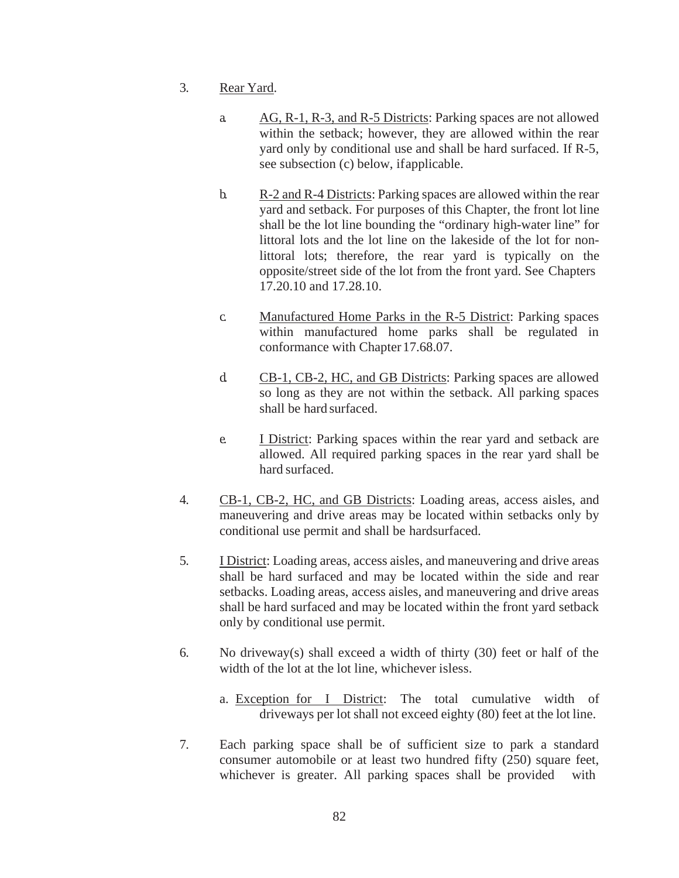3. Rear Yard.

   a. AG, R-1, R-3, and R-5 Districts: Parking spaces are not allowed within the setback; however, they are allowed within the rear yard only by conditional use and shall be hard surfaced. If R-5, see subsection (c) below, if applicable.

   b. R-2 and R-4 Districts: Parking spaces are allowed within the rear yard and setback. For purposes of this Chapter, the front lot line shall be the lot line bounding the "ordinary high-water line" for littoral lots and the lot line on the lakeside of the lot for non-littoral lots; therefore, the rear yard is typically on the opposite/street side of the lot from the front yard. See Chapters 17.20.10 and 17.28.10.

   c. Manufactured Home Parks in the R-5 District: Parking spaces within manufactured home parks shall be regulated in conformance with Chapter 17.68.07.

   d. CB-1, CB-2, HC, and GB Districts: Parking spaces are allowed so long as they are not within the setback. All parking spaces shall be hard surfaced.

   e. I District: Parking spaces within the rear yard and setback are allowed. All required parking spaces in the rear yard shall be hard surfaced.

4. CB-1, CB-2, HC, and GB Districts: Loading areas, access aisles, and maneuvering and drive areas may be located within setbacks only by conditional use permit and shall be hard surfaced.

5. I District: Loading areas, access aisles, and maneuvering and drive areas shall be hard surfaced and may be located within the side and rear setbacks. Loading areas, access aisles, and maneuvering and drive areas shall be hard surfaced and may be located within the front yard setback only by conditional use permit.

6. No driveway(s) shall exceed a width of thirty (30) feet or half of the width of the lot at the lot line, whichever is less.

   a. Exception for I District: The total cumulative width of driveways per lot shall not exceed eighty (80) feet at the lot line.

7. Each parking space shall be of sufficient size to park a standard consumer automobile or at least two hundred fifty (250) square feet, whichever is greater. All parking spaces shall be provided with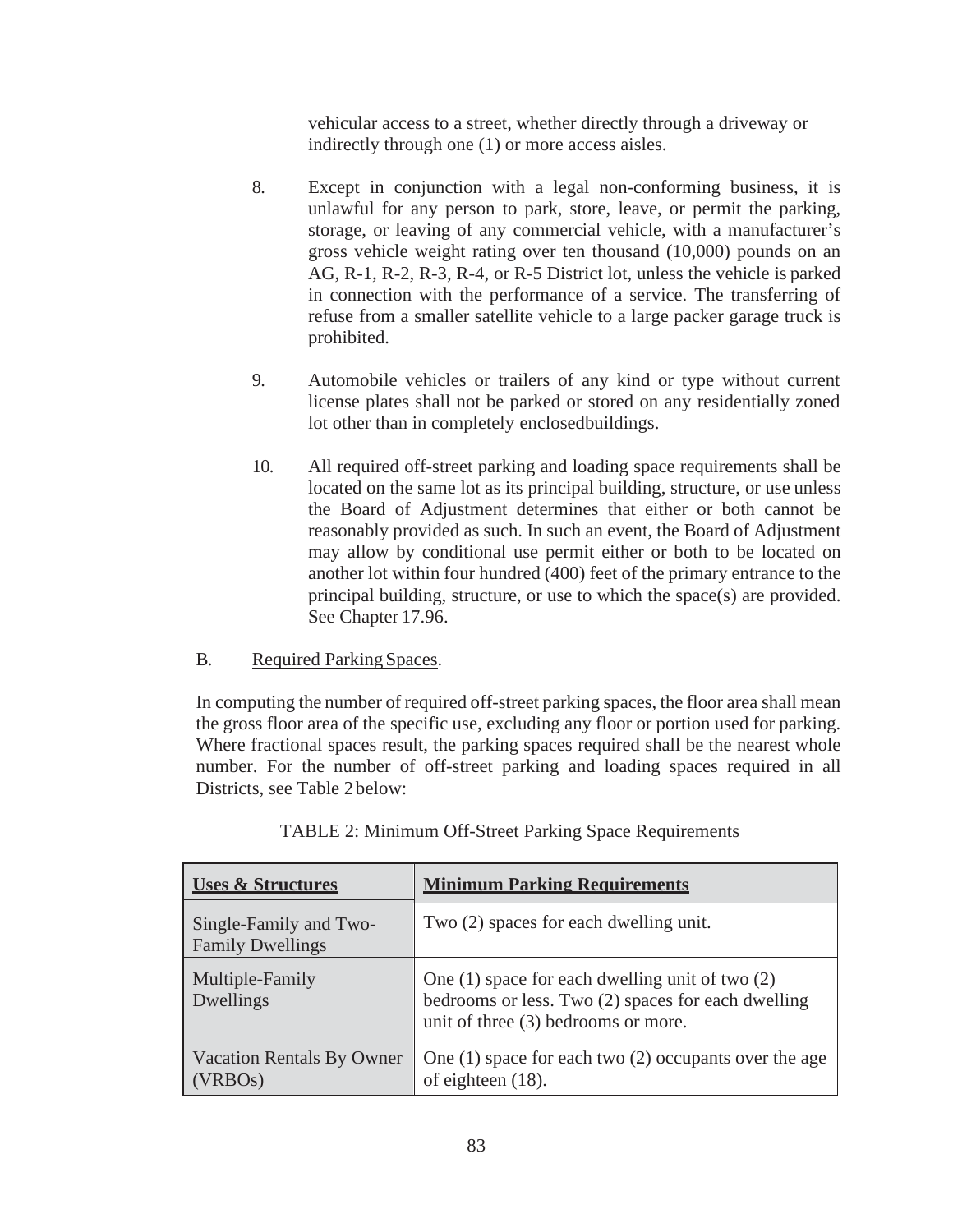vehicular access to a street, whether directly through a driveway or indirectly through one (1) or more access aisles.

8. Except in conjunction with a legal non-conforming business, it is unlawful for any person to park, store, leave, or permit the parking, storage, or leaving of any commercial vehicle, with a manufacturer's gross vehicle weight rating over ten thousand (10,000) pounds on an AG, R-1, R-2, R-3, R-4, or R-5 District lot, unless the vehicle is parked in connection with the performance of a service. The transferring of refuse from a smaller satellite vehicle to a large packer garage truck is prohibited.

9. Automobile vehicles or trailers of any kind or type without current license plates shall not be parked or stored on any residentially zoned lot other than in completely enclosedbuildings.

10. All required off-street parking and loading space requirements shall be located on the same lot as its principal building, structure, or use unless the Board of Adjustment determines that either or both cannot be reasonably provided as such. In such an event, the Board of Adjustment may allow by conditional use permit either or both to be located on another lot within four hundred (400) feet of the primary entrance to the principal building, structure, or use to which the space(s) are provided. See Chapter 17.96.

B. Required Parking Spaces.

In computing the number of required off-street parking spaces, the floor area shall mean the gross floor area of the specific use, excluding any floor or portion used for parking. Where fractional spaces result, the parking spaces required shall be the nearest whole number. For the number of off-street parking and loading spaces required in all Districts, see Table 2 below:

TABLE 2: Minimum Off-Street Parking Space Requirements

| **Uses & Structures** | **Minimum Parking Requirements** |
|---|---|
| Single-Family and Two-Family Dwellings | Two (2) spaces for each dwelling unit. |
| Multiple-Family Dwellings | One (1) space for each dwelling unit of two (2) bedrooms or less. Two (2) spaces for each dwelling unit of three (3) bedrooms or more. |
| Vacation Rentals By Owner (VRBOs) | One (1) space for each two (2) occupants over the age of eighteen (18). |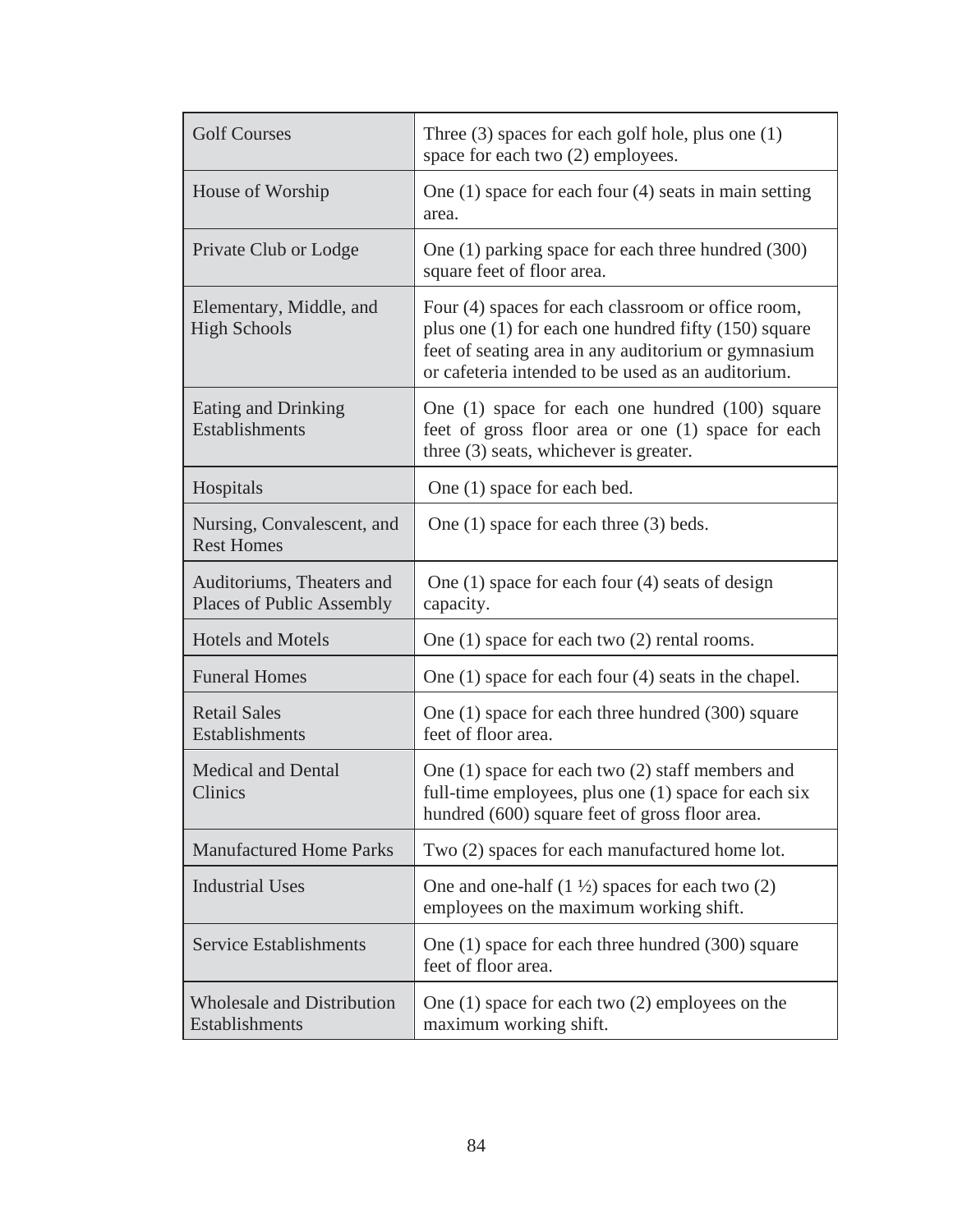| Golf Courses | Three (3) spaces for each golf hole, plus one (1) space for each two (2) employees. |
|---|---|
| House of Worship | One (1) space for each four (4) seats in main setting area. |
| Private Club or Lodge | One (1) parking space for each three hundred (300) square feet of floor area. |
| Elementary, Middle, and High Schools | Four (4) spaces for each classroom or office room, plus one (1) for each one hundred fifty (150) square feet of seating area in any auditorium or gymnasium or cafeteria intended to be used as an auditorium. |
| Eating and Drinking Establishments | One (1) space for each one hundred (100) square feet of gross floor area or one (1) space for each three (3) seats, whichever is greater. |
| Hospitals | One (1) space for each bed. |
| Nursing, Convalescent, and Rest Homes | One (1) space for each three (3) beds. |
| Auditoriums, Theaters and Places of Public Assembly | One (1) space for each four (4) seats of design capacity. |
| Hotels and Motels | One (1) space for each two (2) rental rooms. |
| Funeral Homes | One (1) space for each four (4) seats in the chapel. |
| Retail Sales Establishments | One (1) space for each three hundred (300) square feet of floor area. |
| Medical and Dental Clinics | One (1) space for each two (2) staff members and full-time employees, plus one (1) space for each six hundred (600) square feet of gross floor area. |
| Manufactured Home Parks | Two (2) spaces for each manufactured home lot. |
| Industrial Uses | One and one-half (1 ½) spaces for each two (2) employees on the maximum working shift. |
| Service Establishments | One (1) space for each three hundred (300) square feet of floor area. |
| Wholesale and Distribution Establishments | One (1) space for each two (2) employees on the maximum working shift. |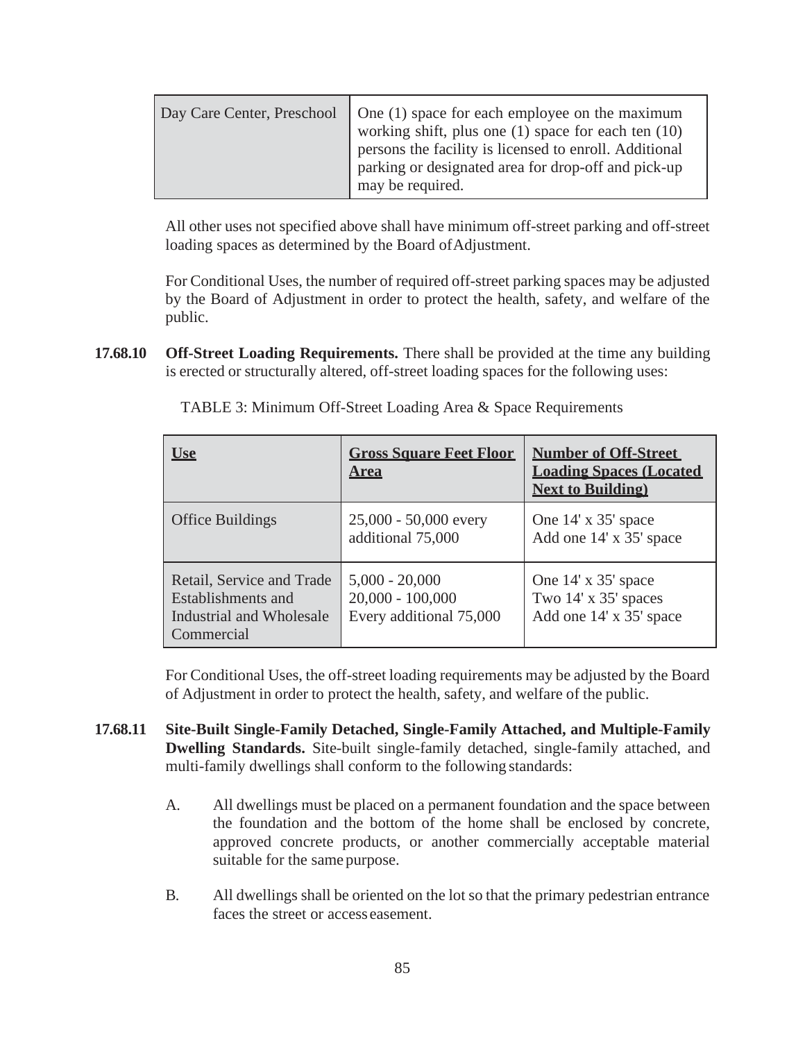| Day Care Center, Preschool | One (1) space for each employee on the maximum working shift, plus one (1) space for each ten (10) persons the facility is licensed to enroll. Additional parking or designated area for drop-off and pick-up may be required. |
|---|---|

All other uses not specified above shall have minimum off-street parking and off-street loading spaces as determined by the Board of Adjustment.

For Conditional Uses, the number of required off-street parking spaces may be adjusted by the Board of Adjustment in order to protect the health, safety, and welfare of the public.

**17.68.10 Off-Street Loading Requirements.** There shall be provided at the time any building is erected or structurally altered, off-street loading spaces for the following uses:

TABLE 3: Minimum Off-Street Loading Area & Space Requirements

| Use | Gross Square Feet Floor Area | Number of Off-Street Loading Spaces (Located Next to Building) |
|---|---|---|
| Office Buildings | 25,000 - 50,000 every additional 75,000 | One 14' x 35' space<br>Add one 14' x 35' space |
| Retail, Service and Trade Establishments and Industrial and Wholesale Commercial | 5,000 - 20,000<br>20,000 - 100,000<br>Every additional 75,000 | One 14' x 35' space<br>Two 14' x 35' spaces<br>Add one 14' x 35' space |

For Conditional Uses, the off-street loading requirements may be adjusted by the Board of Adjustment in order to protect the health, safety, and welfare of the public.

**17.68.11 Site-Built Single-Family Detached, Single-Family Attached, and Multiple-Family Dwelling Standards.** Site-built single-family detached, single-family attached, and multi-family dwellings shall conform to the following standards:

A. All dwellings must be placed on a permanent foundation and the space between the foundation and the bottom of the home shall be enclosed by concrete, approved concrete products, or another commercially acceptable material suitable for the same purpose.

B. All dwellings shall be oriented on the lot so that the primary pedestrian entrance faces the street or access easement.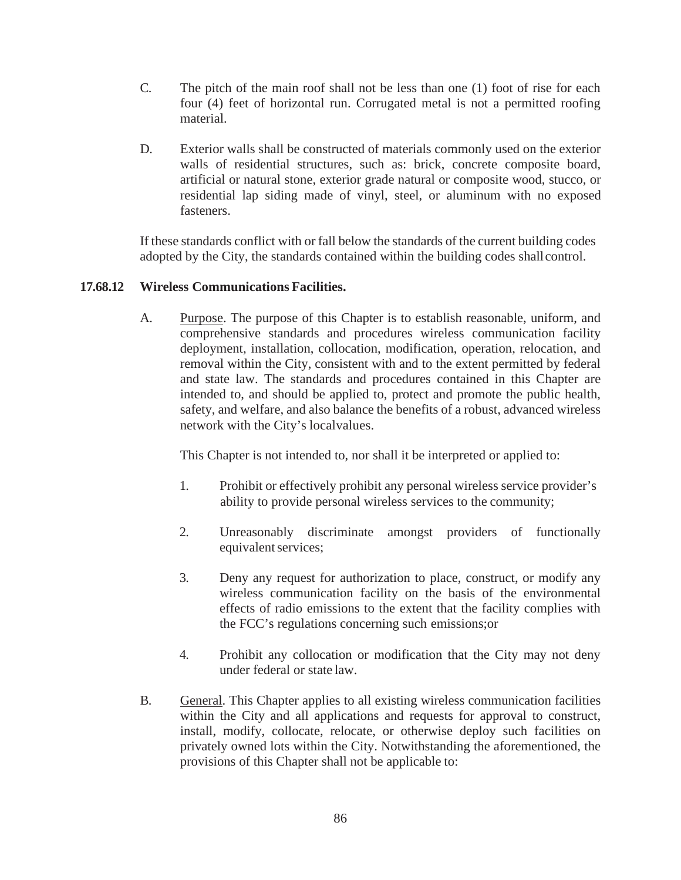C. The pitch of the main roof shall not be less than one (1) foot of rise for each four (4) feet of horizontal run. Corrugated metal is not a permitted roofing material.

D. Exterior walls shall be constructed of materials commonly used on the exterior walls of residential structures, such as: brick, concrete composite board, artificial or natural stone, exterior grade natural or composite wood, stucco, or residential lap siding made of vinyl, steel, or aluminum with no exposed fasteners.

If these standards conflict with or fall below the standards of the current building codes adopted by the City, the standards contained within the building codes shall control.

**17.68.12 Wireless Communications Facilities.**

A. Purpose. The purpose of this Chapter is to establish reasonable, uniform, and comprehensive standards and procedures wireless communication facility deployment, installation, collocation, modification, operation, relocation, and removal within the City, consistent with and to the extent permitted by federal and state law. The standards and procedures contained in this Chapter are intended to, and should be applied to, protect and promote the public health, safety, and welfare, and also balance the benefits of a robust, advanced wireless network with the City's local values.

This Chapter is not intended to, nor shall it be interpreted or applied to:

1. Prohibit or effectively prohibit any personal wireless service provider's ability to provide personal wireless services to the community;

2. Unreasonably discriminate amongst providers of functionally equivalent services;

3. Deny any request for authorization to place, construct, or modify any wireless communication facility on the basis of the environmental effects of radio emissions to the extent that the facility complies with the FCC's regulations concerning such emissions; or

4. Prohibit any collocation or modification that the City may not deny under federal or state law.

B. General. This Chapter applies to all existing wireless communication facilities within the City and all applications and requests for approval to construct, install, modify, collocate, relocate, or otherwise deploy such facilities on privately owned lots within the City. Notwithstanding the aforementioned, the provisions of this Chapter shall not be applicable to: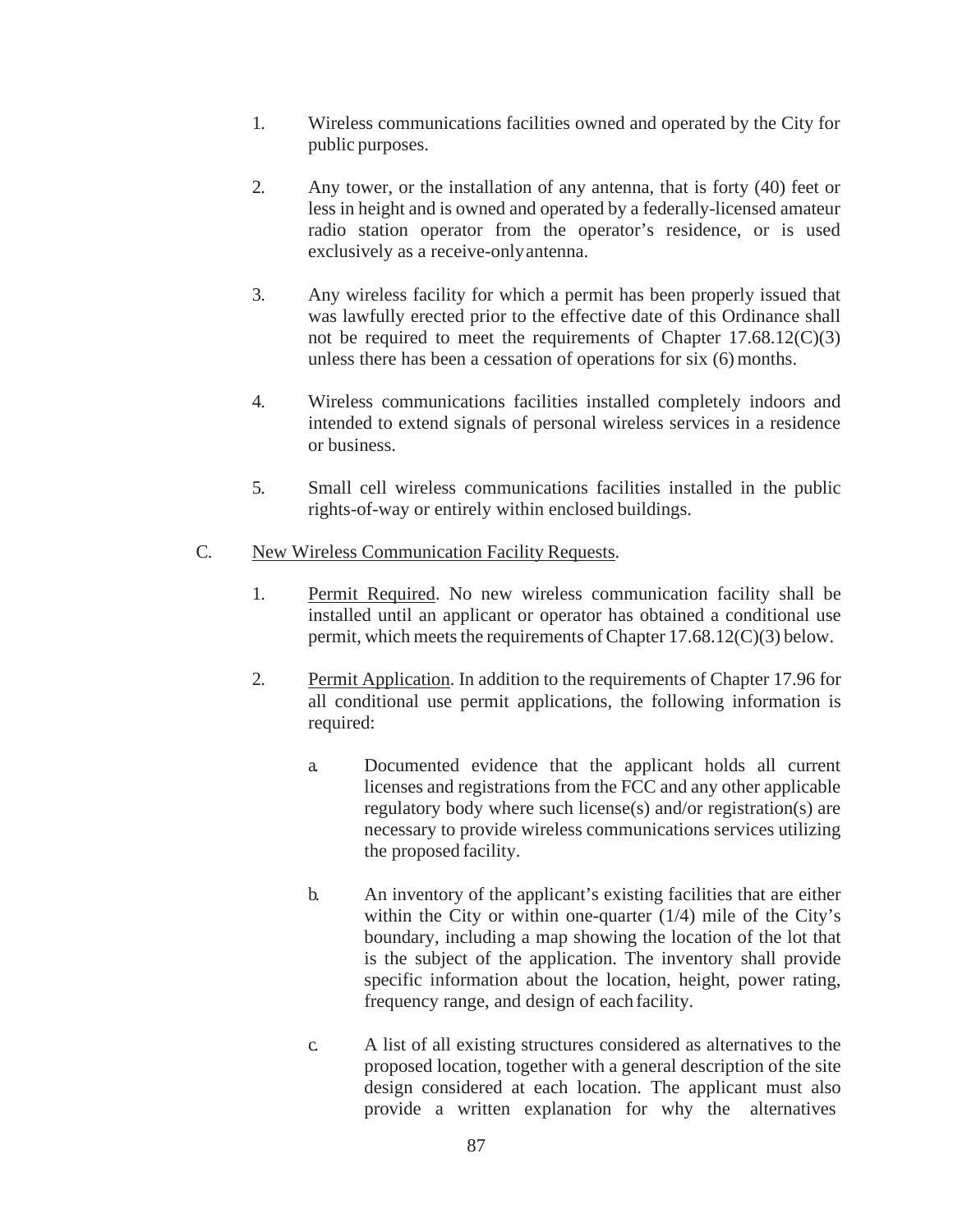1. Wireless communications facilities owned and operated by the City for public purposes.

2. Any tower, or the installation of any antenna, that is forty (40) feet or less in height and is owned and operated by a federally-licensed amateur radio station operator from the operator's residence, or is used exclusively as a receive-only antenna.

3. Any wireless facility for which a permit has been properly issued that was lawfully erected prior to the effective date of this Ordinance shall not be required to meet the requirements of Chapter 17.68.12(C)(3) unless there has been a cessation of operations for six (6) months.

4. Wireless communications facilities installed completely indoors and intended to extend signals of personal wireless services in a residence or business.

5. Small cell wireless communications facilities installed in the public rights-of-way or entirely within enclosed buildings.

C. <u>New Wireless Communication Facility Requests</u>.

   1. <u>Permit Required</u>. No new wireless communication facility shall be installed until an applicant or operator has obtained a conditional use permit, which meets the requirements of Chapter 17.68.12(C)(3) below.

   2. <u>Permit Application</u>. In addition to the requirements of Chapter 17.96 for all conditional use permit applications, the following information is required:

      a. Documented evidence that the applicant holds all current licenses and registrations from the FCC and any other applicable regulatory body where such license(s) and/or registration(s) are necessary to provide wireless communications services utilizing the proposed facility.

      b. An inventory of the applicant's existing facilities that are either within the City or within one-quarter (1/4) mile of the City's boundary, including a map showing the location of the lot that is the subject of the application. The inventory shall provide specific information about the location, height, power rating, frequency range, and design of each facility.

      c. A list of all existing structures considered as alternatives to the proposed location, together with a general description of the site design considered at each location. The applicant must also provide a written explanation for why the alternatives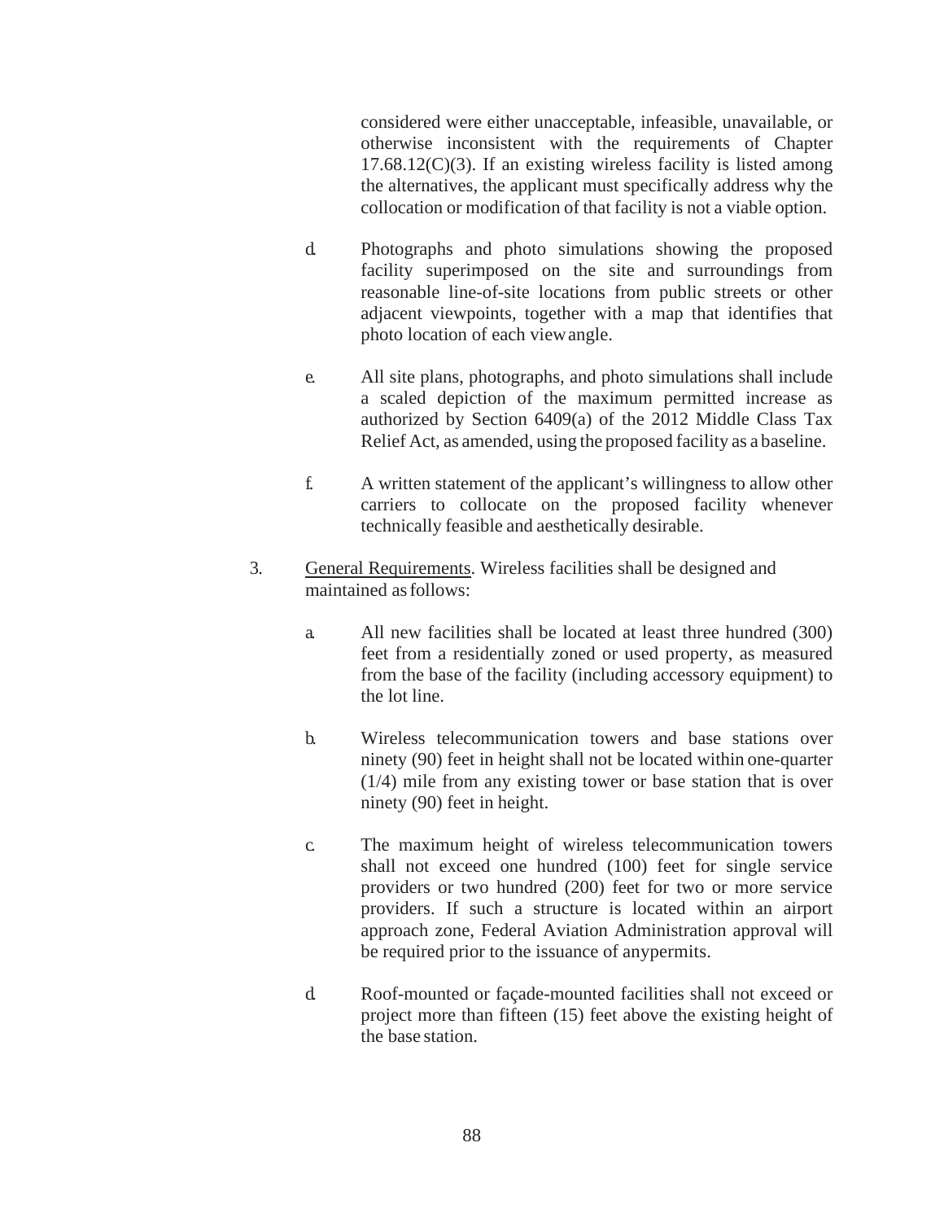considered were either unacceptable, infeasible, unavailable, or otherwise inconsistent with the requirements of Chapter 17.68.12(C)(3). If an existing wireless facility is listed among the alternatives, the applicant must specifically address why the collocation or modification of that facility is not a viable option.

d. Photographs and photo simulations showing the proposed facility superimposed on the site and surroundings from reasonable line-of-site locations from public streets or other adjacent viewpoints, together with a map that identifies that photo location of each view angle.

e. All site plans, photographs, and photo simulations shall include a scaled depiction of the maximum permitted increase as authorized by Section 6409(a) of the 2012 Middle Class Tax Relief Act, as amended, using the proposed facility as a baseline.

f. A written statement of the applicant's willingness to allow other carriers to collocate on the proposed facility whenever technically feasible and aesthetically desirable.

3. <u>General Requirements</u>. Wireless facilities shall be designed and maintained as follows:

   a. All new facilities shall be located at least three hundred (300) feet from a residentially zoned or used property, as measured from the base of the facility (including accessory equipment) to the lot line.

   b. Wireless telecommunication towers and base stations over ninety (90) feet in height shall not be located within one-quarter (1/4) mile from any existing tower or base station that is over ninety (90) feet in height.

   c. The maximum height of wireless telecommunication towers shall not exceed one hundred (100) feet for single service providers or two hundred (200) feet for two or more service providers. If such a structure is located within an airport approach zone, Federal Aviation Administration approval will be required prior to the issuance of any permits.

   d. Roof-mounted or façade-mounted facilities shall not exceed or project more than fifteen (15) feet above the existing height of the base station.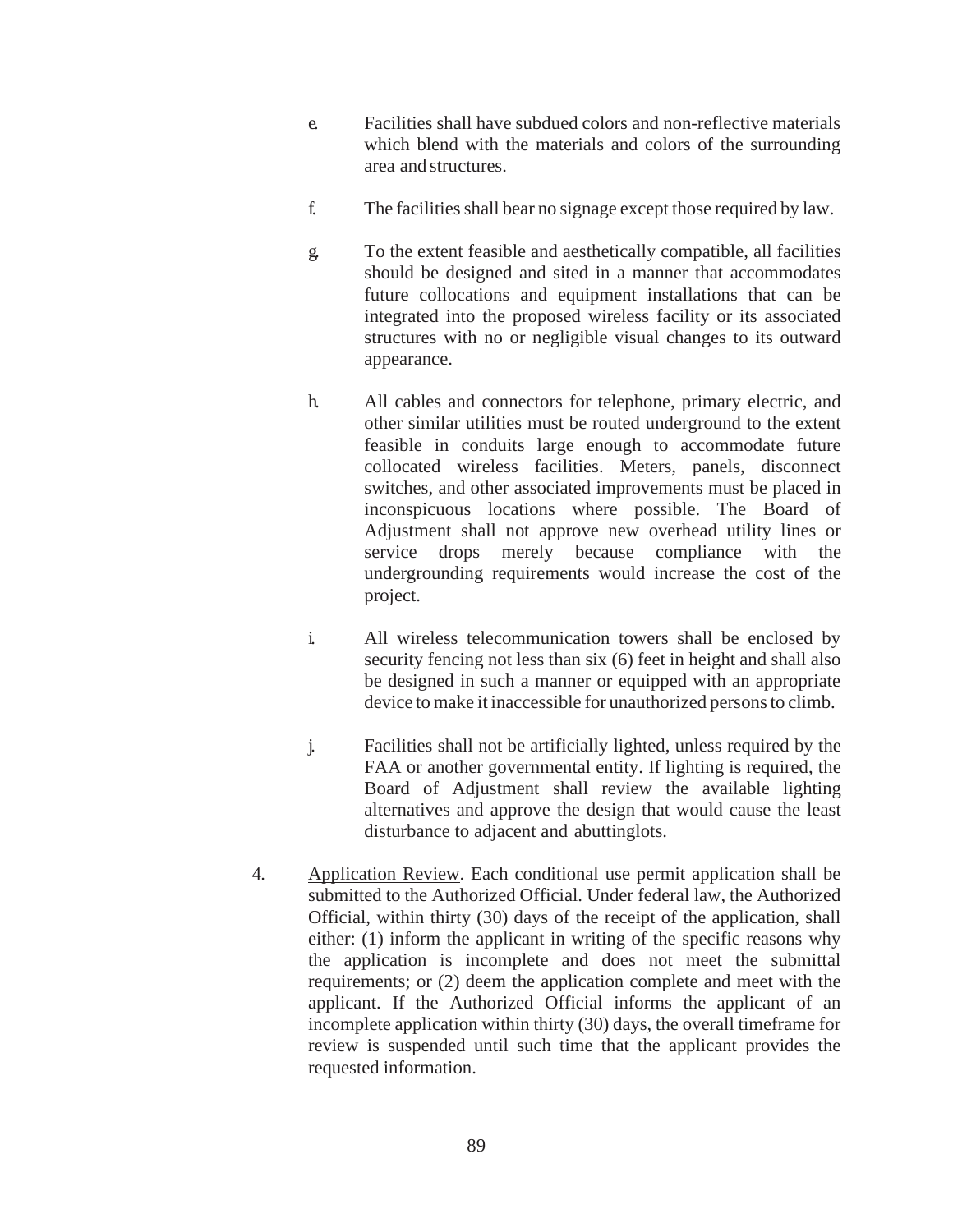e. Facilities shall have subdued colors and non-reflective materials which blend with the materials and colors of the surrounding area and structures.

f. The facilities shall bear no signage except those required by law.

g. To the extent feasible and aesthetically compatible, all facilities should be designed and sited in a manner that accommodates future collocations and equipment installations that can be integrated into the proposed wireless facility or its associated structures with no or negligible visual changes to its outward appearance.

h. All cables and connectors for telephone, primary electric, and other similar utilities must be routed underground to the extent feasible in conduits large enough to accommodate future collocated wireless facilities. Meters, panels, disconnect switches, and other associated improvements must be placed in inconspicuous locations where possible. The Board of Adjustment shall not approve new overhead utility lines or service drops merely because compliance with the undergrounding requirements would increase the cost of the project.

i. All wireless telecommunication towers shall be enclosed by security fencing not less than six (6) feet in height and shall also be designed in such a manner or equipped with an appropriate device to make it inaccessible for unauthorized persons to climb.

j. Facilities shall not be artificially lighted, unless required by the FAA or another governmental entity. If lighting is required, the Board of Adjustment shall review the available lighting alternatives and approve the design that would cause the least disturbance to adjacent and abuttinglots.

4. Application Review. Each conditional use permit application shall be submitted to the Authorized Official. Under federal law, the Authorized Official, within thirty (30) days of the receipt of the application, shall either: (1) inform the applicant in writing of the specific reasons why the application is incomplete and does not meet the submittal requirements; or (2) deem the application complete and meet with the applicant. If the Authorized Official informs the applicant of an incomplete application within thirty (30) days, the overall timeframe for review is suspended until such time that the applicant provides the requested information.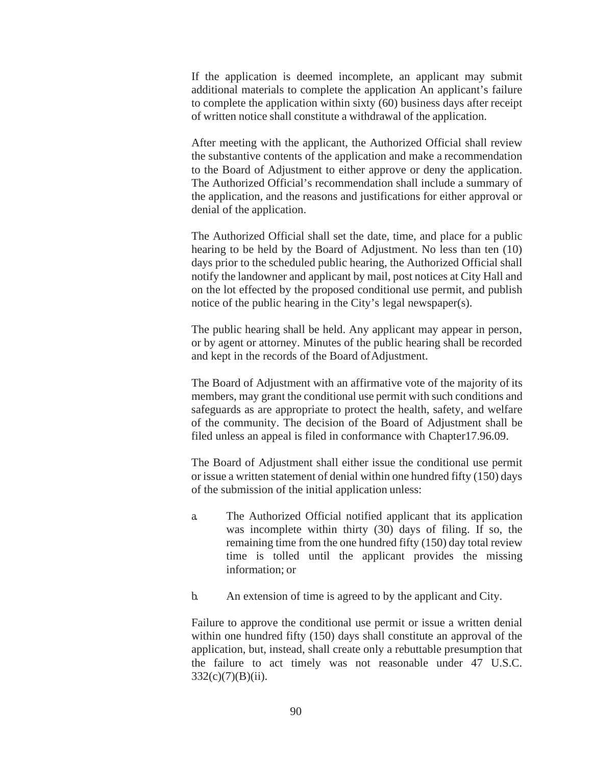If the application is deemed incomplete, an applicant may submit additional materials to complete the application An applicant's failure to complete the application within sixty (60) business days after receipt of written notice shall constitute a withdrawal of the application.

After meeting with the applicant, the Authorized Official shall review the substantive contents of the application and make a recommendation to the Board of Adjustment to either approve or deny the application. The Authorized Official's recommendation shall include a summary of the application, and the reasons and justifications for either approval or denial of the application.

The Authorized Official shall set the date, time, and place for a public hearing to be held by the Board of Adjustment. No less than ten (10) days prior to the scheduled public hearing, the Authorized Official shall notify the landowner and applicant by mail, post notices at City Hall and on the lot effected by the proposed conditional use permit, and publish notice of the public hearing in the City's legal newspaper(s).

The public hearing shall be held. Any applicant may appear in person, or by agent or attorney. Minutes of the public hearing shall be recorded and kept in the records of the Board of Adjustment.

The Board of Adjustment with an affirmative vote of the majority of its members, may grant the conditional use permit with such conditions and safeguards as are appropriate to protect the health, safety, and welfare of the community. The decision of the Board of Adjustment shall be filed unless an appeal is filed in conformance with Chapter17.96.09.

The Board of Adjustment shall either issue the conditional use permit or issue a written statement of denial within one hundred fifty (150) days of the submission of the initial application unless:

a. The Authorized Official notified applicant that its application was incomplete within thirty (30) days of filing. If so, the remaining time from the one hundred fifty (150) day total review time is tolled until the applicant provides the missing information; or

b. An extension of time is agreed to by the applicant and City.

Failure to approve the conditional use permit or issue a written denial within one hundred fifty (150) days shall constitute an approval of the application, but, instead, shall create only a rebuttable presumption that the failure to act timely was not reasonable under 47 U.S.C. 332(c)(7)(B)(ii).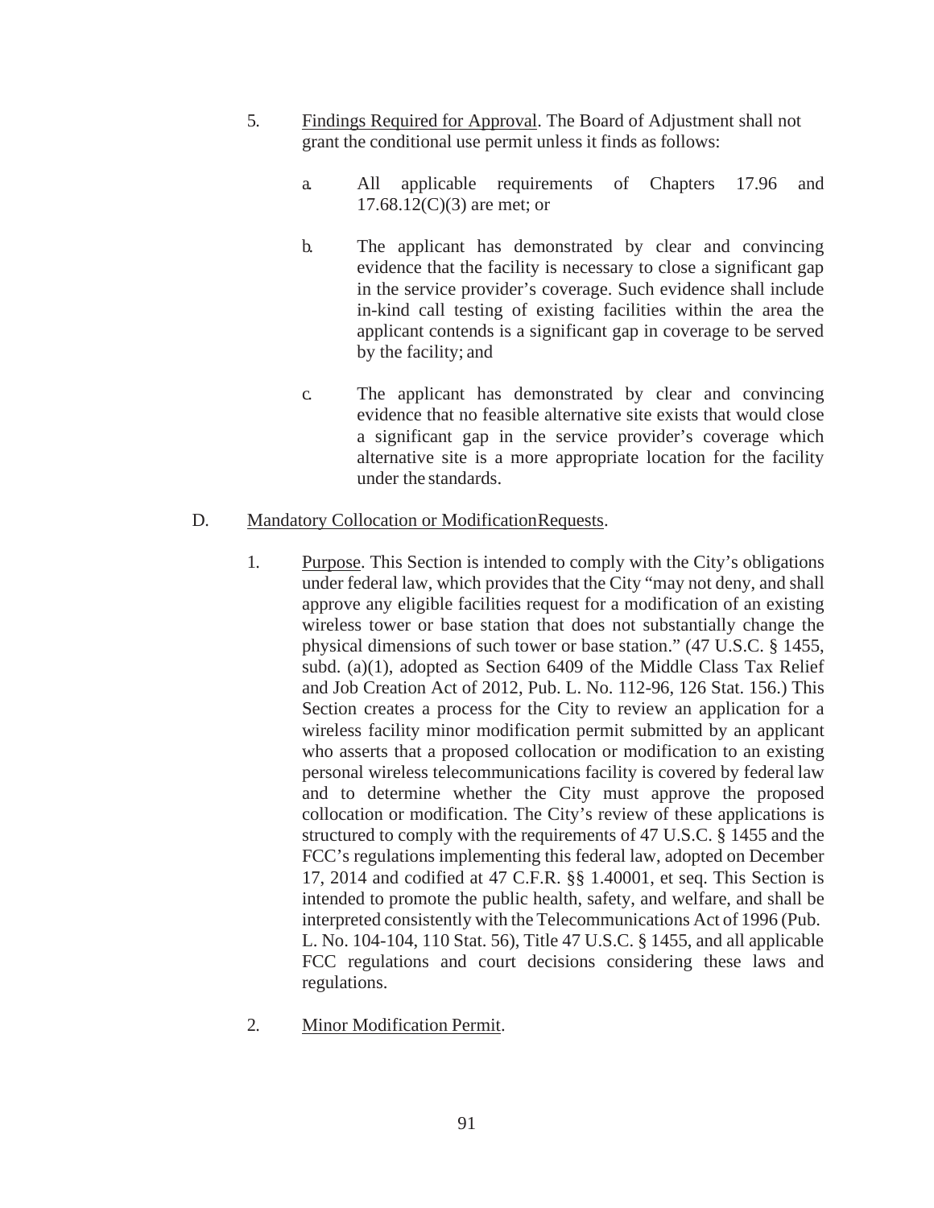5. Findings Required for Approval. The Board of Adjustment shall not grant the conditional use permit unless it finds as follows:

   a. All applicable requirements of Chapters 17.96 and 17.68.12(C)(3) are met; or

   b. The applicant has demonstrated by clear and convincing evidence that the facility is necessary to close a significant gap in the service provider's coverage. Such evidence shall include in-kind call testing of existing facilities within the area the applicant contends is a significant gap in coverage to be served by the facility; and

   c. The applicant has demonstrated by clear and convincing evidence that no feasible alternative site exists that would close a significant gap in the service provider's coverage which alternative site is a more appropriate location for the facility under the standards.

D. Mandatory Collocation or ModificationRequests.

1. Purpose. This Section is intended to comply with the City's obligations under federal law, which provides that the City "may not deny, and shall approve any eligible facilities request for a modification of an existing wireless tower or base station that does not substantially change the physical dimensions of such tower or base station." (47 U.S.C. § 1455, subd. (a)(1), adopted as Section 6409 of the Middle Class Tax Relief and Job Creation Act of 2012, Pub. L. No. 112-96, 126 Stat. 156.) This Section creates a process for the City to review an application for a wireless facility minor modification permit submitted by an applicant who asserts that a proposed collocation or modification to an existing personal wireless telecommunications facility is covered by federal law and to determine whether the City must approve the proposed collocation or modification. The City's review of these applications is structured to comply with the requirements of 47 U.S.C. § 1455 and the FCC's regulations implementing this federal law, adopted on December 17, 2014 and codified at 47 C.F.R. §§ 1.40001, et seq. This Section is intended to promote the public health, safety, and welfare, and shall be interpreted consistently with the Telecommunications Act of 1996 (Pub. L. No. 104-104, 110 Stat. 56), Title 47 U.S.C. § 1455, and all applicable FCC regulations and court decisions considering these laws and regulations.

2. Minor Modification Permit.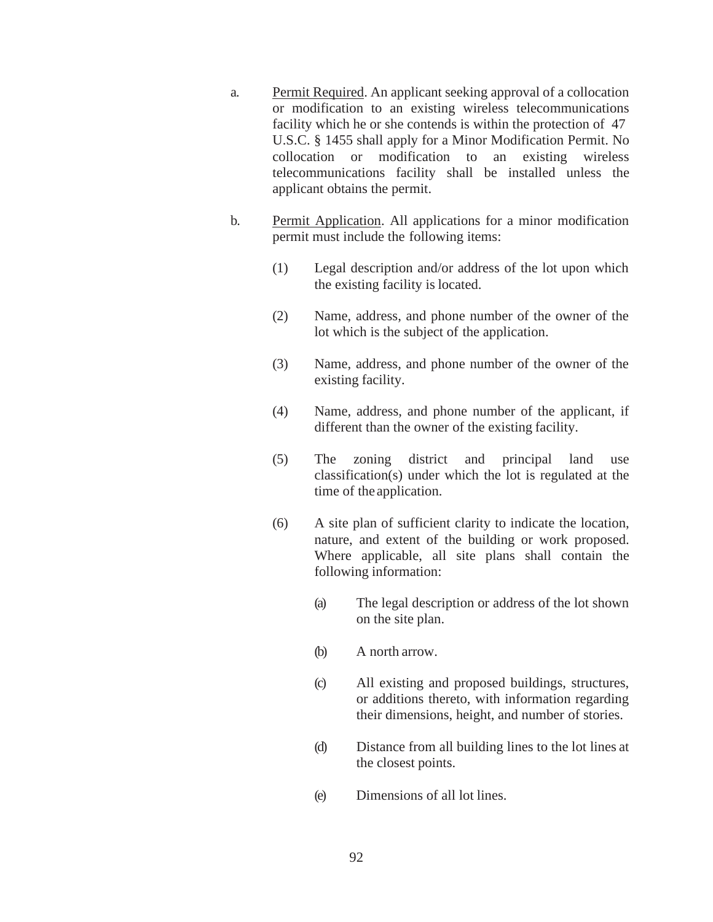a. Permit Required. An applicant seeking approval of a collocation or modification to an existing wireless telecommunications facility which he or she contends is within the protection of 47 U.S.C. § 1455 shall apply for a Minor Modification Permit. No collocation or modification to an existing wireless telecommunications facility shall be installed unless the applicant obtains the permit.

b. Permit Application. All applications for a minor modification permit must include the following items:

   (1) Legal description and/or address of the lot upon which the existing facility is located.

   (2) Name, address, and phone number of the owner of the lot which is the subject of the application.

   (3) Name, address, and phone number of the owner of the existing facility.

   (4) Name, address, and phone number of the applicant, if different than the owner of the existing facility.

   (5) The zoning district and principal land use classification(s) under which the lot is regulated at the time of the application.

   (6) A site plan of sufficient clarity to indicate the location, nature, and extent of the building or work proposed. Where applicable, all site plans shall contain the following information:

      (a) The legal description or address of the lot shown on the site plan.

      (b) A north arrow.

      (c) All existing and proposed buildings, structures, or additions thereto, with information regarding their dimensions, height, and number of stories.

      (d) Distance from all building lines to the lot lines at the closest points.

      (e) Dimensions of all lot lines.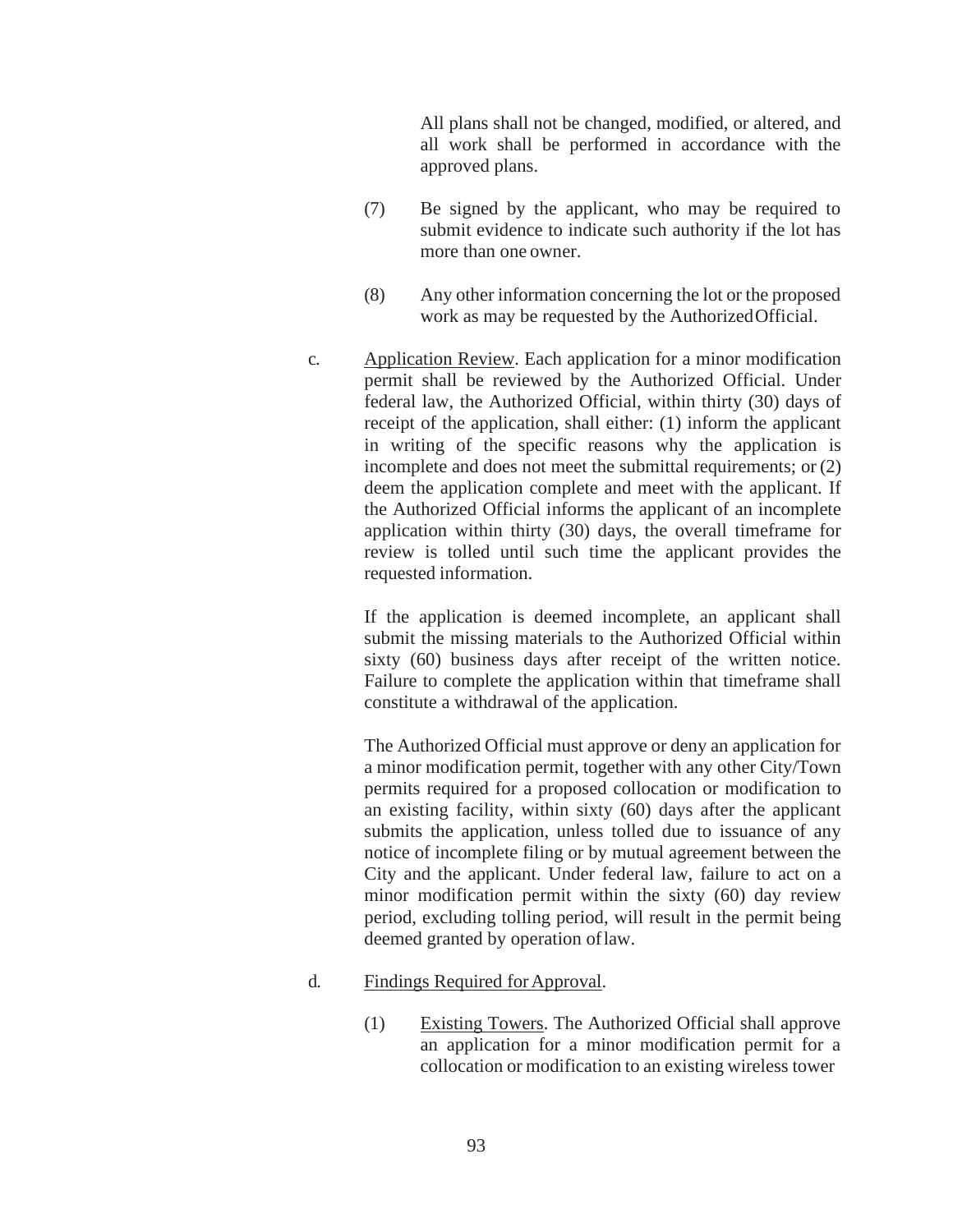All plans shall not be changed, modified, or altered, and all work shall be performed in accordance with the approved plans.

(7) Be signed by the applicant, who may be required to submit evidence to indicate such authority if the lot has more than one owner.

(8) Any other information concerning the lot or the proposed work as may be requested by the Authorized Official.

c. Application Review. Each application for a minor modification permit shall be reviewed by the Authorized Official. Under federal law, the Authorized Official, within thirty (30) days of receipt of the application, shall either: (1) inform the applicant in writing of the specific reasons why the application is incomplete and does not meet the submittal requirements; or (2) deem the application complete and meet with the applicant. If the Authorized Official informs the applicant of an incomplete application within thirty (30) days, the overall timeframe for review is tolled until such time the applicant provides the requested information.

If the application is deemed incomplete, an applicant shall submit the missing materials to the Authorized Official within sixty (60) business days after receipt of the written notice. Failure to complete the application within that timeframe shall constitute a withdrawal of the application.

The Authorized Official must approve or deny an application for a minor modification permit, together with any other City/Town permits required for a proposed collocation or modification to an existing facility, within sixty (60) days after the applicant submits the application, unless tolled due to issuance of any notice of incomplete filing or by mutual agreement between the City and the applicant. Under federal law, failure to act on a minor modification permit within the sixty (60) day review period, excluding tolling period, will result in the permit being deemed granted by operation of law.

d. Findings Required for Approval.

(1) Existing Towers. The Authorized Official shall approve an application for a minor modification permit for a collocation or modification to an existing wireless tower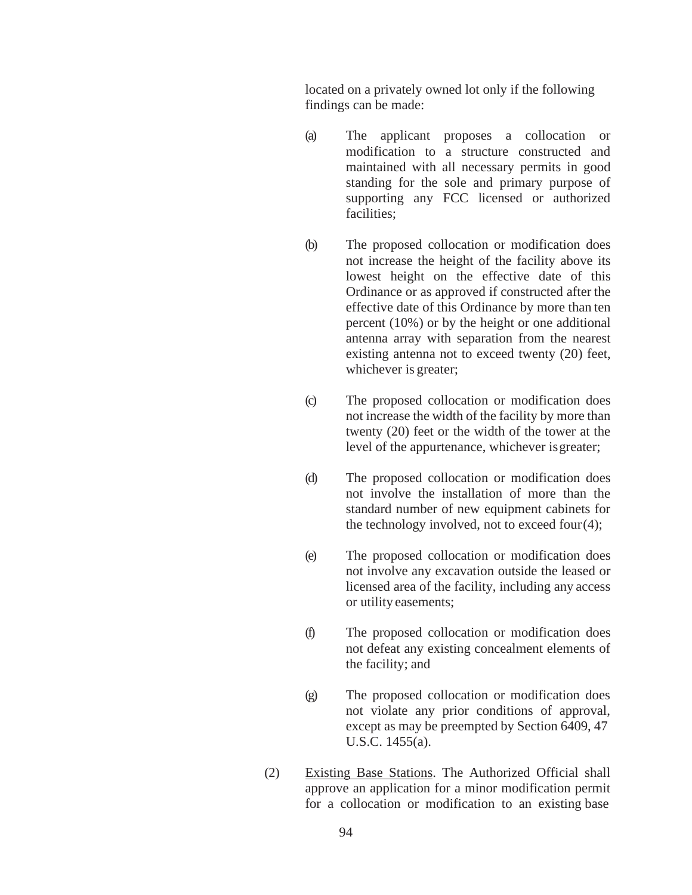located on a privately owned lot only if the following findings can be made:

(a) The applicant proposes a collocation or modification to a structure constructed and maintained with all necessary permits in good standing for the sole and primary purpose of supporting any FCC licensed or authorized facilities;

(b) The proposed collocation or modification does not increase the height of the facility above its lowest height on the effective date of this Ordinance or as approved if constructed after the effective date of this Ordinance by more than ten percent (10%) or by the height or one additional antenna array with separation from the nearest existing antenna not to exceed twenty (20) feet, whichever is greater;

(c) The proposed collocation or modification does not increase the width of the facility by more than twenty (20) feet or the width of the tower at the level of the appurtenance, whichever is greater;

(d) The proposed collocation or modification does not involve the installation of more than the standard number of new equipment cabinets for the technology involved, not to exceed four (4);

(e) The proposed collocation or modification does not involve any excavation outside the leased or licensed area of the facility, including any access or utility easements;

(f) The proposed collocation or modification does not defeat any existing concealment elements of the facility; and

(g) The proposed collocation or modification does not violate any prior conditions of approval, except as may be preempted by Section 6409, 47 U.S.C. 1455(a).

(2) Existing Base Stations. The Authorized Official shall approve an application for a minor modification permit for a collocation or modification to an existing base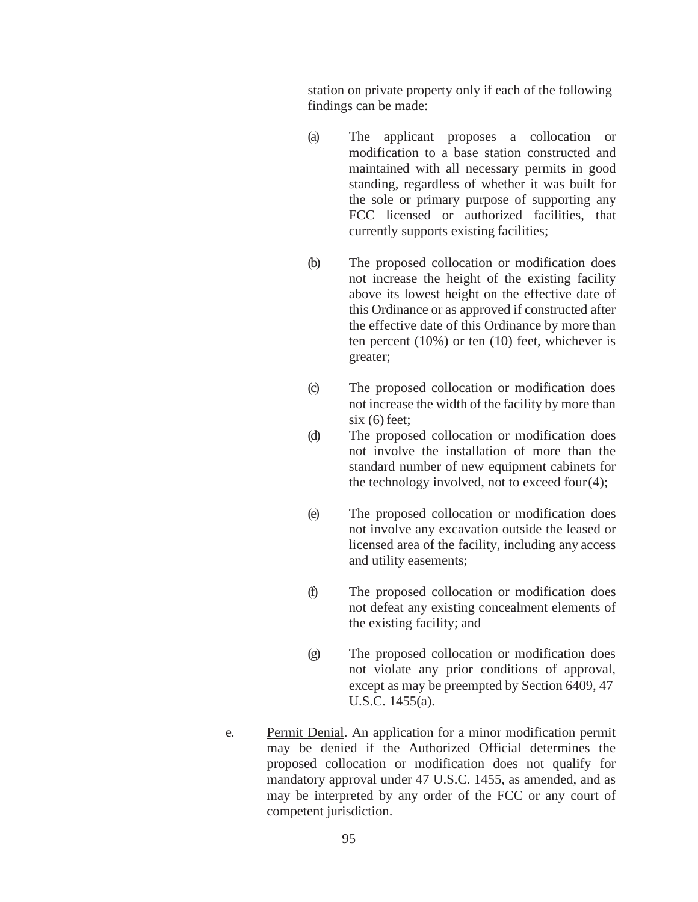station on private property only if each of the following findings can be made:

(a) The applicant proposes a collocation or modification to a base station constructed and maintained with all necessary permits in good standing, regardless of whether it was built for the sole or primary purpose of supporting any FCC licensed or authorized facilities, that currently supports existing facilities;

(b) The proposed collocation or modification does not increase the height of the existing facility above its lowest height on the effective date of this Ordinance or as approved if constructed after the effective date of this Ordinance by more than ten percent (10%) or ten (10) feet, whichever is greater;

(c) The proposed collocation or modification does not increase the width of the facility by more than six (6) feet;

(d) The proposed collocation or modification does not involve the installation of more than the standard number of new equipment cabinets for the technology involved, not to exceed four (4);

(e) The proposed collocation or modification does not involve any excavation outside the leased or licensed area of the facility, including any access and utility easements;

(f) The proposed collocation or modification does not defeat any existing concealment elements of the existing facility; and

(g) The proposed collocation or modification does not violate any prior conditions of approval, except as may be preempted by Section 6409, 47 U.S.C. 1455(a).

e. Permit Denial. An application for a minor modification permit may be denied if the Authorized Official determines the proposed collocation or modification does not qualify for mandatory approval under 47 U.S.C. 1455, as amended, and as may be interpreted by any order of the FCC or any court of competent jurisdiction.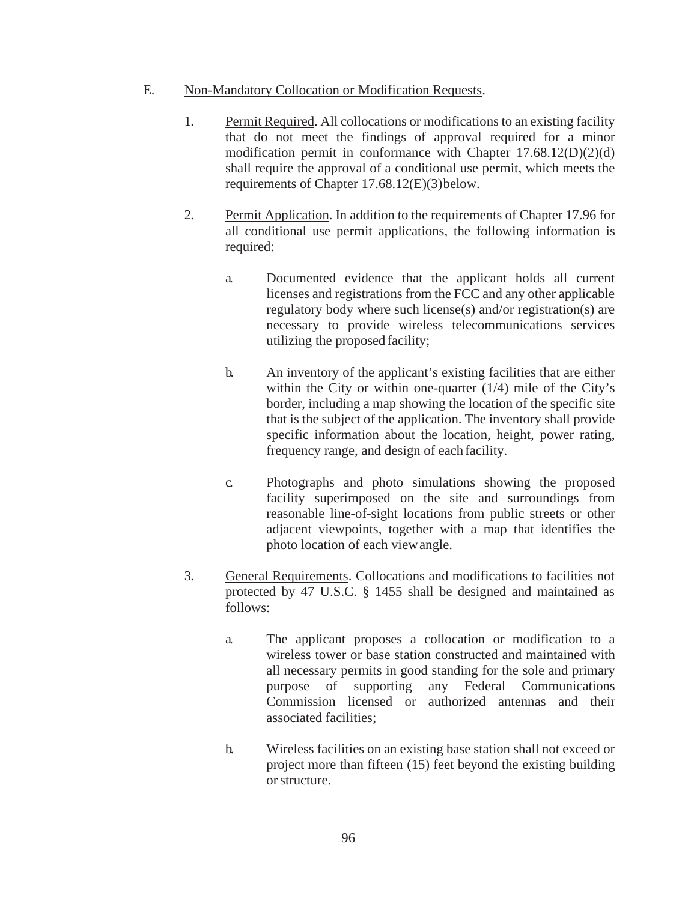E. Non-Mandatory Collocation or Modification Requests.

1. Permit Required. All collocations or modifications to an existing facility that do not meet the findings of approval required for a minor modification permit in conformance with Chapter 17.68.12(D)(2)(d) shall require the approval of a conditional use permit, which meets the requirements of Chapter 17.68.12(E)(3) below.

2. Permit Application. In addition to the requirements of Chapter 17.96 for all conditional use permit applications, the following information is required:

   a. Documented evidence that the applicant holds all current licenses and registrations from the FCC and any other applicable regulatory body where such license(s) and/or registration(s) are necessary to provide wireless telecommunications services utilizing the proposed facility;

   b. An inventory of the applicant's existing facilities that are either within the City or within one-quarter (1/4) mile of the City's border, including a map showing the location of the specific site that is the subject of the application. The inventory shall provide specific information about the location, height, power rating, frequency range, and design of each facility.

   c. Photographs and photo simulations showing the proposed facility superimposed on the site and surroundings from reasonable line-of-sight locations from public streets or other adjacent viewpoints, together with a map that identifies the photo location of each view angle.

3. General Requirements. Collocations and modifications to facilities not protected by 47 U.S.C. § 1455 shall be designed and maintained as follows:

   a. The applicant proposes a collocation or modification to a wireless tower or base station constructed and maintained with all necessary permits in good standing for the sole and primary purpose of supporting any Federal Communications Commission licensed or authorized antennas and their associated facilities;

   b. Wireless facilities on an existing base station shall not exceed or project more than fifteen (15) feet beyond the existing building or structure.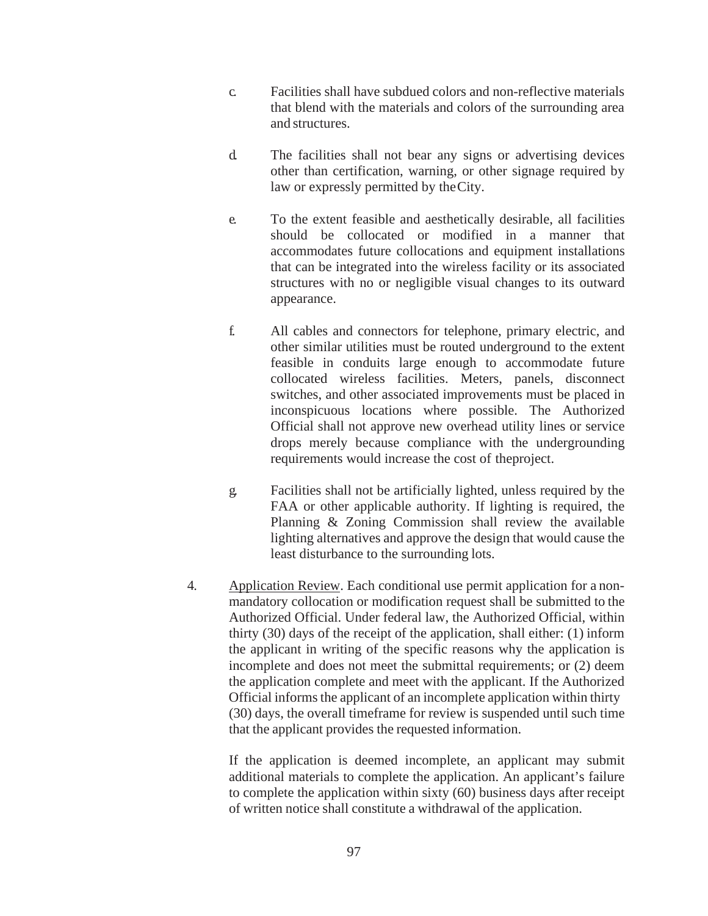c. Facilities shall have subdued colors and non-reflective materials that blend with the materials and colors of the surrounding area and structures.

d. The facilities shall not bear any signs or advertising devices other than certification, warning, or other signage required by law or expressly permitted by the City.

e. To the extent feasible and aesthetically desirable, all facilities should be collocated or modified in a manner that accommodates future collocations and equipment installations that can be integrated into the wireless facility or its associated structures with no or negligible visual changes to its outward appearance.

f. All cables and connectors for telephone, primary electric, and other similar utilities must be routed underground to the extent feasible in conduits large enough to accommodate future collocated wireless facilities. Meters, panels, disconnect switches, and other associated improvements must be placed in inconspicuous locations where possible. The Authorized Official shall not approve new overhead utility lines or service drops merely because compliance with the undergrounding requirements would increase the cost of the project.

g. Facilities shall not be artificially lighted, unless required by the FAA or other applicable authority. If lighting is required, the Planning & Zoning Commission shall review the available lighting alternatives and approve the design that would cause the least disturbance to the surrounding lots.

4. <u>Application Review</u>. Each conditional use permit application for a non-mandatory collocation or modification request shall be submitted to the Authorized Official. Under federal law, the Authorized Official, within thirty (30) days of the receipt of the application, shall either: (1) inform the applicant in writing of the specific reasons why the application is incomplete and does not meet the submittal requirements; or (2) deem the application complete and meet with the applicant. If the Authorized Official informs the applicant of an incomplete application within thirty (30) days, the overall timeframe for review is suspended until such time that the applicant provides the requested information.

   If the application is deemed incomplete, an applicant may submit additional materials to complete the application. An applicant's failure to complete the application within sixty (60) business days after receipt of written notice shall constitute a withdrawal of the application.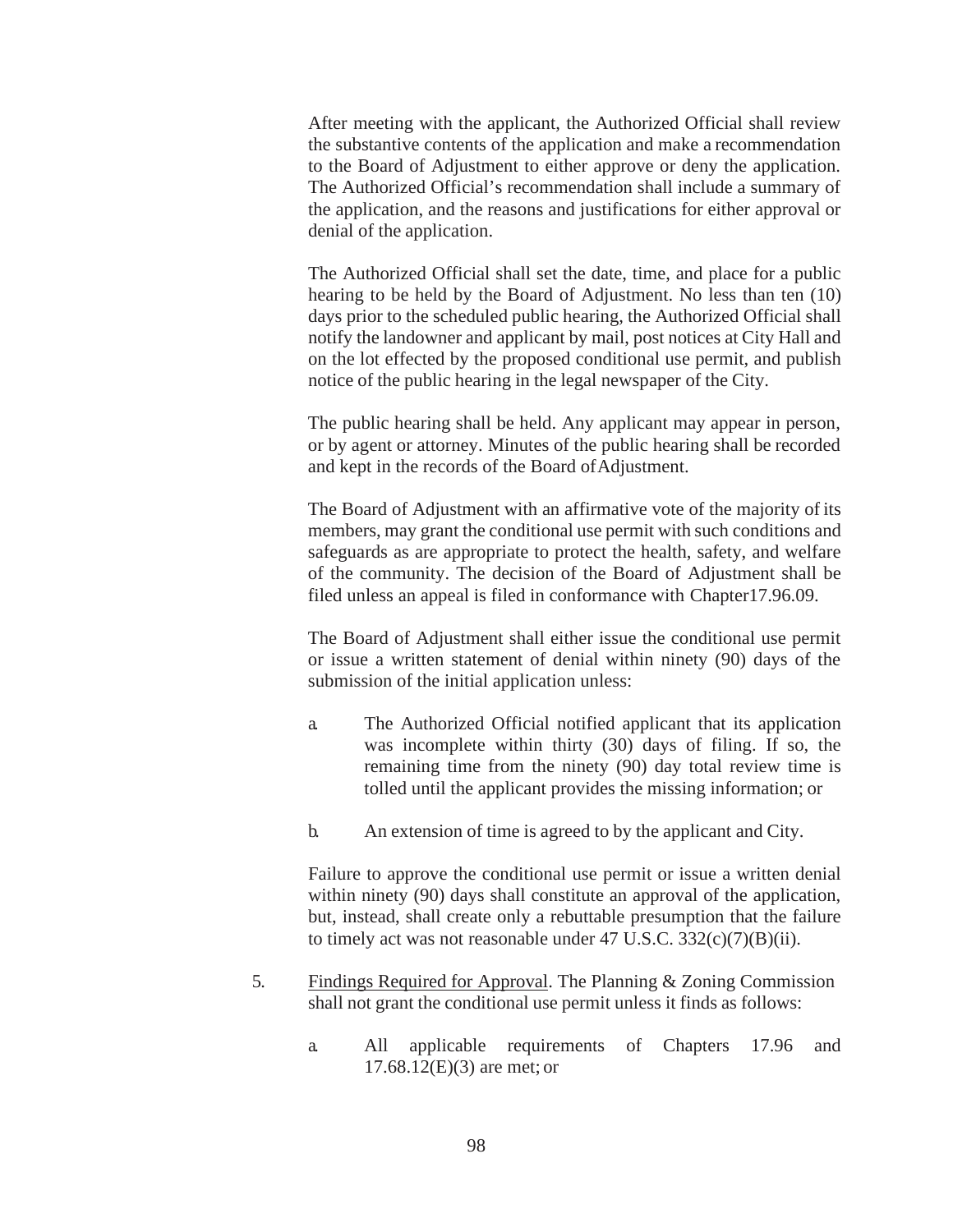After meeting with the applicant, the Authorized Official shall review the substantive contents of the application and make a recommendation to the Board of Adjustment to either approve or deny the application. The Authorized Official's recommendation shall include a summary of the application, and the reasons and justifications for either approval or denial of the application.

The Authorized Official shall set the date, time, and place for a public hearing to be held by the Board of Adjustment. No less than ten (10) days prior to the scheduled public hearing, the Authorized Official shall notify the landowner and applicant by mail, post notices at City Hall and on the lot effected by the proposed conditional use permit, and publish notice of the public hearing in the legal newspaper of the City.

The public hearing shall be held. Any applicant may appear in person, or by agent or attorney. Minutes of the public hearing shall be recorded and kept in the records of the Board of Adjustment.

The Board of Adjustment with an affirmative vote of the majority of its members, may grant the conditional use permit with such conditions and safeguards as are appropriate to protect the health, safety, and welfare of the community. The decision of the Board of Adjustment shall be filed unless an appeal is filed in conformance with Chapter17.96.09.

The Board of Adjustment shall either issue the conditional use permit or issue a written statement of denial within ninety (90) days of the submission of the initial application unless:

a. The Authorized Official notified applicant that its application was incomplete within thirty (30) days of filing. If so, the remaining time from the ninety (90) day total review time is tolled until the applicant provides the missing information; or

b. An extension of time is agreed to by the applicant and City.

Failure to approve the conditional use permit or issue a written denial within ninety (90) days shall constitute an approval of the application, but, instead, shall create only a rebuttable presumption that the failure to timely act was not reasonable under 47 U.S.C. 332(c)(7)(B)(ii).

5. Findings Required for Approval. The Planning & Zoning Commission shall not grant the conditional use permit unless it finds as follows:

   a. All applicable requirements of Chapters 17.96 and 17.68.12(E)(3) are met; or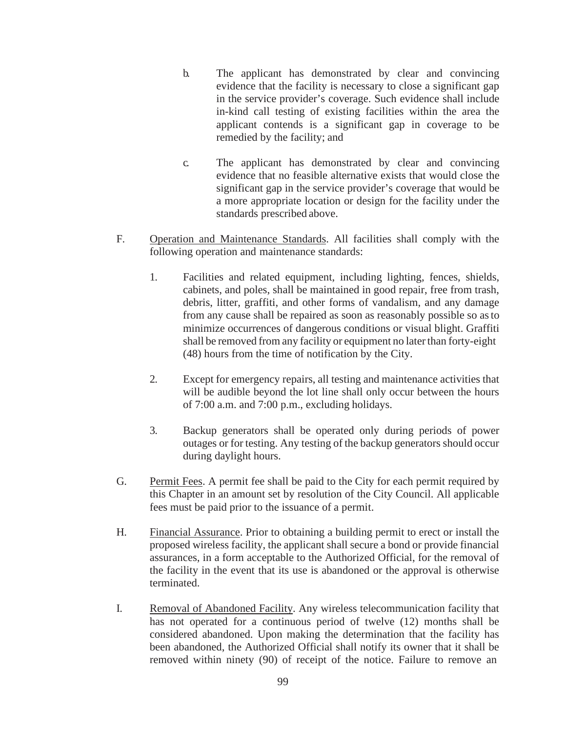b. The applicant has demonstrated by clear and convincing evidence that the facility is necessary to close a significant gap in the service provider's coverage. Such evidence shall include in-kind call testing of existing facilities within the area the applicant contends is a significant gap in coverage to be remedied by the facility; and

c. The applicant has demonstrated by clear and convincing evidence that no feasible alternative exists that would close the significant gap in the service provider's coverage that would be a more appropriate location or design for the facility under the standards prescribed above.

F. Operation and Maintenance Standards. All facilities shall comply with the following operation and maintenance standards:

1. Facilities and related equipment, including lighting, fences, shields, cabinets, and poles, shall be maintained in good repair, free from trash, debris, litter, graffiti, and other forms of vandalism, and any damage from any cause shall be repaired as soon as reasonably possible so as to minimize occurrences of dangerous conditions or visual blight. Graffiti shall be removed from any facility or equipment no later than forty-eight (48) hours from the time of notification by the City.

2. Except for emergency repairs, all testing and maintenance activities that will be audible beyond the lot line shall only occur between the hours of 7:00 a.m. and 7:00 p.m., excluding holidays.

3. Backup generators shall be operated only during periods of power outages or for testing. Any testing of the backup generators should occur during daylight hours.

G. Permit Fees. A permit fee shall be paid to the City for each permit required by this Chapter in an amount set by resolution of the City Council. All applicable fees must be paid prior to the issuance of a permit.

H. Financial Assurance. Prior to obtaining a building permit to erect or install the proposed wireless facility, the applicant shall secure a bond or provide financial assurances, in a form acceptable to the Authorized Official, for the removal of the facility in the event that its use is abandoned or the approval is otherwise terminated.

I. Removal of Abandoned Facility. Any wireless telecommunication facility that has not operated for a continuous period of twelve (12) months shall be considered abandoned. Upon making the determination that the facility has been abandoned, the Authorized Official shall notify its owner that it shall be removed within ninety (90) of receipt of the notice. Failure to remove an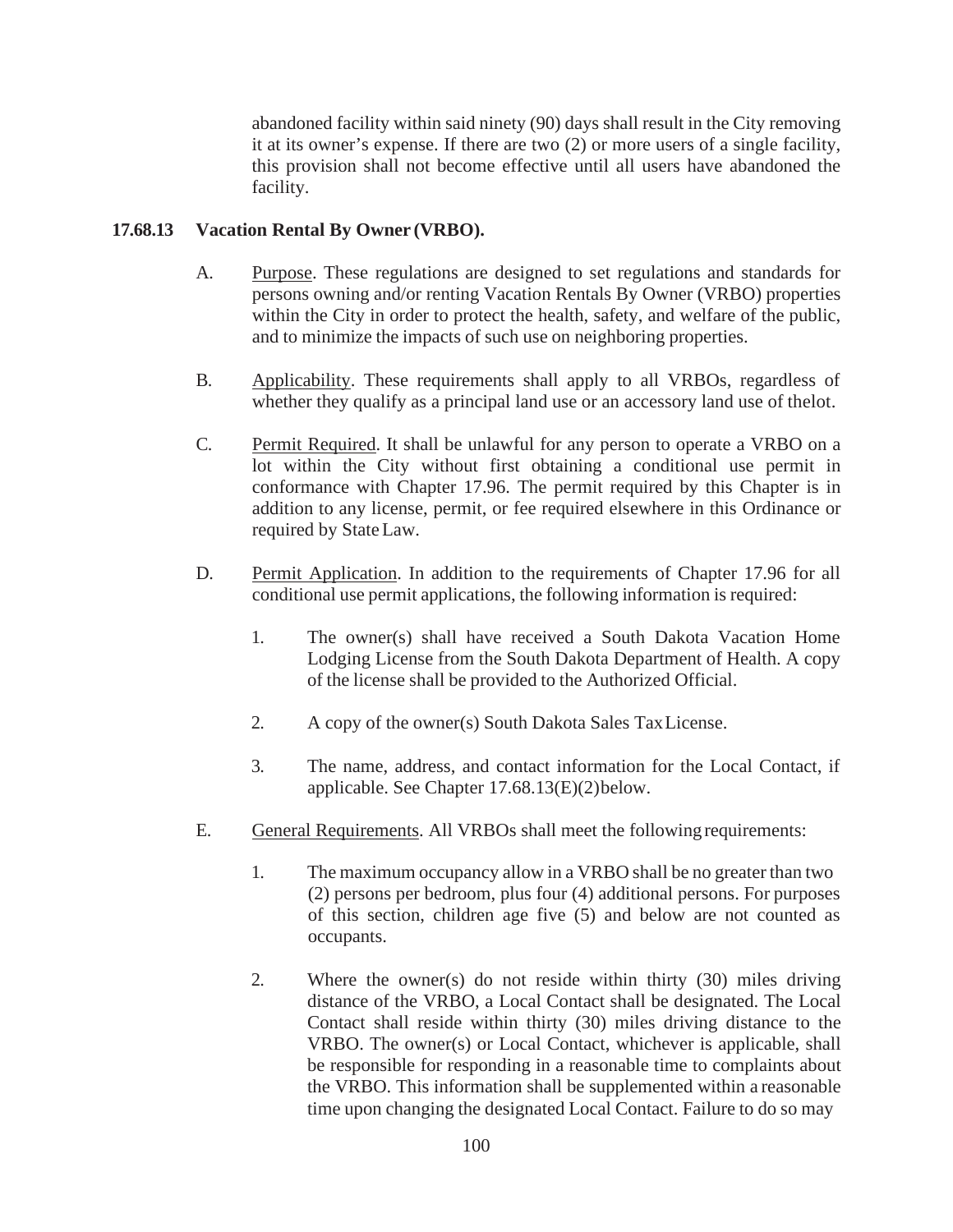abandoned facility within said ninety (90) days shall result in the City removing it at its owner's expense. If there are two (2) or more users of a single facility, this provision shall not become effective until all users have abandoned the facility.

**17.68.13 Vacation Rental By Owner (VRBO).**

A. Purpose. These regulations are designed to set regulations and standards for persons owning and/or renting Vacation Rentals By Owner (VRBO) properties within the City in order to protect the health, safety, and welfare of the public, and to minimize the impacts of such use on neighboring properties.

B. Applicability. These requirements shall apply to all VRBOs, regardless of whether they qualify as a principal land use or an accessory land use of thelot.

C. Permit Required. It shall be unlawful for any person to operate a VRBO on a lot within the City without first obtaining a conditional use permit in conformance with Chapter 17.96. The permit required by this Chapter is in addition to any license, permit, or fee required elsewhere in this Ordinance or required by State Law.

D. Permit Application. In addition to the requirements of Chapter 17.96 for all conditional use permit applications, the following information is required:

1. The owner(s) shall have received a South Dakota Vacation Home Lodging License from the South Dakota Department of Health. A copy of the license shall be provided to the Authorized Official.

2. A copy of the owner(s) South Dakota Sales Tax License.

3. The name, address, and contact information for the Local Contact, if applicable. See Chapter 17.68.13(E)(2)below.

E. General Requirements. All VRBOs shall meet the following requirements:

1. The maximum occupancy allow in a VRBO shall be no greater than two (2) persons per bedroom, plus four (4) additional persons. For purposes of this section, children age five (5) and below are not counted as occupants.

2. Where the owner(s) do not reside within thirty (30) miles driving distance of the VRBO, a Local Contact shall be designated. The Local Contact shall reside within thirty (30) miles driving distance to the VRBO. The owner(s) or Local Contact, whichever is applicable, shall be responsible for responding in a reasonable time to complaints about the VRBO. This information shall be supplemented within a reasonable time upon changing the designated Local Contact. Failure to do so may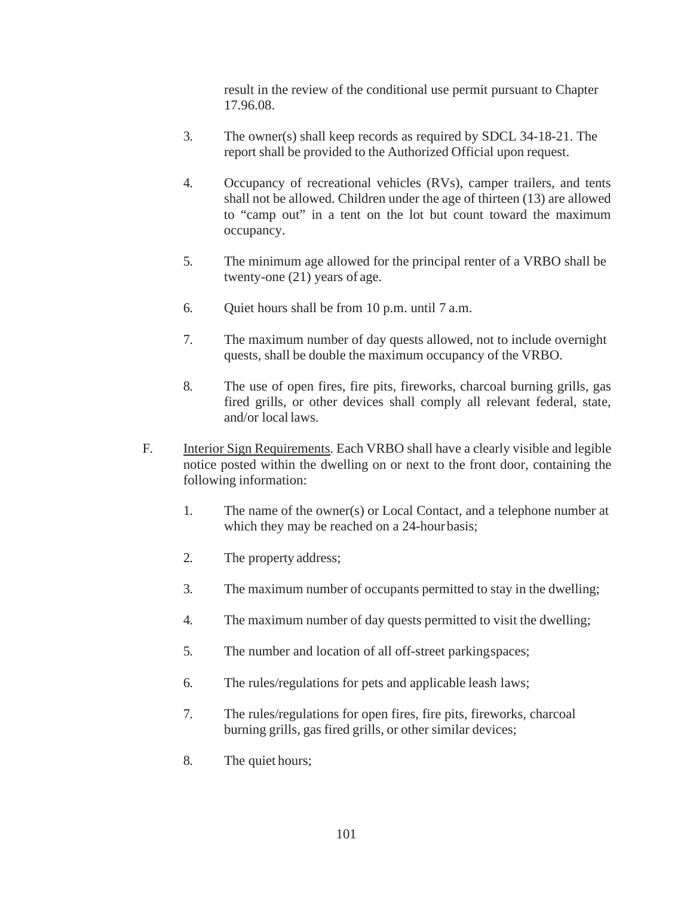result in the review of the conditional use permit pursuant to Chapter 17.96.08.

3. The owner(s) shall keep records as required by SDCL 34-18-21. The report shall be provided to the Authorized Official upon request.

4. Occupancy of recreational vehicles (RVs), camper trailers, and tents shall not be allowed. Children under the age of thirteen (13) are allowed to "camp out" in a tent on the lot but count toward the maximum occupancy.

5. The minimum age allowed for the principal renter of a VRBO shall be twenty-one (21) years of age.

6. Quiet hours shall be from 10 p.m. until 7 a.m.

7. The maximum number of day quests allowed, not to include overnight quests, shall be double the maximum occupancy of the VRBO.

8. The use of open fires, fire pits, fireworks, charcoal burning grills, gas fired grills, or other devices shall comply all relevant federal, state, and/or local laws.

F. <u>Interior Sign Requirements</u>. Each VRBO shall have a clearly visible and legible notice posted within the dwelling on or next to the front door, containing the following information:

1. The name of the owner(s) or Local Contact, and a telephone number at which they may be reached on a 24-hour basis;

2. The property address;

3. The maximum number of occupants permitted to stay in the dwelling;

4. The maximum number of day quests permitted to visit the dwelling;

5. The number and location of all off-street parking spaces;

6. The rules/regulations for pets and applicable leash laws;

7. The rules/regulations for open fires, fire pits, fireworks, charcoal burning grills, gas fired grills, or other similar devices;

8. The quiet hours;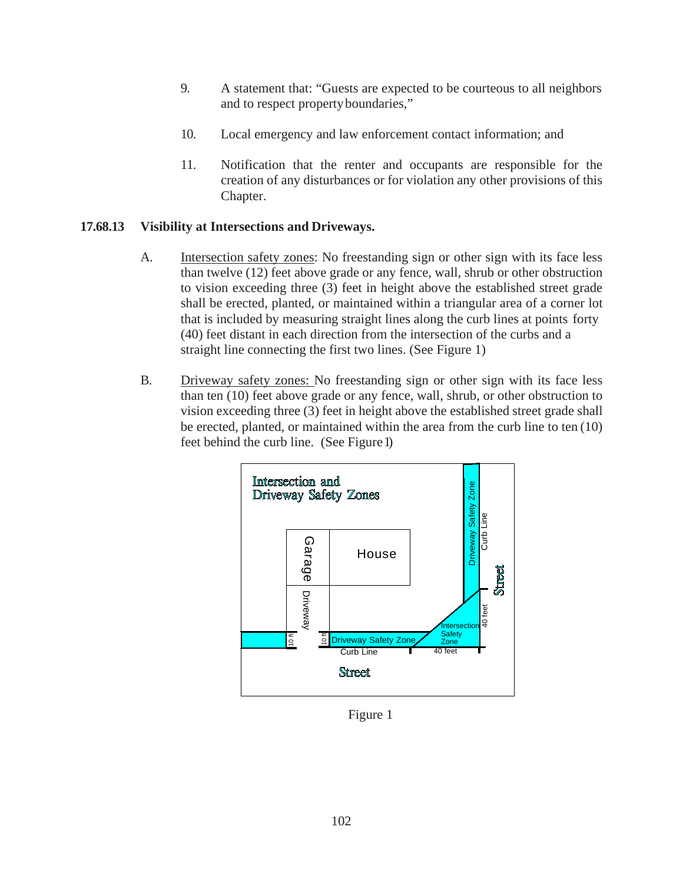9. A statement that: "Guests are expected to be courteous to all neighbors and to respect property boundaries,"

10. Local emergency and law enforcement contact information; and

11. Notification that the renter and occupants are responsible for the creation of any disturbances or for violation any other provisions of this Chapter.

**17.68.13 Visibility at Intersections and Driveways.**

A. Intersection safety zones: No freestanding sign or other sign with its face less than twelve (12) feet above grade or any fence, wall, shrub or other obstruction to vision exceeding three (3) feet in height above the established street grade shall be erected, planted, or maintained within a triangular area of a corner lot that is included by measuring straight lines along the curb lines at points forty (40) feet distant in each direction from the intersection of the curbs and a straight line connecting the first two lines. (See Figure 1)

B. Driveway safety zones: No freestanding sign or other sign with its face less than ten (10) feet above grade or any fence, wall, shrub, or other obstruction to vision exceeding three (3) feet in height above the established street grade shall be erected, planted, or maintained within the area from the curb line to ten (10) feet behind the curb line. (See Figure 1)

Intersection and Driveway Safety Zones

Garage

House

Driveway

Driveway Safety Zone

Curb Line

Street

Intersection Safety Zone

40 feet

10 ft

10 ft

Driveway Safety Zone

Curb Line

40 feet

Street

Figure 1